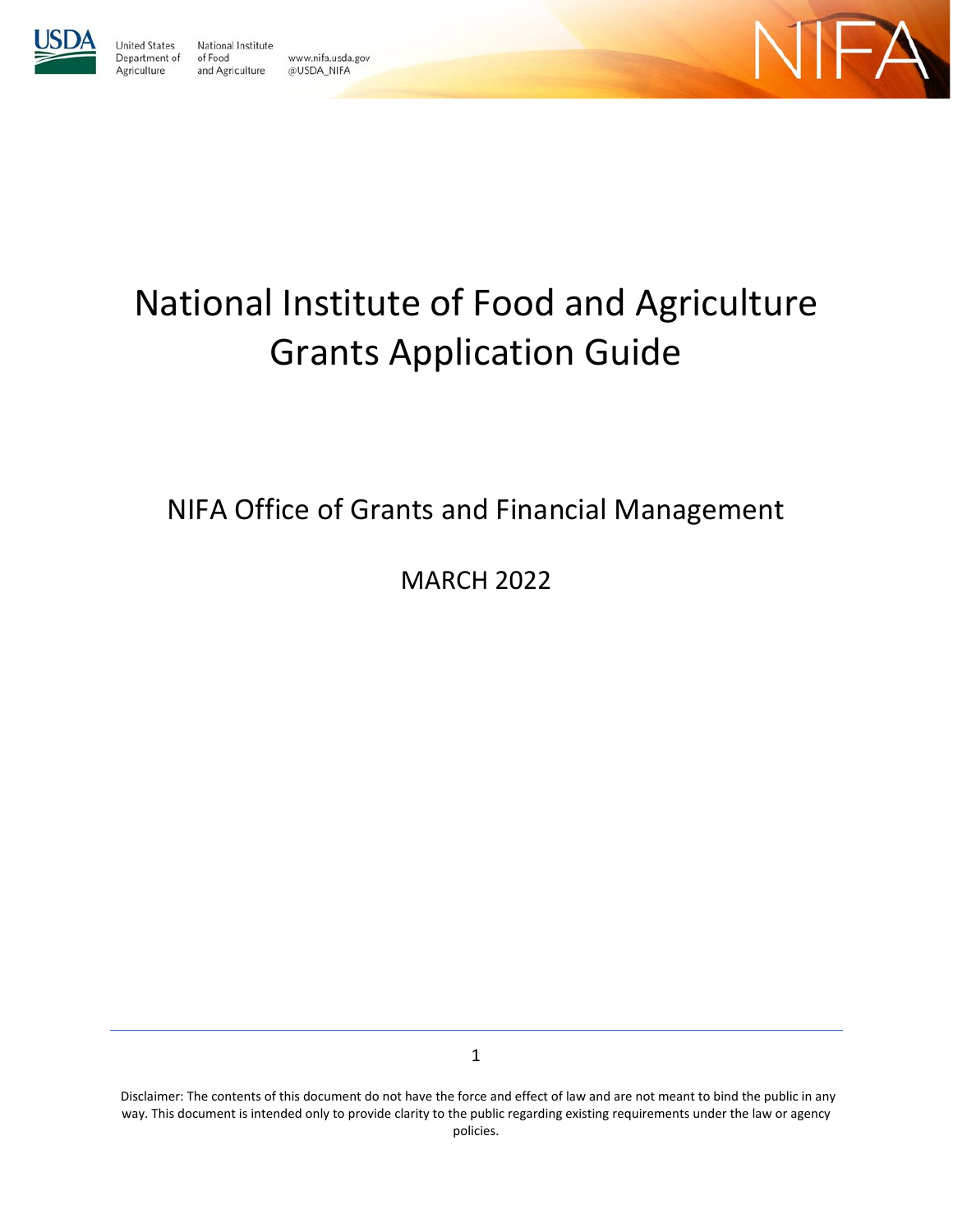United States Department of Agriculture

National Institute of Food and Agriculture

www.nifa.usda.gov
@USDA_NIFA

NIFA

# National Institute of Food and Agriculture Grants Application Guide

## NIFA Office of Grants and Financial Management

MARCH 2022

Disclaimer: The contents of this document do not have the force and effect of law and are not meant to bind the public in any way. This document is intended only to provide clarity to the public regarding existing requirements under the law or agency policies.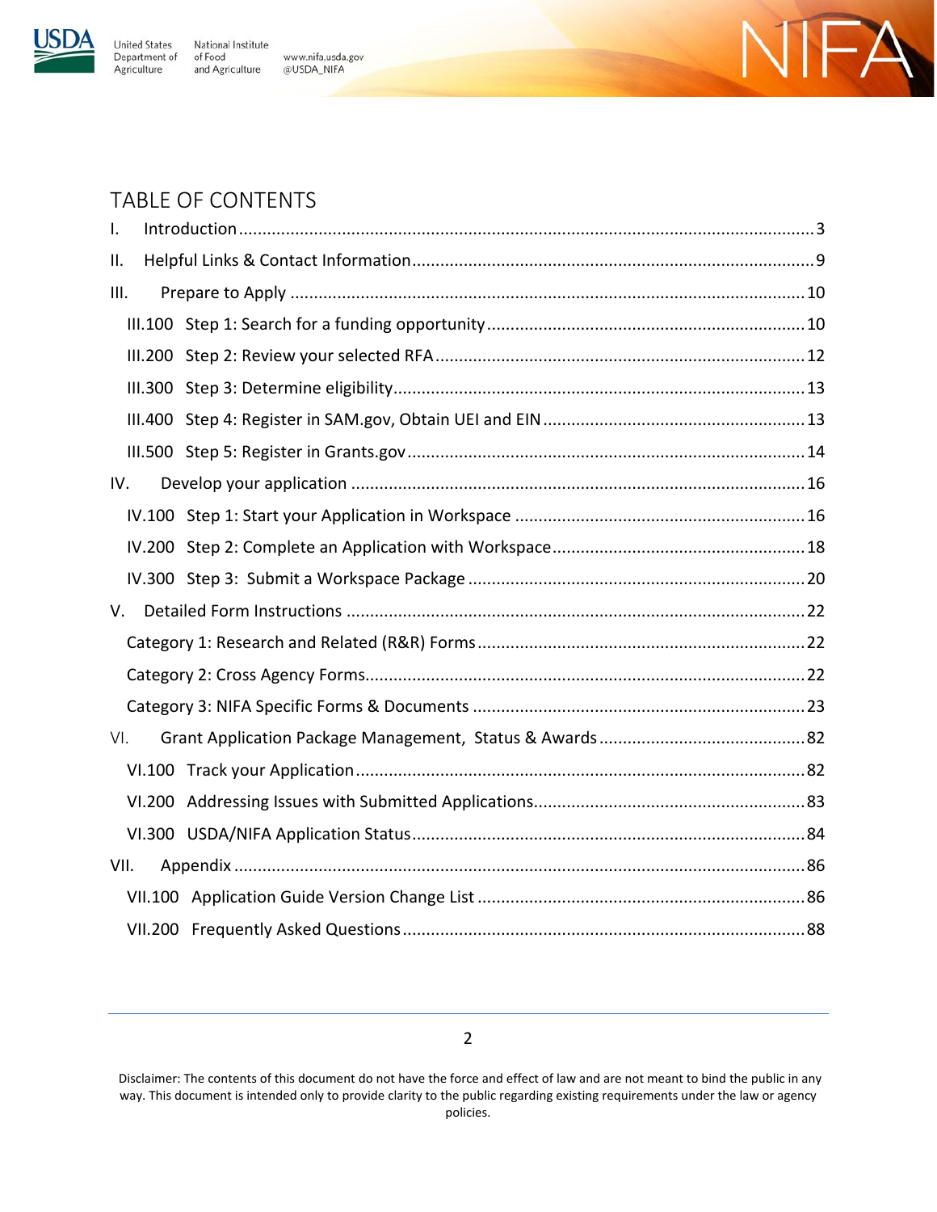# TABLE OF CONTENTS

I. Introduction .......... 3

II. Helpful Links & Contact Information .......... 9

III. Prepare to Apply .......... 10

- III.100 Step 1: Search for a funding opportunity .......... 10
- III.200 Step 2: Review your selected RFA .......... 12
- III.300 Step 3: Determine eligibility .......... 13
- III.400 Step 4: Register in SAM.gov, Obtain UEI and EIN .......... 13
- III.500 Step 5: Register in Grants.gov .......... 14

IV. Develop your application .......... 16

- IV.100 Step 1: Start your Application in Workspace .......... 16
- IV.200 Step 2: Complete an Application with Workspace .......... 18
- IV.300 Step 3: Submit a Workspace Package .......... 20

V. Detailed Form Instructions .......... 22

- Category 1: Research and Related (R&R) Forms .......... 22
- Category 2: Cross Agency Forms .......... 22
- Category 3: NIFA Specific Forms & Documents .......... 23

VI. Grant Application Package Management, Status & Awards .......... 82

- VI.100 Track your Application .......... 82
- VI.200 Addressing Issues with Submitted Applications .......... 83
- VI.300 USDA/NIFA Application Status .......... 84

VII. Appendix .......... 86

- VII.100 Application Guide Version Change List .......... 86
- VII.200 Frequently Asked Questions .......... 88

Disclaimer: The contents of this document do not have the force and effect of law and are not meant to bind the public in any way. This document is intended only to provide clarity to the public regarding existing requirements under the law or agency policies.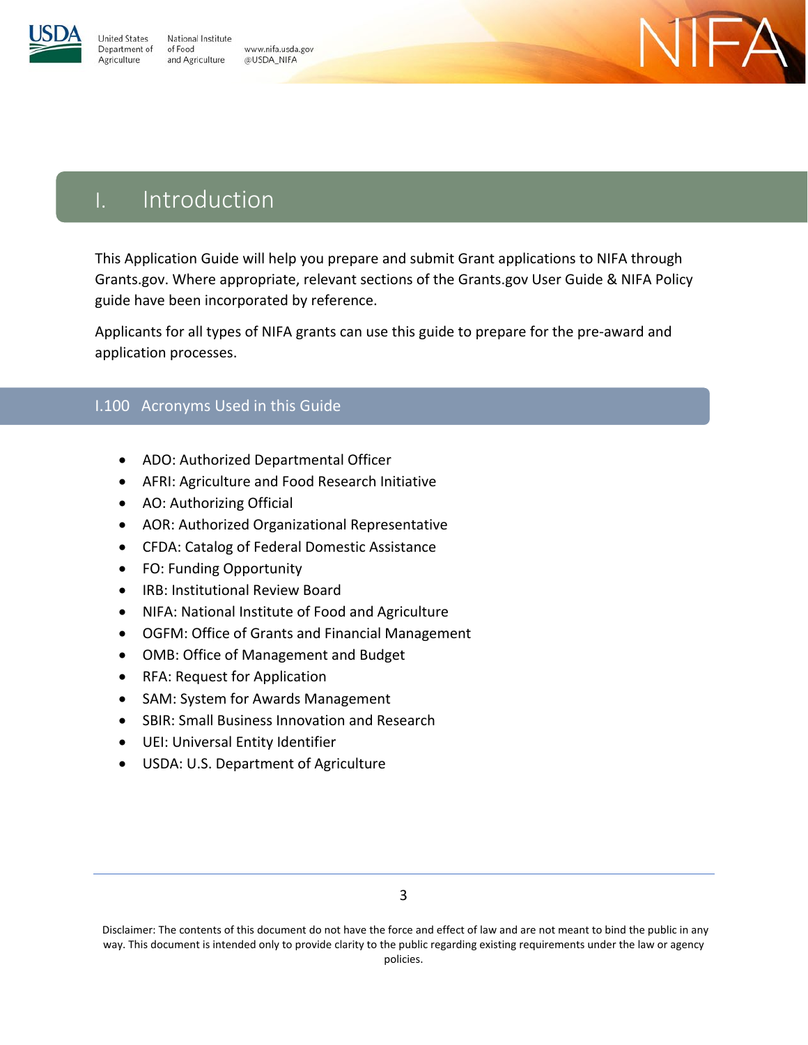# I. Introduction

This Application Guide will help you prepare and submit Grant applications to NIFA through Grants.gov. Where appropriate, relevant sections of the Grants.gov User Guide & NIFA Policy guide have been incorporated by reference.

Applicants for all types of NIFA grants can use this guide to prepare for the pre-award and application processes.

## I.100 Acronyms Used in this Guide

- ADO: Authorized Departmental Officer
- AFRI: Agriculture and Food Research Initiative
- AO: Authorizing Official
- AOR: Authorized Organizational Representative
- CFDA: Catalog of Federal Domestic Assistance
- FO: Funding Opportunity
- IRB: Institutional Review Board
- NIFA: National Institute of Food and Agriculture
- OGFM: Office of Grants and Financial Management
- OMB: Office of Management and Budget
- RFA: Request for Application
- SAM: System for Awards Management
- SBIR: Small Business Innovation and Research
- UEI: Universal Entity Identifier
- USDA: U.S. Department of Agriculture

Disclaimer: The contents of this document do not have the force and effect of law and are not meant to bind the public in any way. This document is intended only to provide clarity to the public regarding existing requirements under the law or agency policies.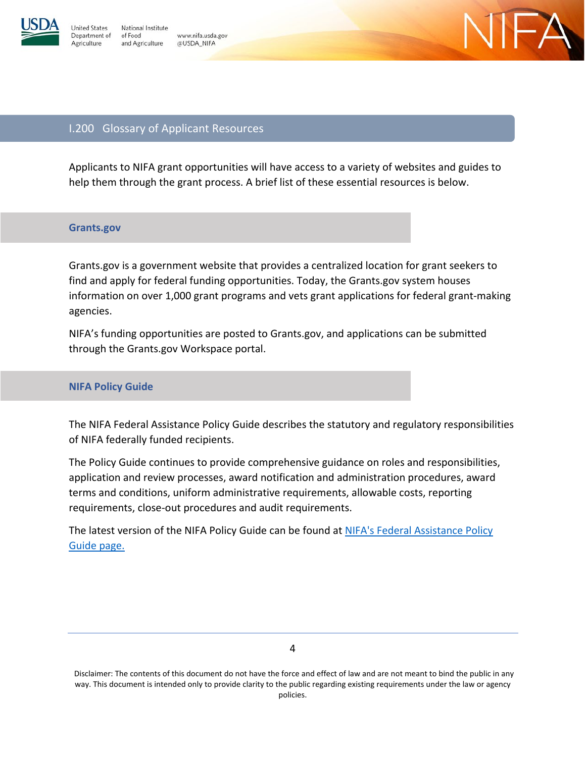## I.200 Glossary of Applicant Resources

Applicants to NIFA grant opportunities will have access to a variety of websites and guides to help them through the grant process. A brief list of these essential resources is below.

### Grants.gov

Grants.gov is a government website that provides a centralized location for grant seekers to find and apply for federal funding opportunities. Today, the Grants.gov system houses information on over 1,000 grant programs and vets grant applications for federal grant-making agencies.

NIFA's funding opportunities are posted to Grants.gov, and applications can be submitted through the Grants.gov Workspace portal.

### NIFA Policy Guide

The NIFA Federal Assistance Policy Guide describes the statutory and regulatory responsibilities of NIFA federally funded recipients.

The Policy Guide continues to provide comprehensive guidance on roles and responsibilities, application and review processes, award notification and administration procedures, award terms and conditions, uniform administrative requirements, allowable costs, reporting requirements, close-out procedures and audit requirements.

The latest version of the NIFA Policy Guide can be found at NIFA's Federal Assistance Policy Guide page.

Disclaimer: The contents of this document do not have the force and effect of law and are not meant to bind the public in any way. This document is intended only to provide clarity to the public regarding existing requirements under the law or agency policies.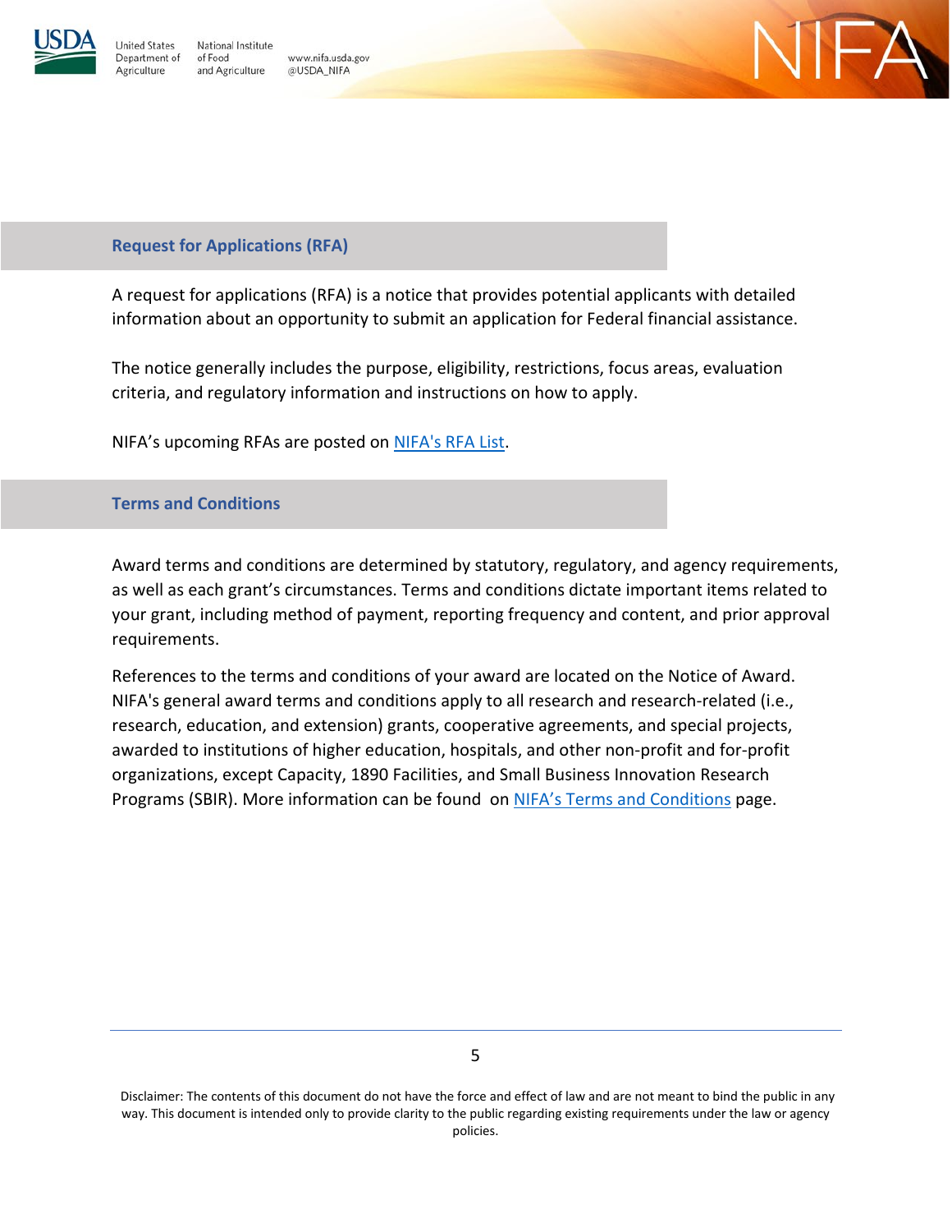## Request for Applications (RFA)

A request for applications (RFA) is a notice that provides potential applicants with detailed information about an opportunity to submit an application for Federal financial assistance.

The notice generally includes the purpose, eligibility, restrictions, focus areas, evaluation criteria, and regulatory information and instructions on how to apply.

NIFA's upcoming RFAs are posted on NIFA's RFA List.

## Terms and Conditions

Award terms and conditions are determined by statutory, regulatory, and agency requirements, as well as each grant's circumstances. Terms and conditions dictate important items related to your grant, including method of payment, reporting frequency and content, and prior approval requirements.

References to the terms and conditions of your award are located on the Notice of Award. NIFA's general award terms and conditions apply to all research and research-related (i.e., research, education, and extension) grants, cooperative agreements, and special projects, awarded to institutions of higher education, hospitals, and other non-profit and for-profit organizations, except Capacity, 1890 Facilities, and Small Business Innovation Research Programs (SBIR). More information can be found on NIFA's Terms and Conditions page.

Disclaimer: The contents of this document do not have the force and effect of law and are not meant to bind the public in any way. This document is intended only to provide clarity to the public regarding existing requirements under the law or agency policies.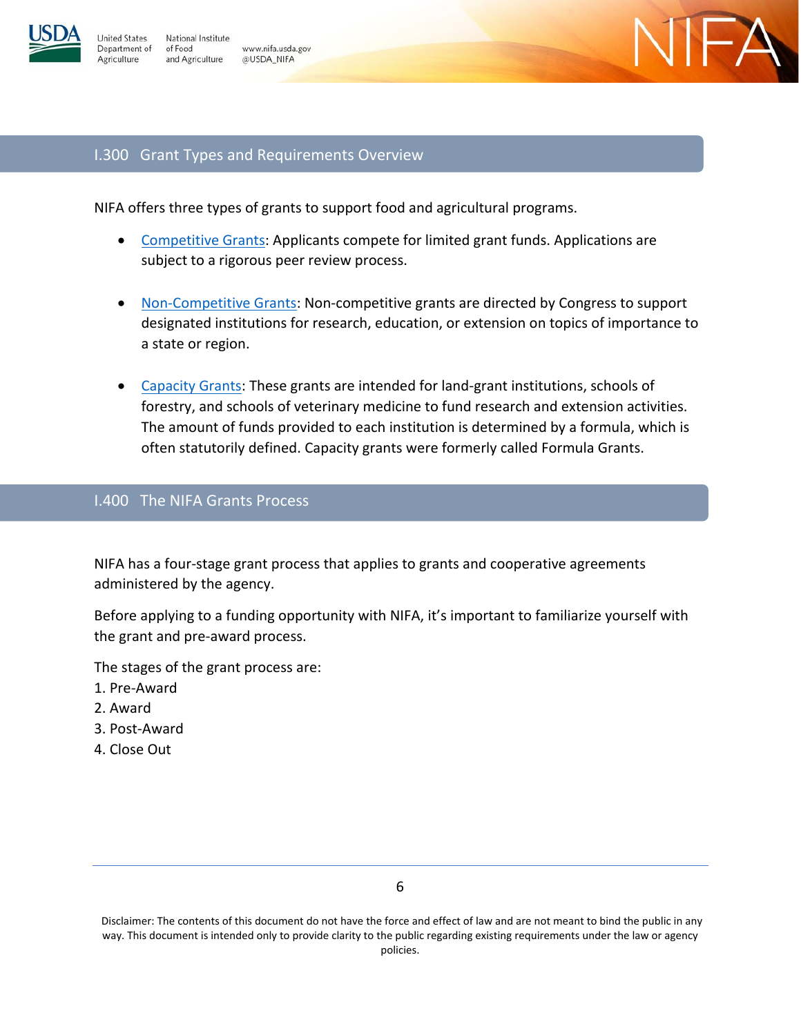## I.300 Grant Types and Requirements Overview

NIFA offers three types of grants to support food and agricultural programs.

- Competitive Grants: Applicants compete for limited grant funds. Applications are subject to a rigorous peer review process.

- Non-Competitive Grants: Non-competitive grants are directed by Congress to support designated institutions for research, education, or extension on topics of importance to a state or region.

- Capacity Grants: These grants are intended for land-grant institutions, schools of forestry, and schools of veterinary medicine to fund research and extension activities. The amount of funds provided to each institution is determined by a formula, which is often statutorily defined. Capacity grants were formerly called Formula Grants.

## I.400 The NIFA Grants Process

NIFA has a four-stage grant process that applies to grants and cooperative agreements administered by the agency.

Before applying to a funding opportunity with NIFA, it's important to familiarize yourself with the grant and pre-award process.

The stages of the grant process are:
1. Pre-Award
2. Award
3. Post-Award
4. Close Out

Disclaimer: The contents of this document do not have the force and effect of law and are not meant to bind the public in any way. This document is intended only to provide clarity to the public regarding existing requirements under the law or agency policies.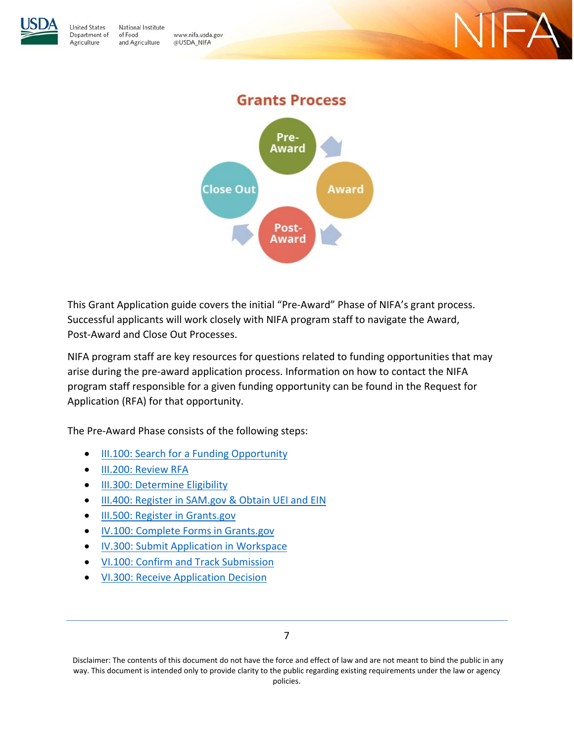## Grants Process

Pre-Award

Award

Post-Award

Close Out

This Grant Application guide covers the initial "Pre-Award" Phase of NIFA's grant process. Successful applicants will work closely with NIFA program staff to navigate the Award, Post-Award and Close Out Processes.

NIFA program staff are key resources for questions related to funding opportunities that may arise during the pre-award application process. Information on how to contact the NIFA program staff responsible for a given funding opportunity can be found in the Request for Application (RFA) for that opportunity.

The Pre-Award Phase consists of the following steps:

- III.100: Search for a Funding Opportunity
- III.200: Review RFA
- III.300: Determine Eligibility
- III.400: Register in SAM.gov & Obtain UEI and EIN
- III.500: Register in Grants.gov
- IV.100: Complete Forms in Grants.gov
- IV.300: Submit Application in Workspace
- VI.100: Confirm and Track Submission
- VI.300: Receive Application Decision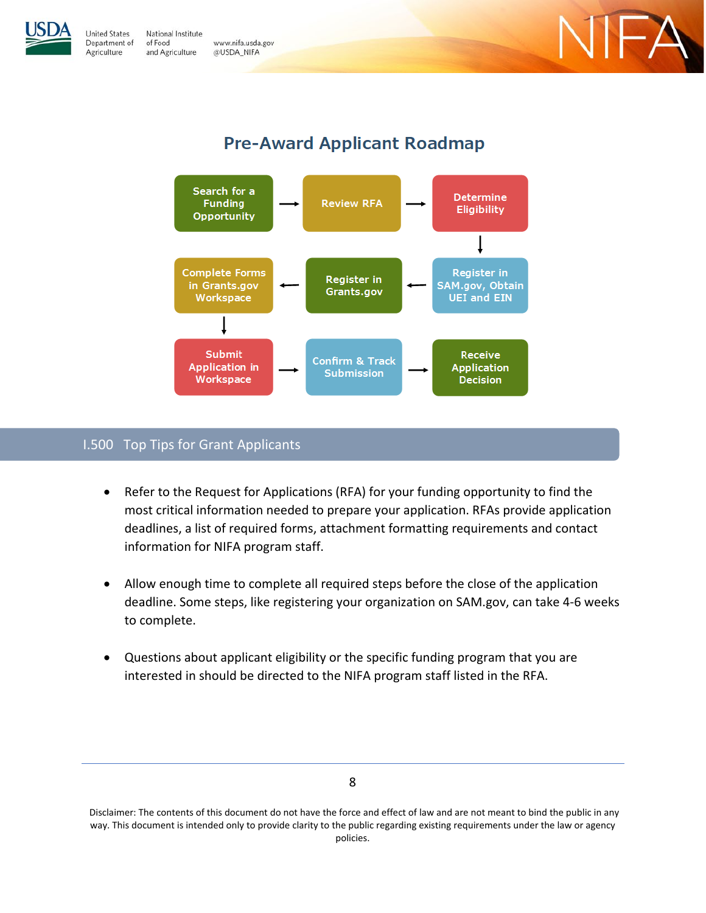## Pre-Award Applicant Roadmap

Search for a Funding Opportunity

Review RFA

Determine Eligibility

Register in SAM.gov, Obtain UEI and EIN

Register in Grants.gov

Complete Forms in Grants.gov Workspace

Submit Application in Workspace

Confirm & Track Submission

Receive Application Decision

## I.500 Top Tips for Grant Applicants

- Refer to the Request for Applications (RFA) for your funding opportunity to find the most critical information needed to prepare your application. RFAs provide application deadlines, a list of required forms, attachment formatting requirements and contact information for NIFA program staff.

- Allow enough time to complete all required steps before the close of the application deadline. Some steps, like registering your organization on SAM.gov, can take 4-6 weeks to complete.

- Questions about applicant eligibility or the specific funding program that you are interested in should be directed to the NIFA program staff listed in the RFA.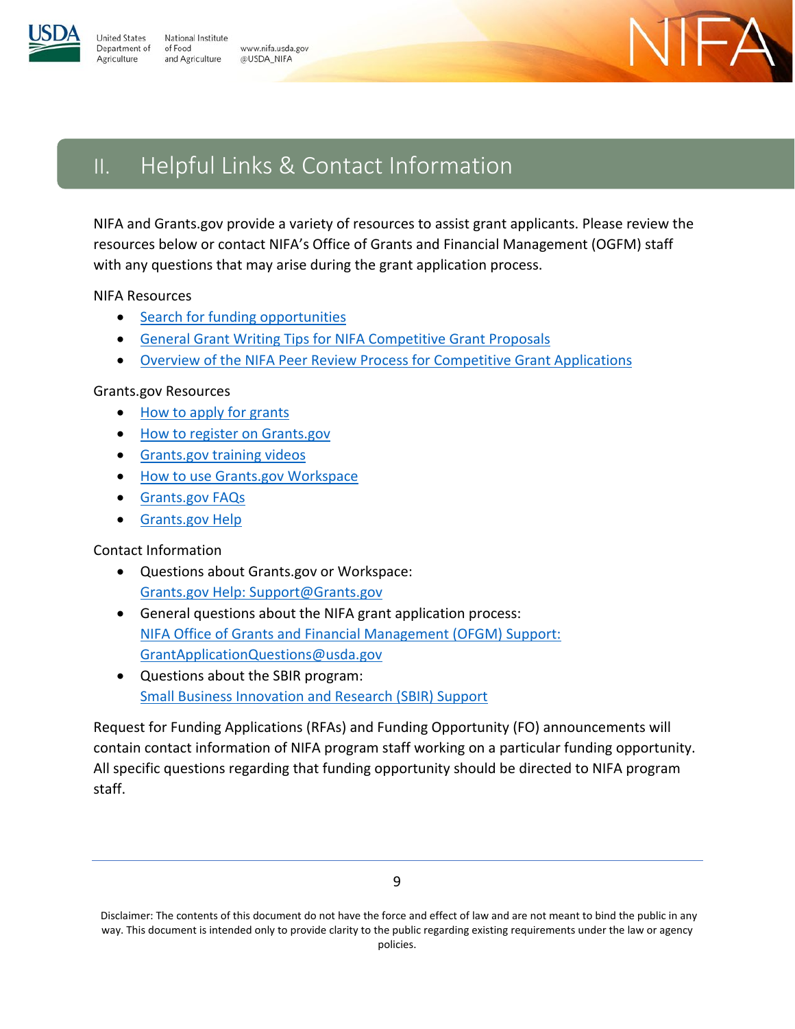## II. Helpful Links & Contact Information

NIFA and Grants.gov provide a variety of resources to assist grant applicants. Please review the resources below or contact NIFA's Office of Grants and Financial Management (OGFM) staff with any questions that may arise during the grant application process.

NIFA Resources

- Search for funding opportunities
- General Grant Writing Tips for NIFA Competitive Grant Proposals
- Overview of the NIFA Peer Review Process for Competitive Grant Applications

Grants.gov Resources

- How to apply for grants
- How to register on Grants.gov
- Grants.gov training videos
- How to use Grants.gov Workspace
- Grants.gov FAQs
- Grants.gov Help

Contact Information

- Questions about Grants.gov or Workspace:
  Grants.gov Help: Support@Grants.gov
- General questions about the NIFA grant application process:
  NIFA Office of Grants and Financial Management (OGFM) Support: GrantApplicationQuestions@usda.gov
- Questions about the SBIR program:
  Small Business Innovation and Research (SBIR) Support

Request for Funding Applications (RFAs) and Funding Opportunity (FO) announcements will contain contact information of NIFA program staff working on a particular funding opportunity. All specific questions regarding that funding opportunity should be directed to NIFA program staff.

Disclaimer: The contents of this document do not have the force and effect of law and are not meant to bind the public in any way. This document is intended only to provide clarity to the public regarding existing requirements under the law or agency policies.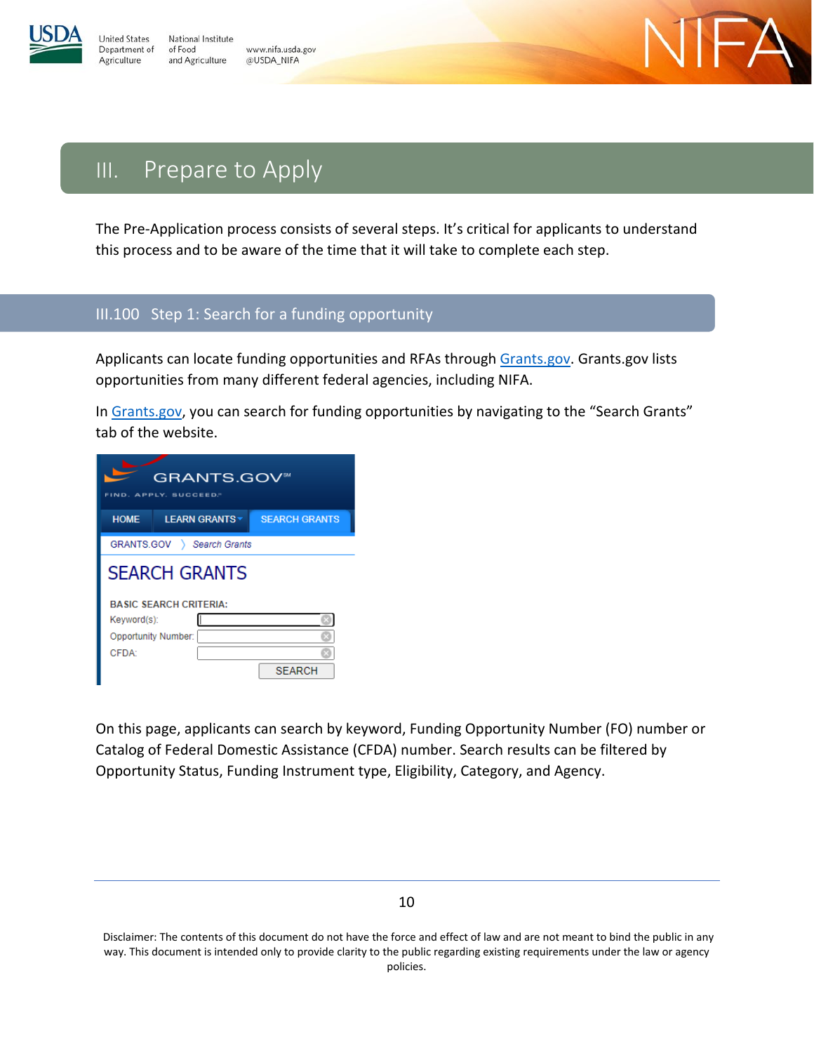# III. Prepare to Apply

The Pre-Application process consists of several steps. It's critical for applicants to understand this process and to be aware of the time that it will take to complete each step.

## III.100 Step 1: Search for a funding opportunity

Applicants can locate funding opportunities and RFAs through Grants.gov. Grants.gov lists opportunities from many different federal agencies, including NIFA.

In Grants.gov, you can search for funding opportunities by navigating to the "Search Grants" tab of the website.

On this page, applicants can search by keyword, Funding Opportunity Number (FO) number or Catalog of Federal Domestic Assistance (CFDA) number. Search results can be filtered by Opportunity Status, Funding Instrument type, Eligibility, Category, and Agency.

Disclaimer: The contents of this document do not have the force and effect of law and are not meant to bind the public in any way. This document is intended only to provide clarity to the public regarding existing requirements under the law or agency policies.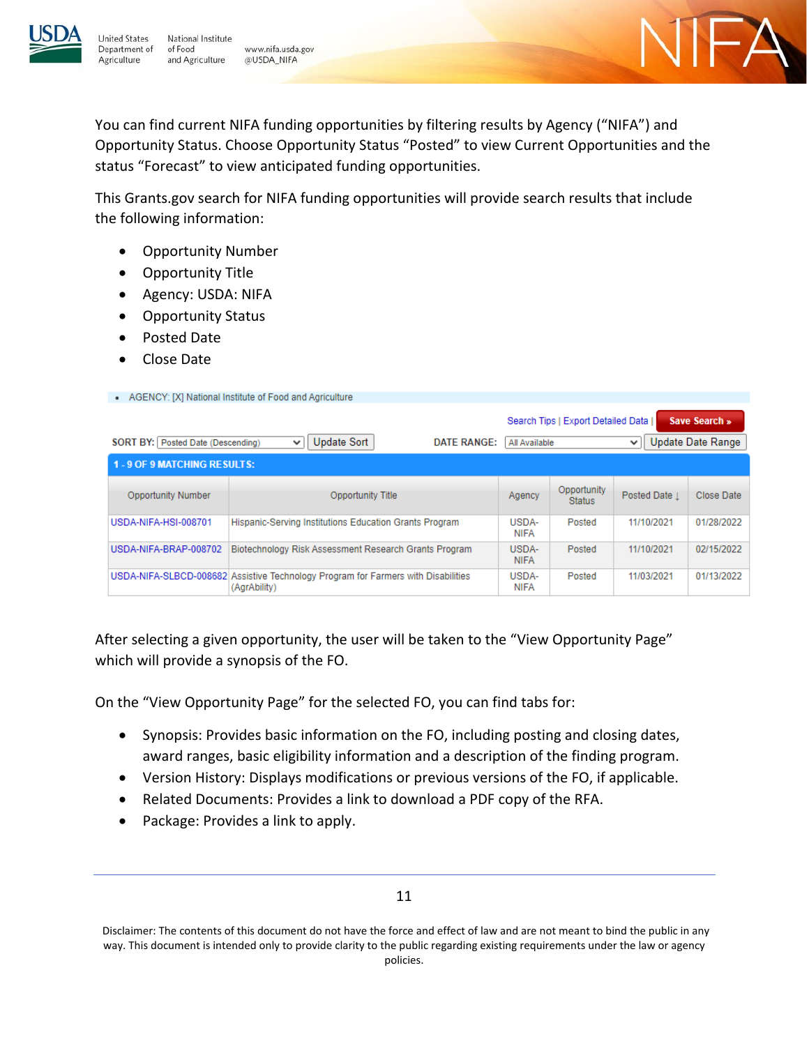You can find current NIFA funding opportunities by filtering results by Agency (“NIFA”) and Opportunity Status. Choose Opportunity Status “Posted” to view Current Opportunities and the status “Forecast” to view anticipated funding opportunities.

This Grants.gov search for NIFA funding opportunities will provide search results that include the following information:

- Opportunity Number
- Opportunity Title
- Agency: USDA: NIFA
- Opportunity Status
- Posted Date
- Close Date

- AGENCY: [X] National Institute of Food and Agriculture

Search Tips | Export Detailed Data | Save Search »

SORT BY: Posted Date (Descending) Update Sort DATE RANGE: All Available Update Date Range

1 - 9 OF 9 MATCHING RESULTS:

| Opportunity Number | Opportunity Title | Agency | Opportunity Status | Posted Date ↓ | Close Date |
|---|---|---|---|---|---|
| USDA-NIFA-HSI-008701 | Hispanic-Serving Institutions Education Grants Program | USDA-NIFA | Posted | 11/10/2021 | 01/28/2022 |
| USDA-NIFA-BRAP-008702 | Biotechnology Risk Assessment Research Grants Program | USDA-NIFA | Posted | 11/10/2021 | 02/15/2022 |
| USDA-NIFA-SLBCD-008682 | Assistive Technology Program for Farmers with Disabilities (AgrAbility) | USDA-NIFA | Posted | 11/03/2021 | 01/13/2022 |

After selecting a given opportunity, the user will be taken to the “View Opportunity Page” which will provide a synopsis of the FO.

On the “View Opportunity Page” for the selected FO, you can find tabs for:

- Synopsis: Provides basic information on the FO, including posting and closing dates, award ranges, basic eligibility information and a description of the finding program.
- Version History: Displays modifications or previous versions of the FO, if applicable.
- Related Documents: Provides a link to download a PDF copy of the RFA.
- Package: Provides a link to apply.

Disclaimer: The contents of this document do not have the force and effect of law and are not meant to bind the public in any way. This document is intended only to provide clarity to the public regarding existing requirements under the law or agency policies.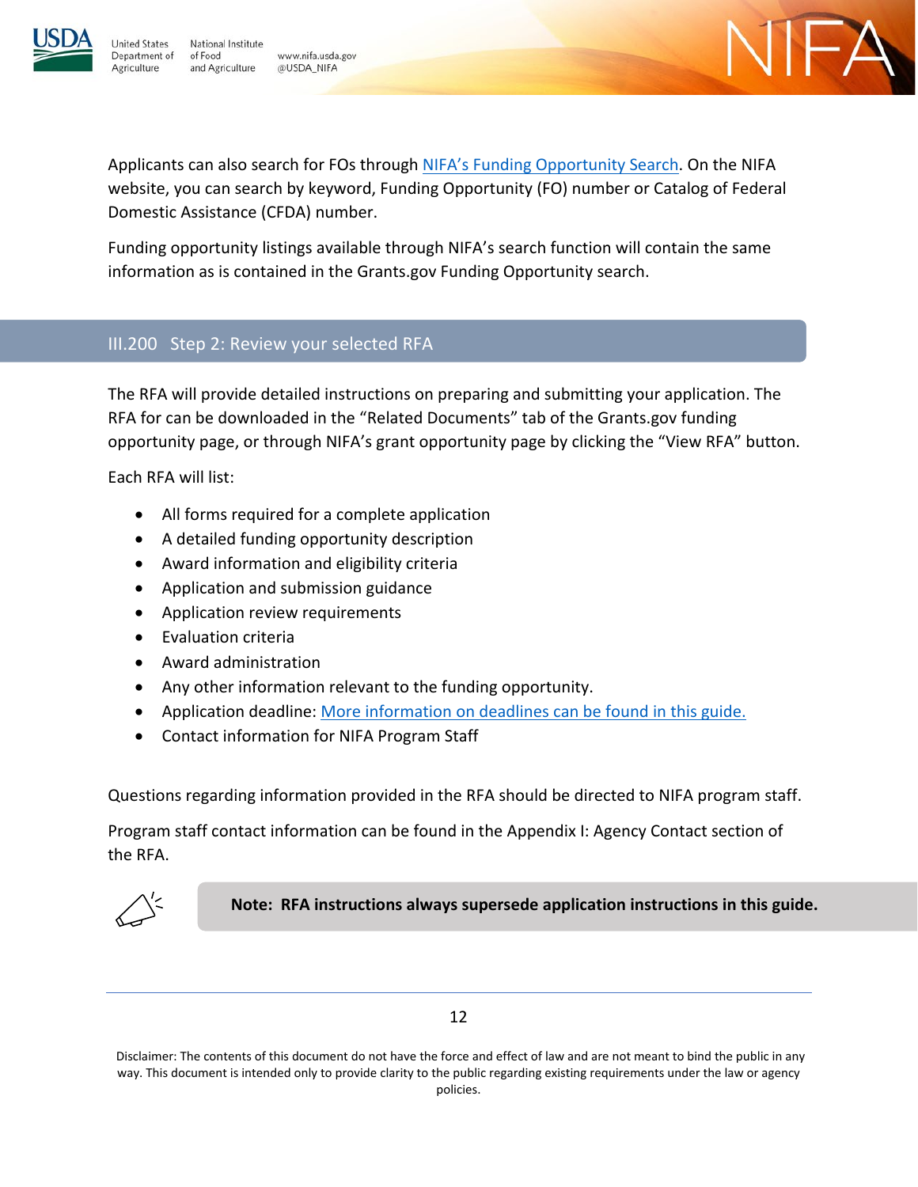Applicants can also search for FOs through [NIFA's Funding Opportunity Search](). On the NIFA website, you can search by keyword, Funding Opportunity (FO) number or Catalog of Federal Domestic Assistance (CFDA) number.

Funding opportunity listings available through NIFA's search function will contain the same information as is contained in the Grants.gov Funding Opportunity search.

## III.200 Step 2: Review your selected RFA

The RFA will provide detailed instructions on preparing and submitting your application. The RFA for can be downloaded in the "Related Documents" tab of the Grants.gov funding opportunity page, or through NIFA's grant opportunity page by clicking the "View RFA" button.

Each RFA will list:

- All forms required for a complete application
- A detailed funding opportunity description
- Award information and eligibility criteria
- Application and submission guidance
- Application review requirements
- Evaluation criteria
- Award administration
- Any other information relevant to the funding opportunity.
- Application deadline: [More information on deadlines can be found in this guide.]()
- Contact information for NIFA Program Staff

Questions regarding information provided in the RFA should be directed to NIFA program staff.

Program staff contact information can be found in the Appendix I: Agency Contact section of the RFA.

**Note: RFA instructions always supersede application instructions in this guide.**

Disclaimer: The contents of this document do not have the force and effect of law and are not meant to bind the public in any way. This document is intended only to provide clarity to the public regarding existing requirements under the law or agency policies.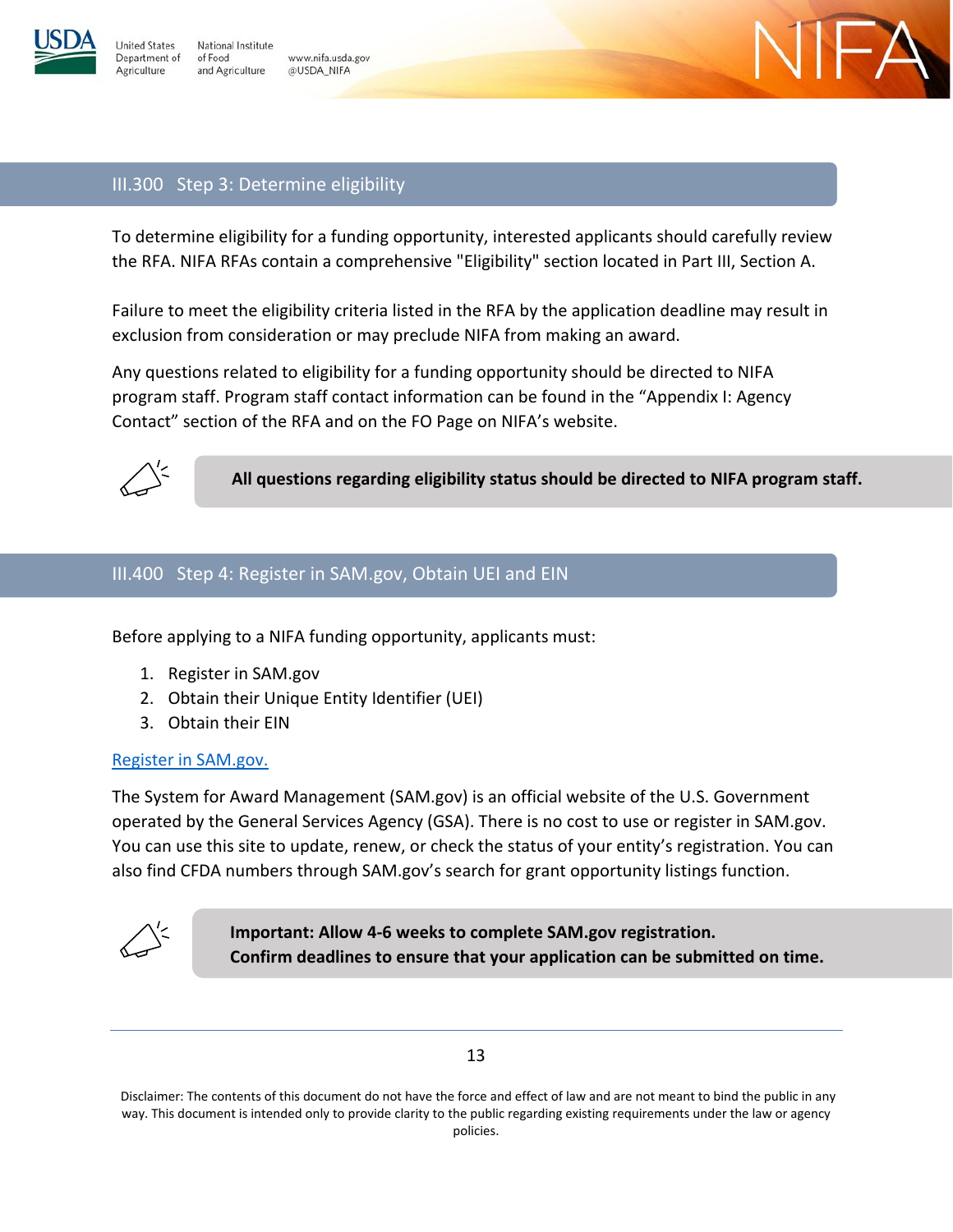## III.300 Step 3: Determine eligibility

To determine eligibility for a funding opportunity, interested applicants should carefully review the RFA. NIFA RFAs contain a comprehensive "Eligibility" section located in Part III, Section A.

Failure to meet the eligibility criteria listed in the RFA by the application deadline may result in exclusion from consideration or may preclude NIFA from making an award.

Any questions related to eligibility for a funding opportunity should be directed to NIFA program staff. Program staff contact information can be found in the "Appendix I: Agency Contact" section of the RFA and on the FO Page on NIFA's website.

**All questions regarding eligibility status should be directed to NIFA program staff.**

## III.400 Step 4: Register in SAM.gov, Obtain UEI and EIN

Before applying to a NIFA funding opportunity, applicants must:

1. Register in SAM.gov
2. Obtain their Unique Entity Identifier (UEI)
3. Obtain their EIN

Register in SAM.gov.

The System for Award Management (SAM.gov) is an official website of the U.S. Government operated by the General Services Agency (GSA). There is no cost to use or register in SAM.gov. You can use this site to update, renew, or check the status of your entity's registration. You can also find CFDA numbers through SAM.gov's search for grant opportunity listings function.

**Important: Allow 4-6 weeks to complete SAM.gov registration.**
**Confirm deadlines to ensure that your application can be submitted on time.**

Disclaimer: The contents of this document do not have the force and effect of law and are not meant to bind the public in any way. This document is intended only to provide clarity to the public regarding existing requirements under the law or agency policies.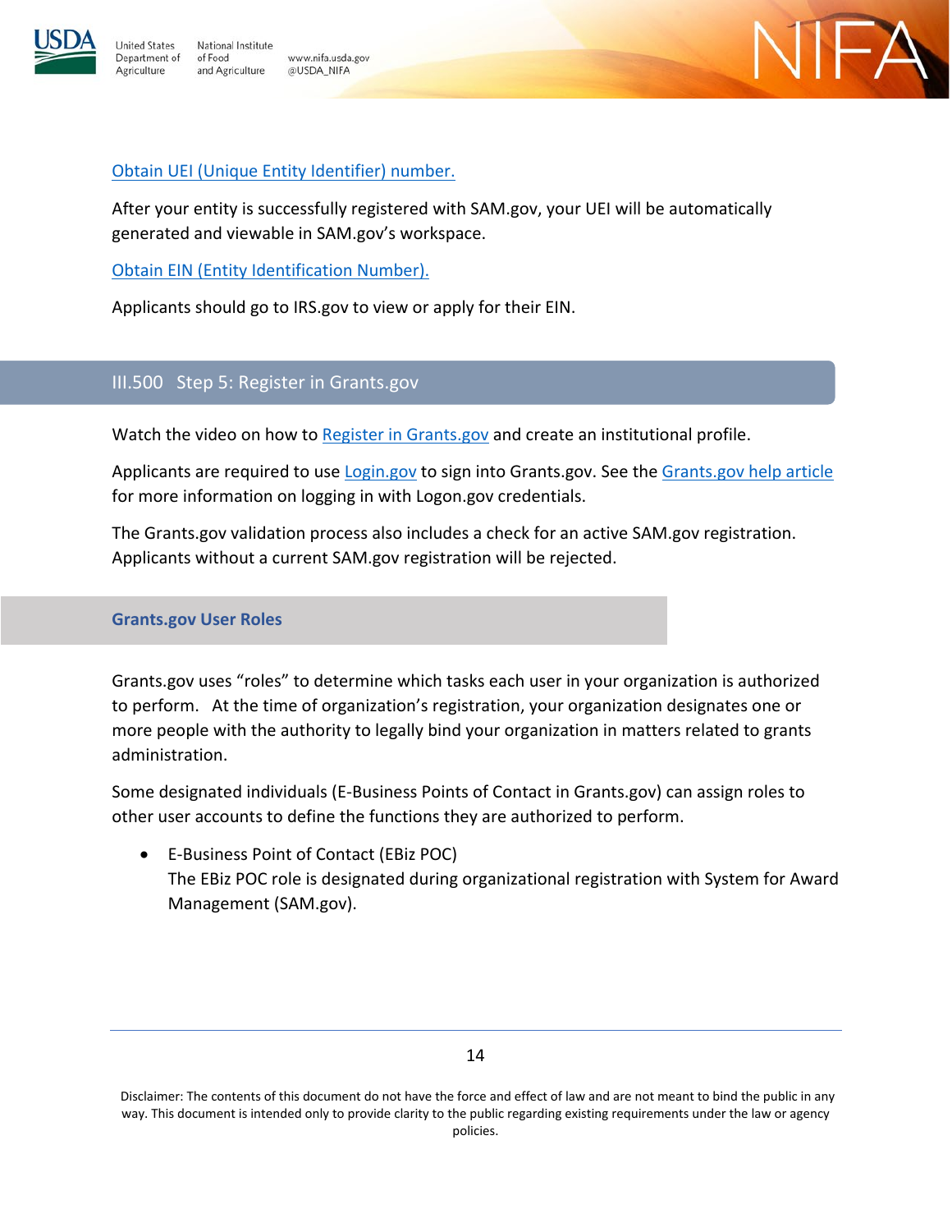Obtain UEI (Unique Entity Identifier) number.

After your entity is successfully registered with SAM.gov, your UEI will be automatically generated and viewable in SAM.gov's workspace.

Obtain EIN (Entity Identification Number).

Applicants should go to IRS.gov to view or apply for their EIN.

## III.500 Step 5: Register in Grants.gov

Watch the video on how to Register in Grants.gov and create an institutional profile.

Applicants are required to use Login.gov to sign into Grants.gov. See the Grants.gov help article for more information on logging in with Logon.gov credentials.

The Grants.gov validation process also includes a check for an active SAM.gov registration. Applicants without a current SAM.gov registration will be rejected.

### Grants.gov User Roles

Grants.gov uses "roles" to determine which tasks each user in your organization is authorized to perform. At the time of organization's registration, your organization designates one or more people with the authority to legally bind your organization in matters related to grants administration.

Some designated individuals (E-Business Points of Contact in Grants.gov) can assign roles to other user accounts to define the functions they are authorized to perform.

- E-Business Point of Contact (EBiz POC)
  The EBiz POC role is designated during organizational registration with System for Award Management (SAM.gov).

Disclaimer: The contents of this document do not have the force and effect of law and are not meant to bind the public in any way. This document is intended only to provide clarity to the public regarding existing requirements under the law or agency policies.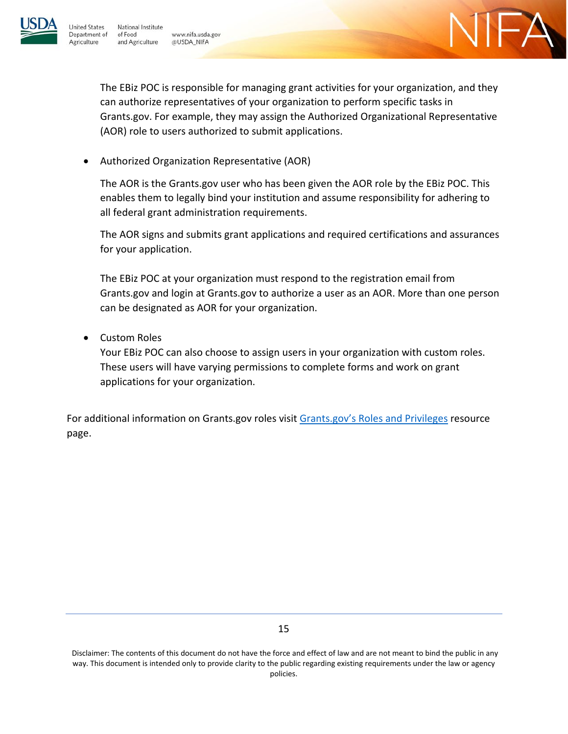The EBiz POC is responsible for managing grant activities for your organization, and they can authorize representatives of your organization to perform specific tasks in Grants.gov. For example, they may assign the Authorized Organizational Representative (AOR) role to users authorized to submit applications.

- Authorized Organization Representative (AOR)

  The AOR is the Grants.gov user who has been given the AOR role by the EBiz POC. This enables them to legally bind your institution and assume responsibility for adhering to all federal grant administration requirements.

  The AOR signs and submits grant applications and required certifications and assurances for your application.

  The EBiz POC at your organization must respond to the registration email from Grants.gov and login at Grants.gov to authorize a user as an AOR. More than one person can be designated as AOR for your organization.

- Custom Roles

  Your EBiz POC can also choose to assign users in your organization with custom roles. These users will have varying permissions to complete forms and work on grant applications for your organization.

For additional information on Grants.gov roles visit Grants.gov's Roles and Privileges resource page.

Disclaimer: The contents of this document do not have the force and effect of law and are not meant to bind the public in any way. This document is intended only to provide clarity to the public regarding existing requirements under the law or agency policies.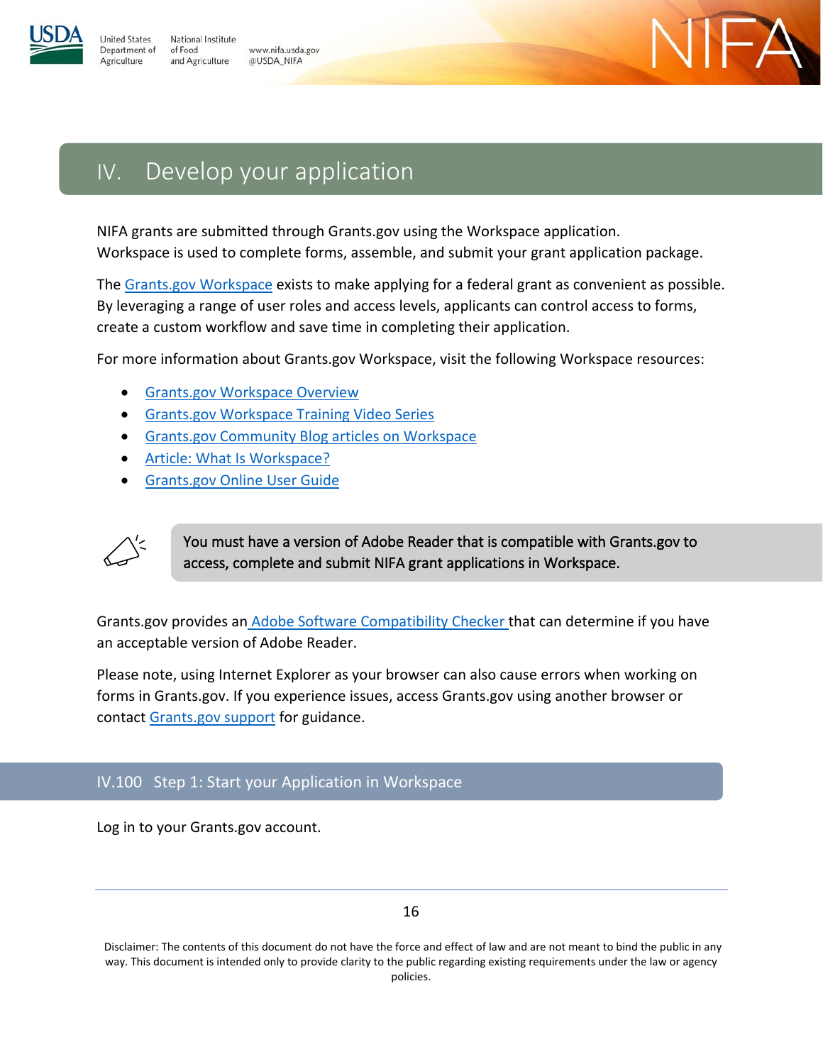# IV. Develop your application

NIFA grants are submitted through Grants.gov using the Workspace application. Workspace is used to complete forms, assemble, and submit your grant application package.

The Grants.gov Workspace exists to make applying for a federal grant as convenient as possible. By leveraging a range of user roles and access levels, applicants can control access to forms, create a custom workflow and save time in completing their application.

For more information about Grants.gov Workspace, visit the following Workspace resources:

- Grants.gov Workspace Overview
- Grants.gov Workspace Training Video Series
- Grants.gov Community Blog articles on Workspace
- Article: What Is Workspace?
- Grants.gov Online User Guide

You must have a version of Adobe Reader that is compatible with Grants.gov to access, complete and submit NIFA grant applications in Workspace.

Grants.gov provides an Adobe Software Compatibility Checker that can determine if you have an acceptable version of Adobe Reader.

Please note, using Internet Explorer as your browser can also cause errors when working on forms in Grants.gov. If you experience issues, access Grants.gov using another browser or contact Grants.gov support for guidance.

## IV.100 Step 1: Start your Application in Workspace

Log in to your Grants.gov account.

Disclaimer: The contents of this document do not have the force and effect of law and are not meant to bind the public in any way. This document is intended only to provide clarity to the public regarding existing requirements under the law or agency policies.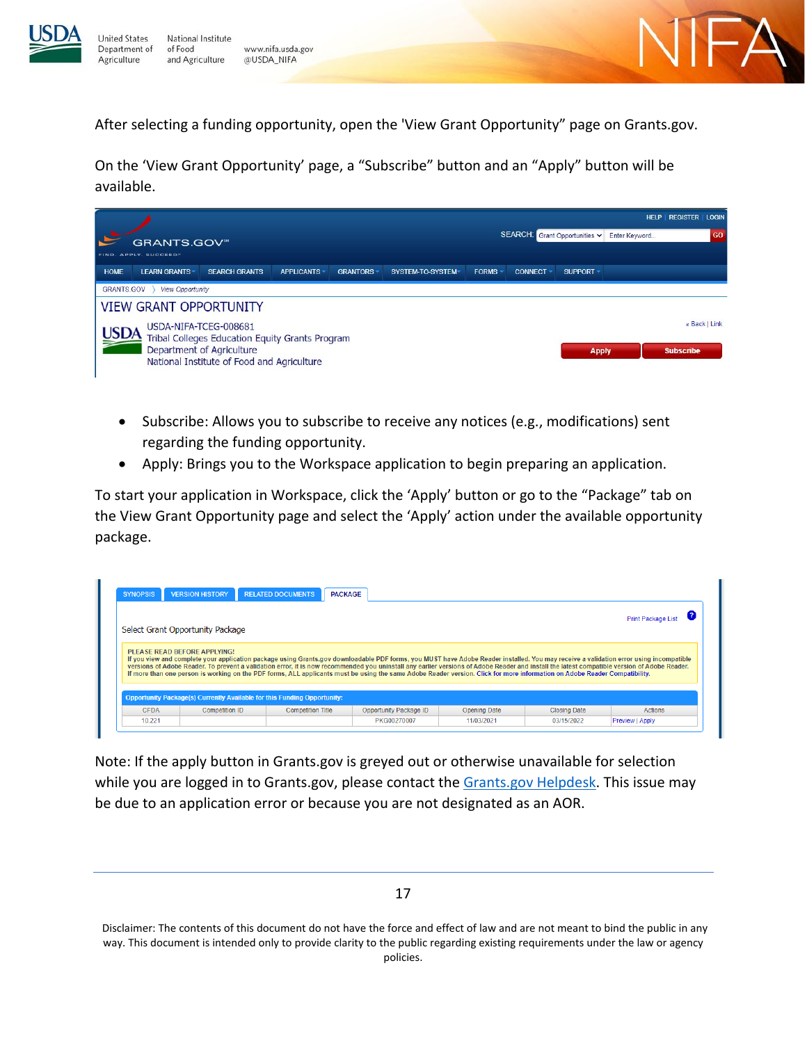After selecting a funding opportunity, open the 'View Grant Opportunity" page on Grants.gov.

On the 'View Grant Opportunity' page, a "Subscribe" button and an "Apply" button will be available.

- Subscribe: Allows you to subscribe to receive any notices (e.g., modifications) sent regarding the funding opportunity.
- Apply: Brings you to the Workspace application to begin preparing an application.

To start your application in Workspace, click the 'Apply' button or go to the "Package" tab on the View Grant Opportunity page and select the 'Apply' action under the available opportunity package.

Note: If the apply button in Grants.gov is greyed out or otherwise unavailable for selection while you are logged in to Grants.gov, please contact the Grants.gov Helpdesk. This issue may be due to an application error or because you are not designated as an AOR.

Disclaimer: The contents of this document do not have the force and effect of law and are not meant to bind the public in any way. This document is intended only to provide clarity to the public regarding existing requirements under the law or agency policies.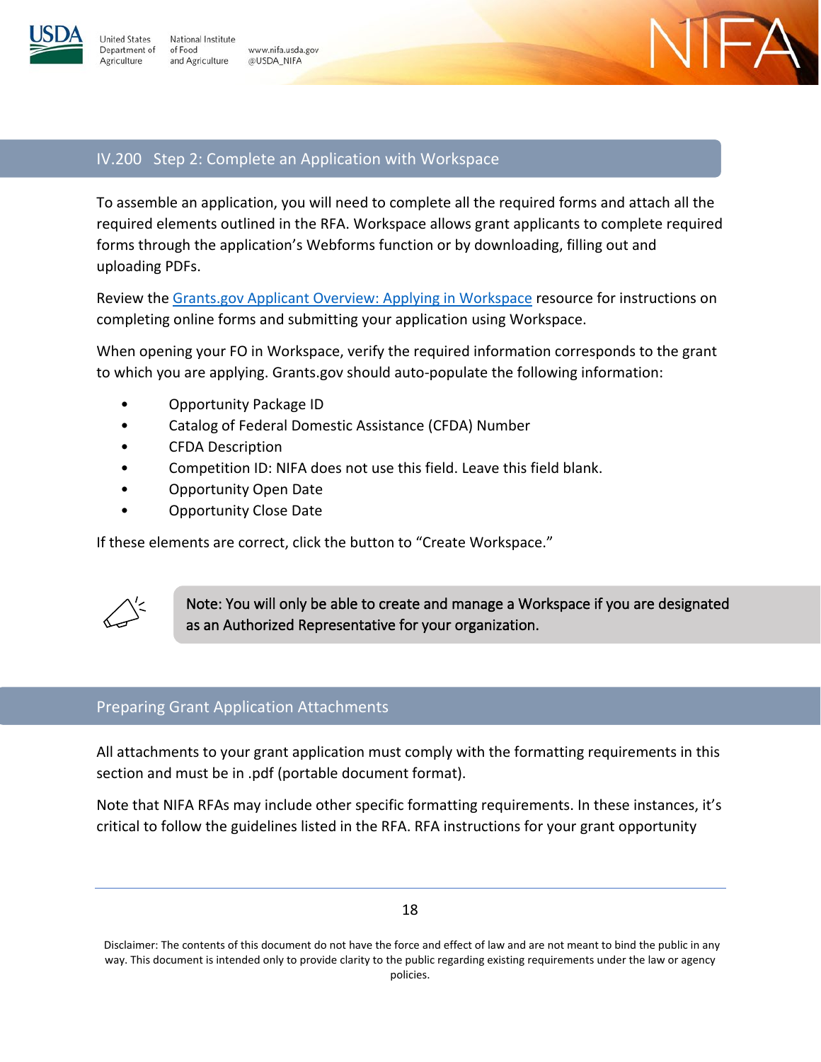## IV.200 Step 2: Complete an Application with Workspace

To assemble an application, you will need to complete all the required forms and attach all the required elements outlined in the RFA. Workspace allows grant applicants to complete required forms through the application's Webforms function or by downloading, filling out and uploading PDFs.

Review the Grants.gov Applicant Overview: Applying in Workspace resource for instructions on completing online forms and submitting your application using Workspace.

When opening your FO in Workspace, verify the required information corresponds to the grant to which you are applying. Grants.gov should auto-populate the following information:

- Opportunity Package ID
- Catalog of Federal Domestic Assistance (CFDA) Number
- CFDA Description
- Competition ID: NIFA does not use this field. Leave this field blank.
- Opportunity Open Date
- Opportunity Close Date

If these elements are correct, click the button to "Create Workspace."

> Note: You will only be able to create and manage a Workspace if you are designated as an Authorized Representative for your organization.

## Preparing Grant Application Attachments

All attachments to your grant application must comply with the formatting requirements in this section and must be in .pdf (portable document format).

Note that NIFA RFAs may include other specific formatting requirements. In these instances, it's critical to follow the guidelines listed in the RFA. RFA instructions for your grant opportunity

Disclaimer: The contents of this document do not have the force and effect of law and are not meant to bind the public in any way. This document is intended only to provide clarity to the public regarding existing requirements under the law or agency policies.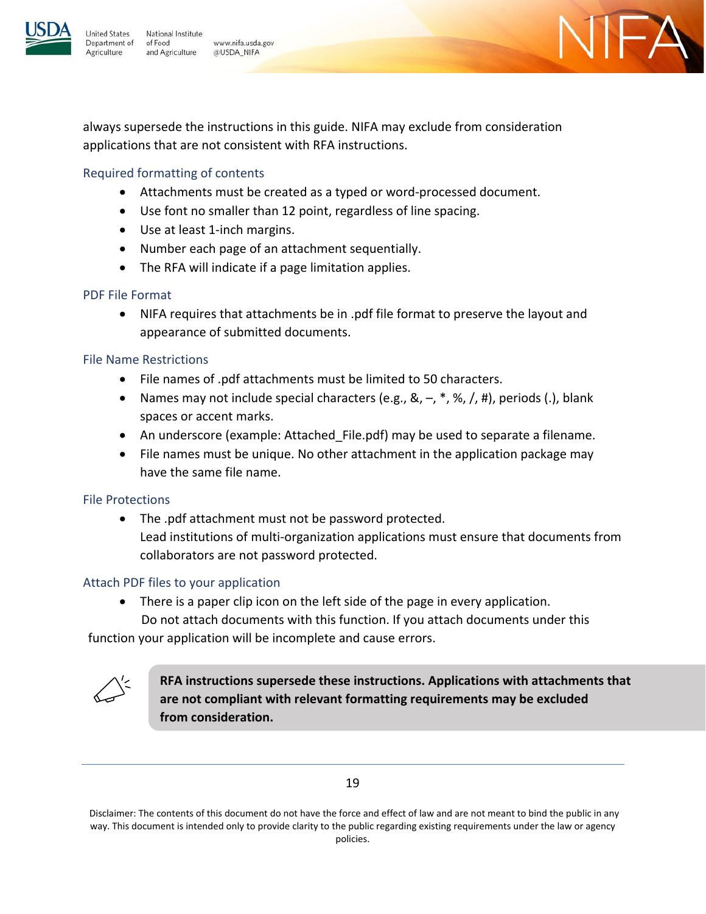always supersede the instructions in this guide. NIFA may exclude from consideration applications that are not consistent with RFA instructions.

### Required formatting of contents

- Attachments must be created as a typed or word-processed document.
- Use font no smaller than 12 point, regardless of line spacing.
- Use at least 1-inch margins.
- Number each page of an attachment sequentially.
- The RFA will indicate if a page limitation applies.

### PDF File Format

- NIFA requires that attachments be in .pdf file format to preserve the layout and appearance of submitted documents.

### File Name Restrictions

- File names of .pdf attachments must be limited to 50 characters.
- Names may not include special characters (e.g., &, –, *, %, /, #), periods (.), blank spaces or accent marks.
- An underscore (example: Attached_File.pdf) may be used to separate a filename.
- File names must be unique. No other attachment in the application package may have the same file name.

### File Protections

- The .pdf attachment must not be password protected.
  Lead institutions of multi-organization applications must ensure that documents from collaborators are not password protected.

### Attach PDF files to your application

- There is a paper clip icon on the left side of the page in every application.
  Do not attach documents with this function. If you attach documents under this function your application will be incomplete and cause errors.

**RFA instructions supersede these instructions. Applications with attachments that are not compliant with relevant formatting requirements may be excluded from consideration.**

Disclaimer: The contents of this document do not have the force and effect of law and are not meant to bind the public in any way. This document is intended only to provide clarity to the public regarding existing requirements under the law or agency policies.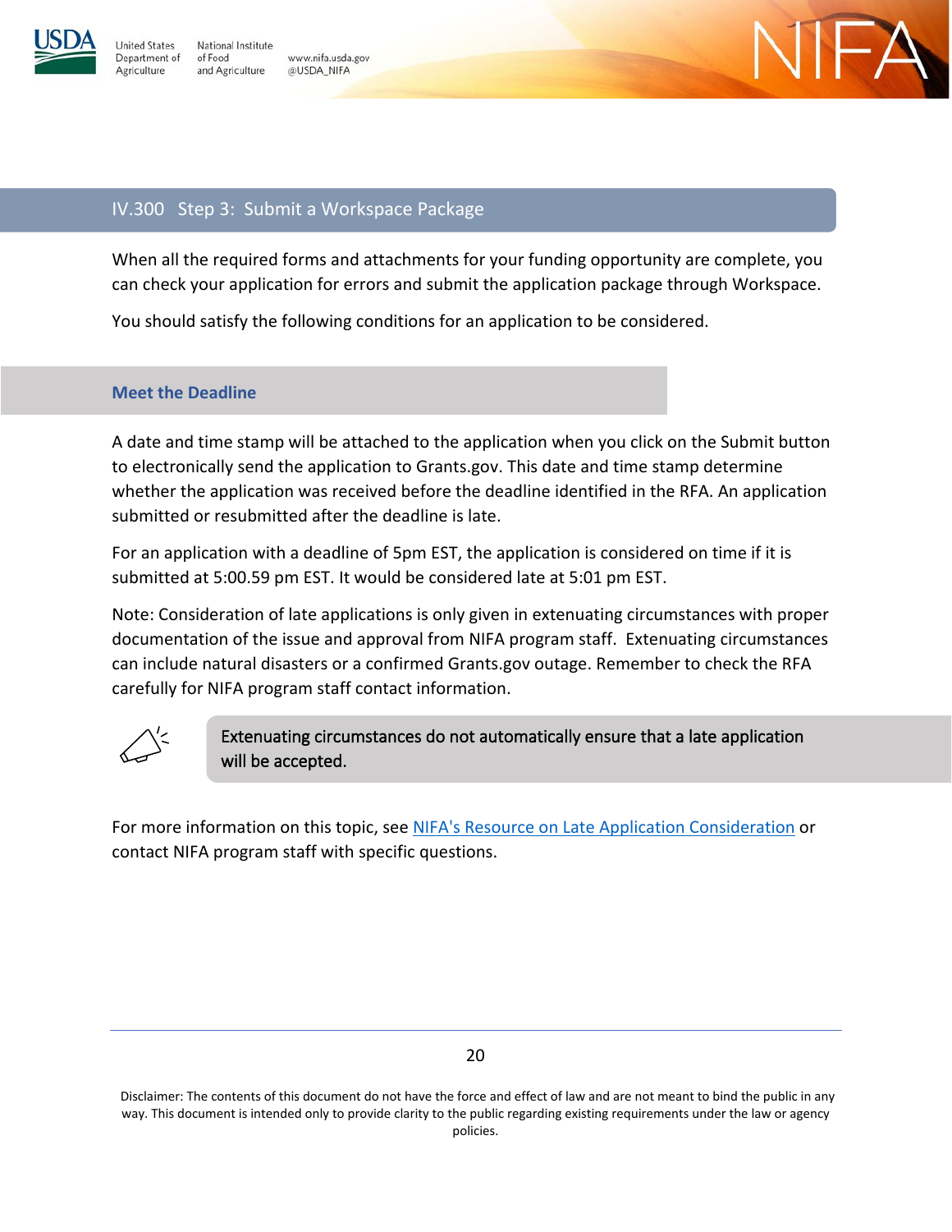## IV.300 Step 3: Submit a Workspace Package

When all the required forms and attachments for your funding opportunity are complete, you can check your application for errors and submit the application package through Workspace.

You should satisfy the following conditions for an application to be considered.

### Meet the Deadline

A date and time stamp will be attached to the application when you click on the Submit button to electronically send the application to Grants.gov. This date and time stamp determine whether the application was received before the deadline identified in the RFA. An application submitted or resubmitted after the deadline is late.

For an application with a deadline of 5pm EST, the application is considered on time if it is submitted at 5:00.59 pm EST. It would be considered late at 5:01 pm EST.

Note: Consideration of late applications is only given in extenuating circumstances with proper documentation of the issue and approval from NIFA program staff. Extenuating circumstances can include natural disasters or a confirmed Grants.gov outage. Remember to check the RFA carefully for NIFA program staff contact information.

> Extenuating circumstances do not automatically ensure that a late application will be accepted.

For more information on this topic, see NIFA's Resource on Late Application Consideration or contact NIFA program staff with specific questions.

Disclaimer: The contents of this document do not have the force and effect of law and are not meant to bind the public in any way. This document is intended only to provide clarity to the public regarding existing requirements under the law or agency policies.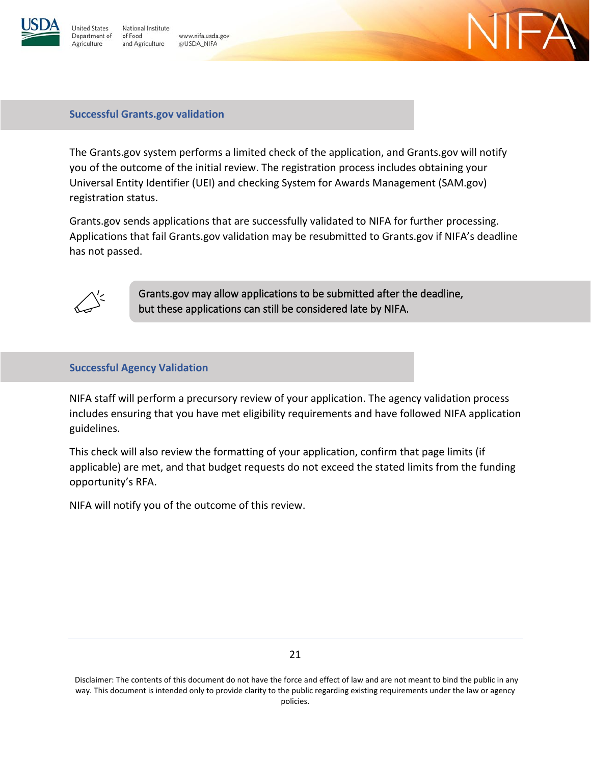### Successful Grants.gov validation

The Grants.gov system performs a limited check of the application, and Grants.gov will notify you of the outcome of the initial review. The registration process includes obtaining your Universal Entity Identifier (UEI) and checking System for Awards Management (SAM.gov) registration status.

Grants.gov sends applications that are successfully validated to NIFA for further processing. Applications that fail Grants.gov validation may be resubmitted to Grants.gov if NIFA's deadline has not passed.

> Grants.gov may allow applications to be submitted after the deadline, but these applications can still be considered late by NIFA.

### Successful Agency Validation

NIFA staff will perform a precursory review of your application. The agency validation process includes ensuring that you have met eligibility requirements and have followed NIFA application guidelines.

This check will also review the formatting of your application, confirm that page limits (if applicable) are met, and that budget requests do not exceed the stated limits from the funding opportunity's RFA.

NIFA will notify you of the outcome of this review.

Disclaimer: The contents of this document do not have the force and effect of law and are not meant to bind the public in any way. This document is intended only to provide clarity to the public regarding existing requirements under the law or agency policies.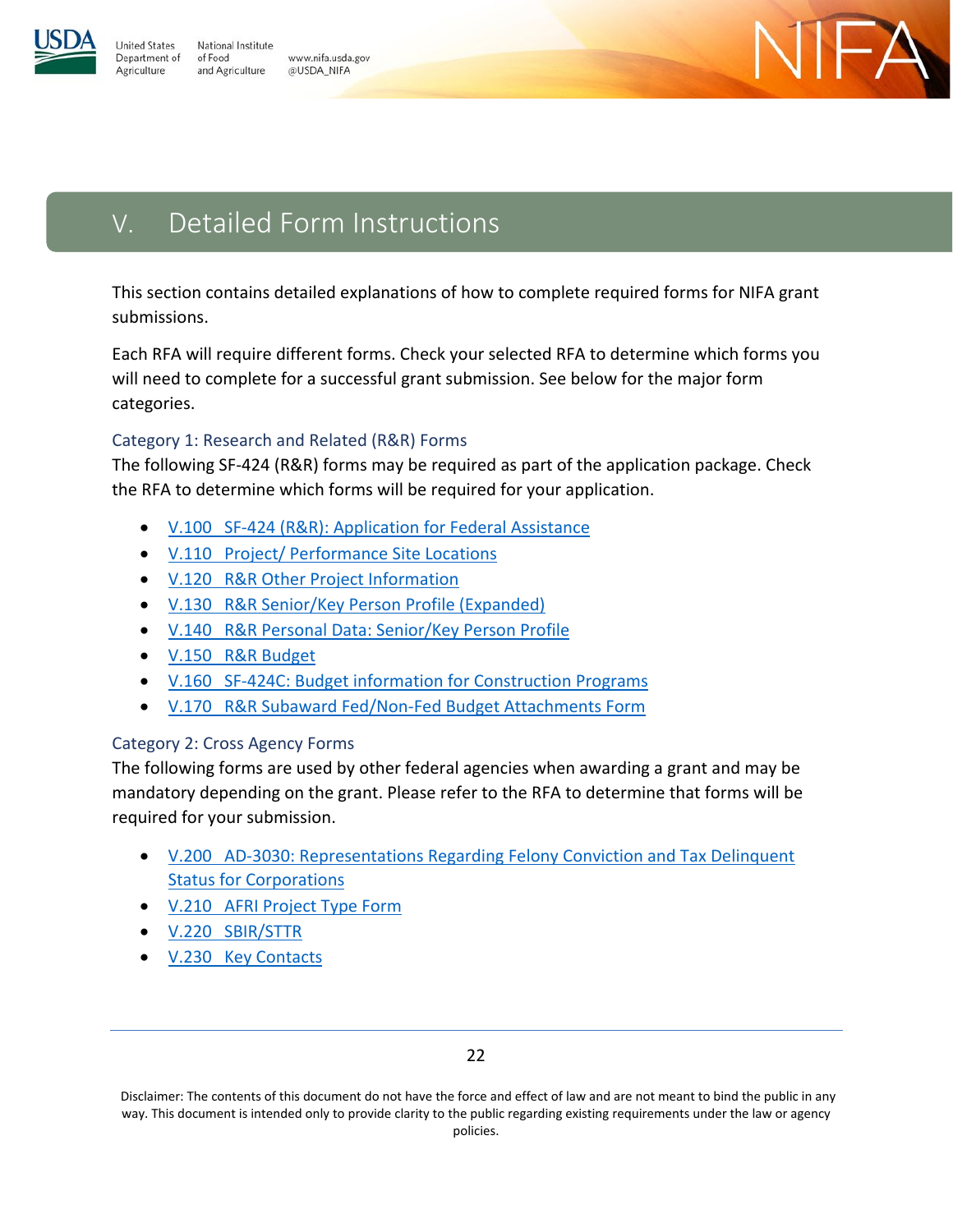# V. Detailed Form Instructions

This section contains detailed explanations of how to complete required forms for NIFA grant submissions.

Each RFA will require different forms. Check your selected RFA to determine which forms you will need to complete for a successful grant submission. See below for the major form categories.

### Category 1: Research and Related (R&R) Forms

The following SF-424 (R&R) forms may be required as part of the application package. Check the RFA to determine which forms will be required for your application.

- V.100 SF-424 (R&R): Application for Federal Assistance
- V.110 Project/ Performance Site Locations
- V.120 R&R Other Project Information
- V.130 R&R Senior/Key Person Profile (Expanded)
- V.140 R&R Personal Data: Senior/Key Person Profile
- V.150 R&R Budget
- V.160 SF-424C: Budget information for Construction Programs
- V.170 R&R Subaward Fed/Non-Fed Budget Attachments Form

### Category 2: Cross Agency Forms

The following forms are used by other federal agencies when awarding a grant and may be mandatory depending on the grant. Please refer to the RFA to determine that forms will be required for your submission.

- V.200 AD-3030: Representations Regarding Felony Conviction and Tax Delinquent Status for Corporations
- V.210 AFRI Project Type Form
- V.220 SBIR/STTR
- V.230 Key Contacts

Disclaimer: The contents of this document do not have the force and effect of law and are not meant to bind the public in any way. This document is intended only to provide clarity to the public regarding existing requirements under the law or agency policies.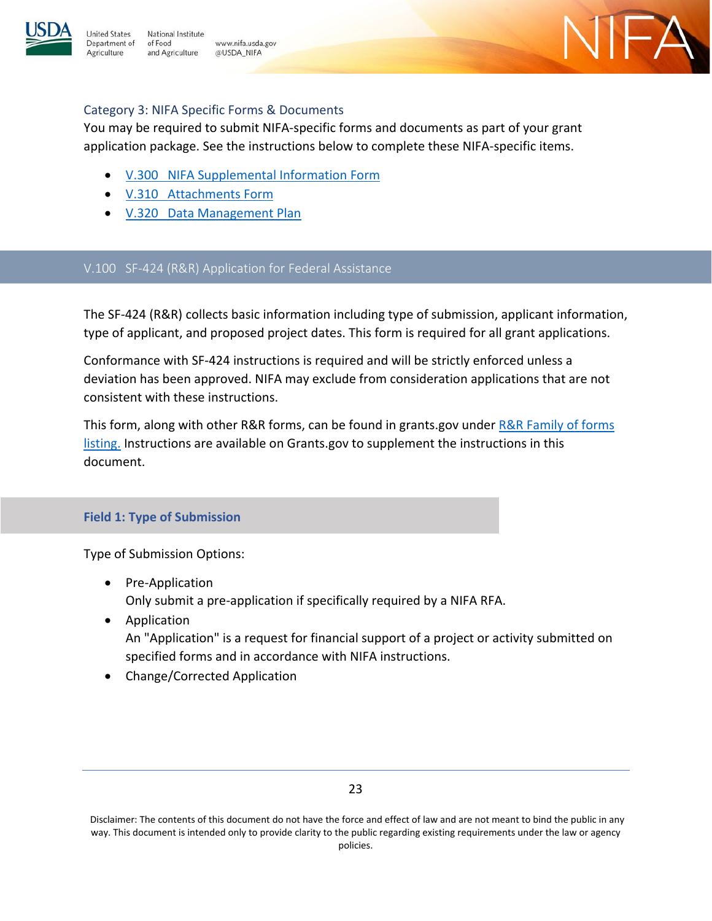### Category 3: NIFA Specific Forms & Documents

You may be required to submit NIFA-specific forms and documents as part of your grant application package. See the instructions below to complete these NIFA-specific items.

- V.300 NIFA Supplemental Information Form
- V.310 Attachments Form
- V.320 Data Management Plan

## V.100 SF-424 (R&R) Application for Federal Assistance

The SF-424 (R&R) collects basic information including type of submission, applicant information, type of applicant, and proposed project dates. This form is required for all grant applications.

Conformance with SF-424 instructions is required and will be strictly enforced unless a deviation has been approved. NIFA may exclude from consideration applications that are not consistent with these instructions.

This form, along with other R&R forms, can be found in grants.gov under R&R Family of forms listing. Instructions are available on Grants.gov to supplement the instructions in this document.

### Field 1: Type of Submission

Type of Submission Options:

- Pre-Application
  Only submit a pre-application if specifically required by a NIFA RFA.
- Application
  An "Application" is a request for financial support of a project or activity submitted on specified forms and in accordance with NIFA instructions.
- Change/Corrected Application

Disclaimer: The contents of this document do not have the force and effect of law and are not meant to bind the public in any way. This document is intended only to provide clarity to the public regarding existing requirements under the law or agency policies.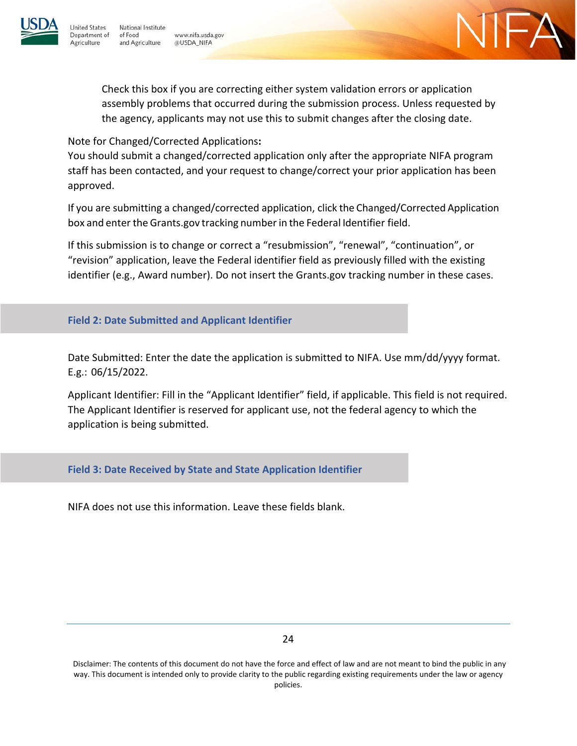Check this box if you are correcting either system validation errors or application assembly problems that occurred during the submission process. Unless requested by the agency, applicants may not use this to submit changes after the closing date.

Note for Changed/Corrected Applications**:**
You should submit a changed/corrected application only after the appropriate NIFA program staff has been contacted, and your request to change/correct your prior application has been approved.

If you are submitting a changed/corrected application, click the Changed/Corrected Application box and enter the Grants.gov tracking number in the Federal Identifier field.

If this submission is to change or correct a “resubmission”, “renewal”, “continuation”, or “revision” application, leave the Federal identifier field as previously filled with the existing identifier (e.g., Award number). Do not insert the Grants.gov tracking number in these cases.

### Field 2: Date Submitted and Applicant Identifier

Date Submitted: Enter the date the application is submitted to NIFA. Use mm/dd/yyyy format. E.g.: 06/15/2022.

Applicant Identifier: Fill in the “Applicant Identifier” field, if applicable. This field is not required. The Applicant Identifier is reserved for applicant use, not the federal agency to which the application is being submitted.

### Field 3: Date Received by State and State Application Identifier

NIFA does not use this information. Leave these fields blank.

Disclaimer: The contents of this document do not have the force and effect of law and are not meant to bind the public in any way. This document is intended only to provide clarity to the public regarding existing requirements under the law or agency policies.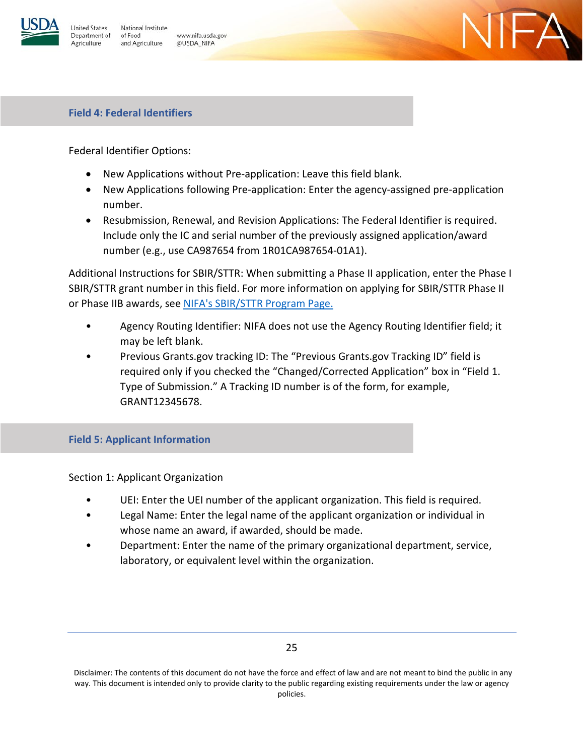## Field 4: Federal Identifiers

Federal Identifier Options:

- New Applications without Pre-application: Leave this field blank.
- New Applications following Pre-application: Enter the agency-assigned pre-application number.
- Resubmission, Renewal, and Revision Applications: The Federal Identifier is required. Include only the IC and serial number of the previously assigned application/award number (e.g., use CA987654 from 1R01CA987654-01A1).

Additional Instructions for SBIR/STTR: When submitting a Phase II application, enter the Phase I SBIR/STTR grant number in this field. For more information on applying for SBIR/STTR Phase II or Phase IIB awards, see NIFA's SBIR/STTR Program Page.

- Agency Routing Identifier: NIFA does not use the Agency Routing Identifier field; it may be left blank.
- Previous Grants.gov tracking ID: The "Previous Grants.gov Tracking ID" field is required only if you checked the "Changed/Corrected Application" box in "Field 1. Type of Submission." A Tracking ID number is of the form, for example, GRANT12345678.

## Field 5: Applicant Information

Section 1: Applicant Organization

- UEI: Enter the UEI number of the applicant organization. This field is required.
- Legal Name: Enter the legal name of the applicant organization or individual in whose name an award, if awarded, should be made.
- Department: Enter the name of the primary organizational department, service, laboratory, or equivalent level within the organization.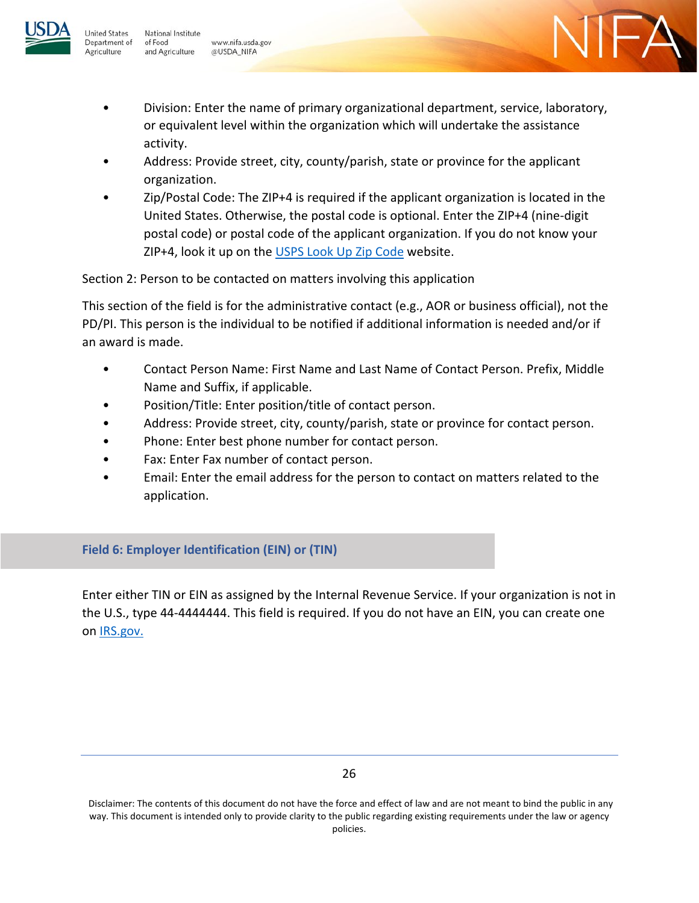- Division: Enter the name of primary organizational department, service, laboratory, or equivalent level within the organization which will undertake the assistance activity.
- Address: Provide street, city, county/parish, state or province for the applicant organization.
- Zip/Postal Code: The ZIP+4 is required if the applicant organization is located in the United States. Otherwise, the postal code is optional. Enter the ZIP+4 (nine-digit postal code) or postal code of the applicant organization. If you do not know your ZIP+4, look it up on the USPS Look Up Zip Code website.

Section 2: Person to be contacted on matters involving this application

This section of the field is for the administrative contact (e.g., AOR or business official), not the PD/PI. This person is the individual to be notified if additional information is needed and/or if an award is made.

- Contact Person Name: First Name and Last Name of Contact Person. Prefix, Middle Name and Suffix, if applicable.
- Position/Title: Enter position/title of contact person.
- Address: Provide street, city, county/parish, state or province for contact person.
- Phone: Enter best phone number for contact person.
- Fax: Enter Fax number of contact person.
- Email: Enter the email address for the person to contact on matters related to the application.

### Field 6: Employer Identification (EIN) or (TIN)

Enter either TIN or EIN as assigned by the Internal Revenue Service. If your organization is not in the U.S., type 44-4444444. This field is required. If you do not have an EIN, you can create one on IRS.gov.

Disclaimer: The contents of this document do not have the force and effect of law and are not meant to bind the public in any way. This document is intended only to provide clarity to the public regarding existing requirements under the law or agency policies.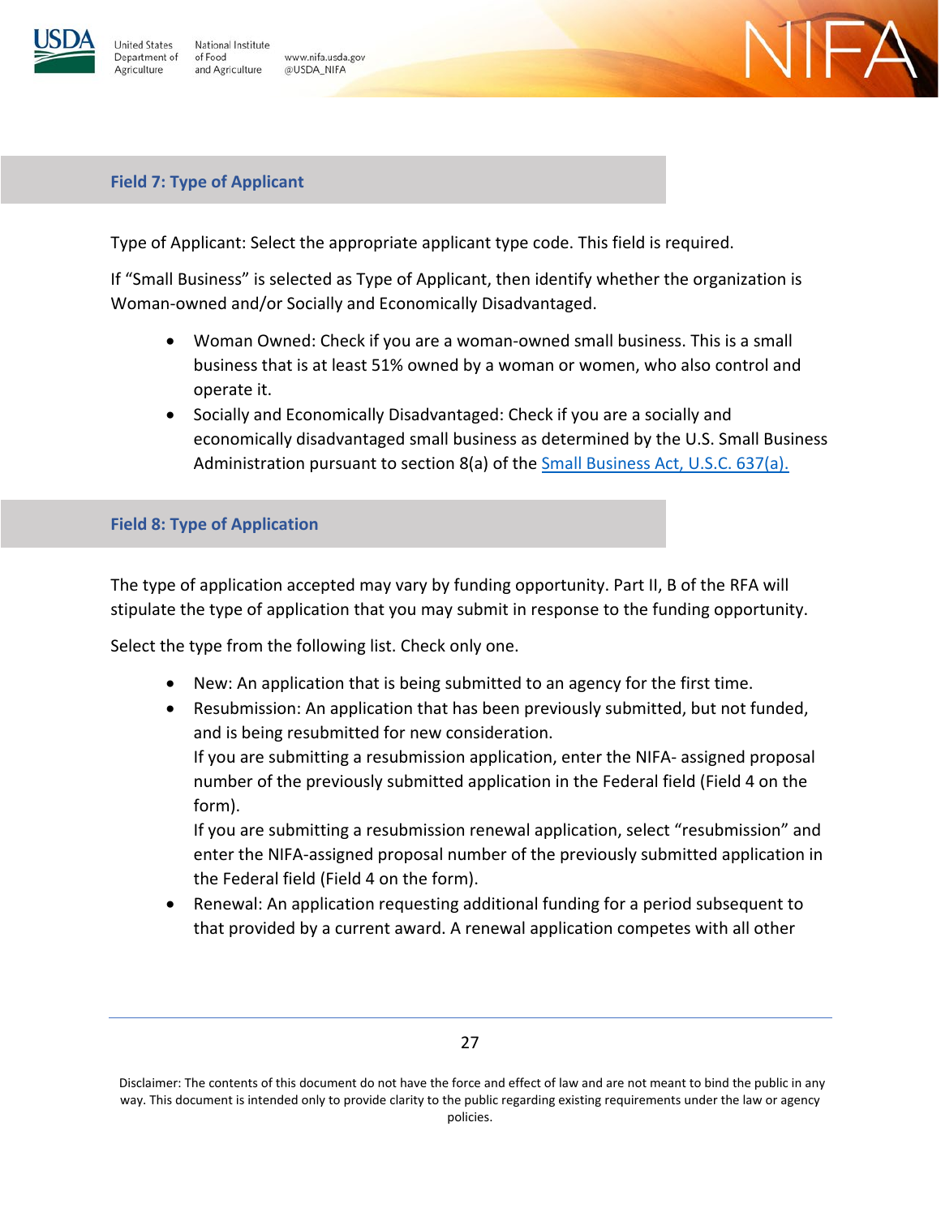### Field 7: Type of Applicant

Type of Applicant: Select the appropriate applicant type code. This field is required.

If "Small Business" is selected as Type of Applicant, then identify whether the organization is Woman-owned and/or Socially and Economically Disadvantaged.

- Woman Owned: Check if you are a woman-owned small business. This is a small business that is at least 51% owned by a woman or women, who also control and operate it.
- Socially and Economically Disadvantaged: Check if you are a socially and economically disadvantaged small business as determined by the U.S. Small Business Administration pursuant to section 8(a) of the [Small Business Act, U.S.C. 637(a).]

### Field 8: Type of Application

The type of application accepted may vary by funding opportunity. Part II, B of the RFA will stipulate the type of application that you may submit in response to the funding opportunity.

Select the type from the following list. Check only one.

- New: An application that is being submitted to an agency for the first time.
- Resubmission: An application that has been previously submitted, but not funded, and is being resubmitted for new consideration.
  If you are submitting a resubmission application, enter the NIFA- assigned proposal number of the previously submitted application in the Federal field (Field 4 on the form).
  If you are submitting a resubmission renewal application, select "resubmission" and enter the NIFA-assigned proposal number of the previously submitted application in the Federal field (Field 4 on the form).
- Renewal: An application requesting additional funding for a period subsequent to that provided by a current award. A renewal application competes with all other

Disclaimer: The contents of this document do not have the force and effect of law and are not meant to bind the public in any way. This document is intended only to provide clarity to the public regarding existing requirements under the law or agency policies.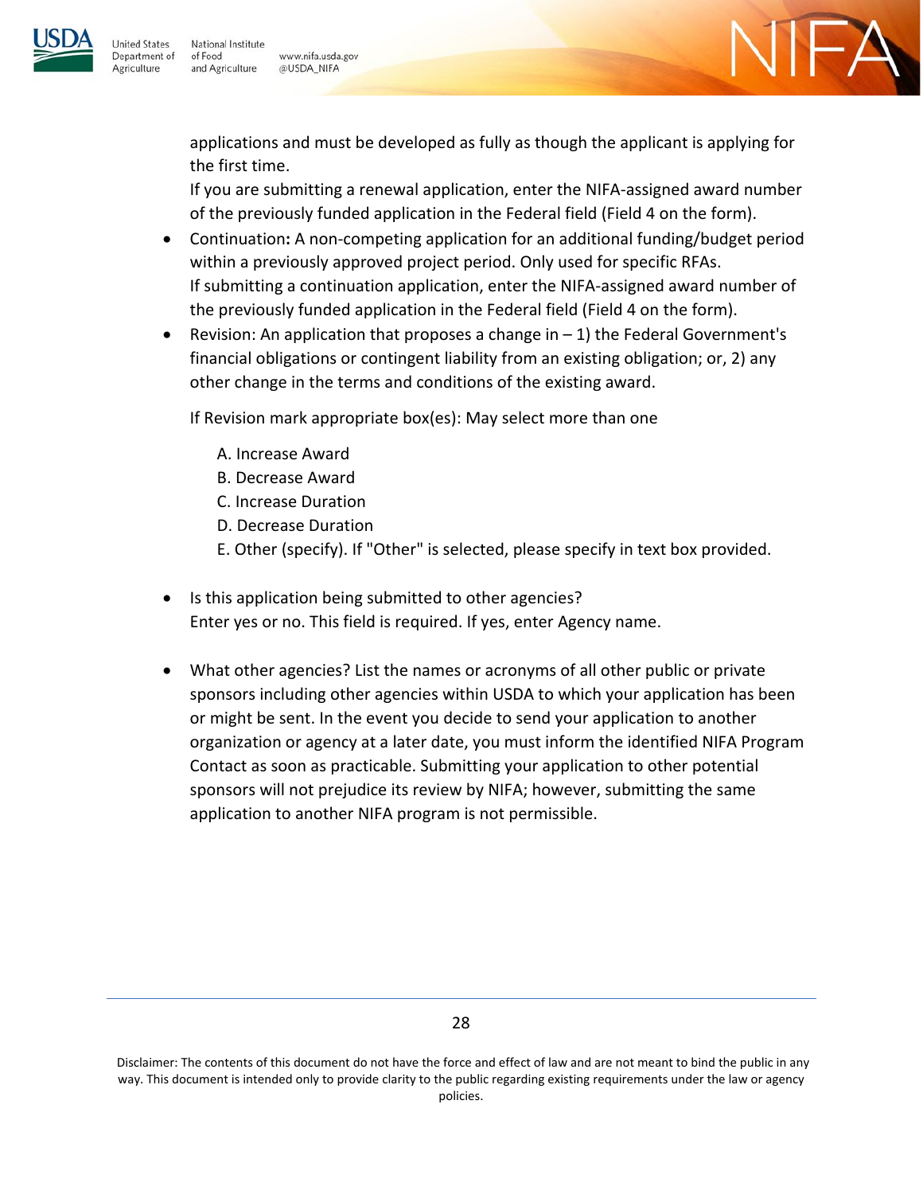applications and must be developed as fully as though the applicant is applying for the first time.
If you are submitting a renewal application, enter the NIFA-assigned award number of the previously funded application in the Federal field (Field 4 on the form).

- Continuation**:** A non-competing application for an additional funding/budget period within a previously approved project period. Only used for specific RFAs.
If submitting a continuation application, enter the NIFA-assigned award number of the previously funded application in the Federal field (Field 4 on the form).
- Revision: An application that proposes a change in – 1) the Federal Government's financial obligations or contingent liability from an existing obligation; or, 2) any other change in the terms and conditions of the existing award.

  If Revision mark appropriate box(es): May select more than one

  A. Increase Award
  B. Decrease Award
  C. Increase Duration
  D. Decrease Duration
  E. Other (specify). If "Other" is selected, please specify in text box provided.

- Is this application being submitted to other agencies?
Enter yes or no. This field is required. If yes, enter Agency name.

- What other agencies? List the names or acronyms of all other public or private sponsors including other agencies within USDA to which your application has been or might be sent. In the event you decide to send your application to another organization or agency at a later date, you must inform the identified NIFA Program Contact as soon as practicable. Submitting your application to other potential sponsors will not prejudice its review by NIFA; however, submitting the same application to another NIFA program is not permissible.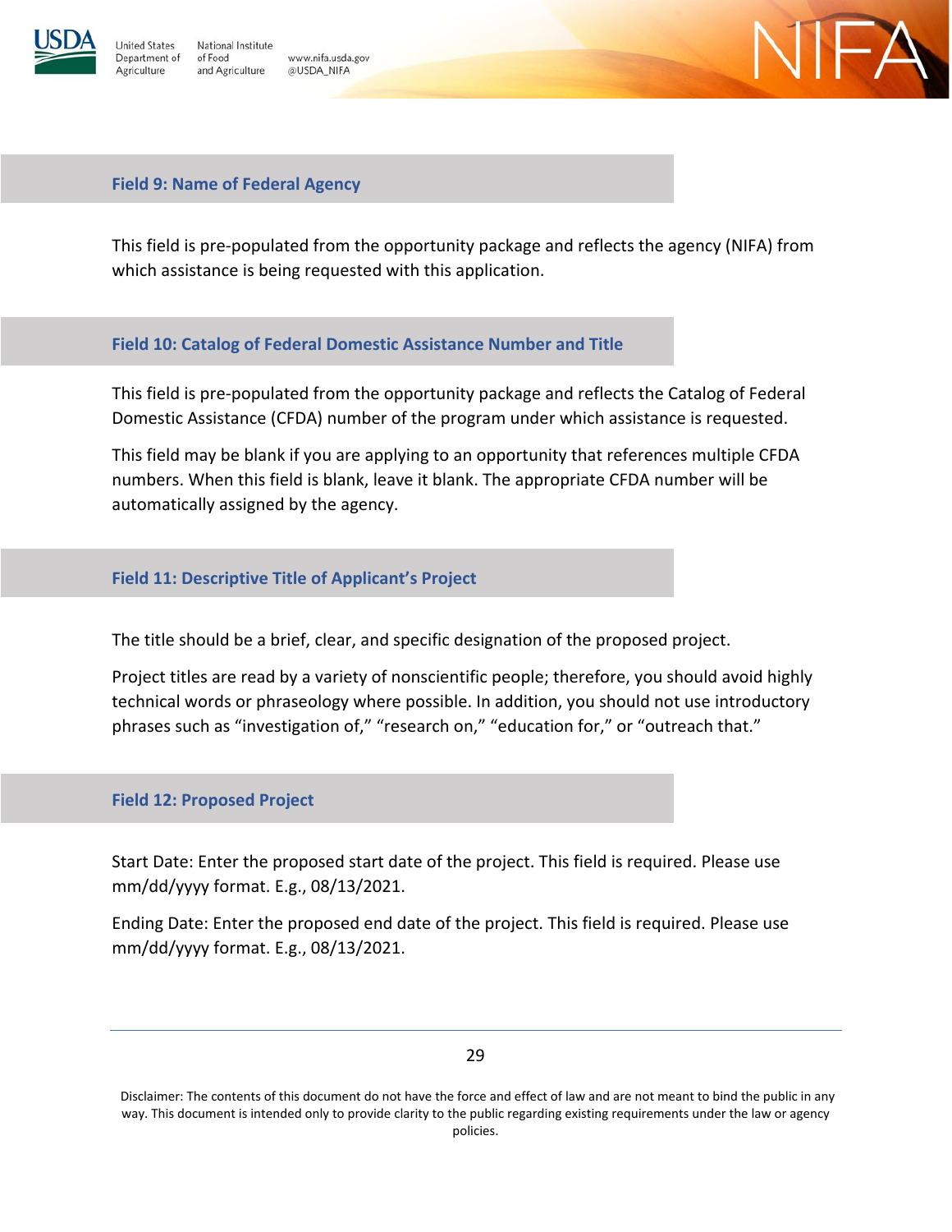### Field 9: Name of Federal Agency

This field is pre-populated from the opportunity package and reflects the agency (NIFA) from which assistance is being requested with this application.

### Field 10: Catalog of Federal Domestic Assistance Number and Title

This field is pre-populated from the opportunity package and reflects the Catalog of Federal Domestic Assistance (CFDA) number of the program under which assistance is requested.

This field may be blank if you are applying to an opportunity that references multiple CFDA numbers. When this field is blank, leave it blank. The appropriate CFDA number will be automatically assigned by the agency.

### Field 11: Descriptive Title of Applicant's Project

The title should be a brief, clear, and specific designation of the proposed project.

Project titles are read by a variety of nonscientific people; therefore, you should avoid highly technical words or phraseology where possible. In addition, you should not use introductory phrases such as "investigation of," "research on," "education for," or "outreach that."

### Field 12: Proposed Project

Start Date: Enter the proposed start date of the project. This field is required. Please use mm/dd/yyyy format. E.g., 08/13/2021.

Ending Date: Enter the proposed end date of the project. This field is required. Please use mm/dd/yyyy format. E.g., 08/13/2021.

Disclaimer: The contents of this document do not have the force and effect of law and are not meant to bind the public in any way. This document is intended only to provide clarity to the public regarding existing requirements under the law or agency policies.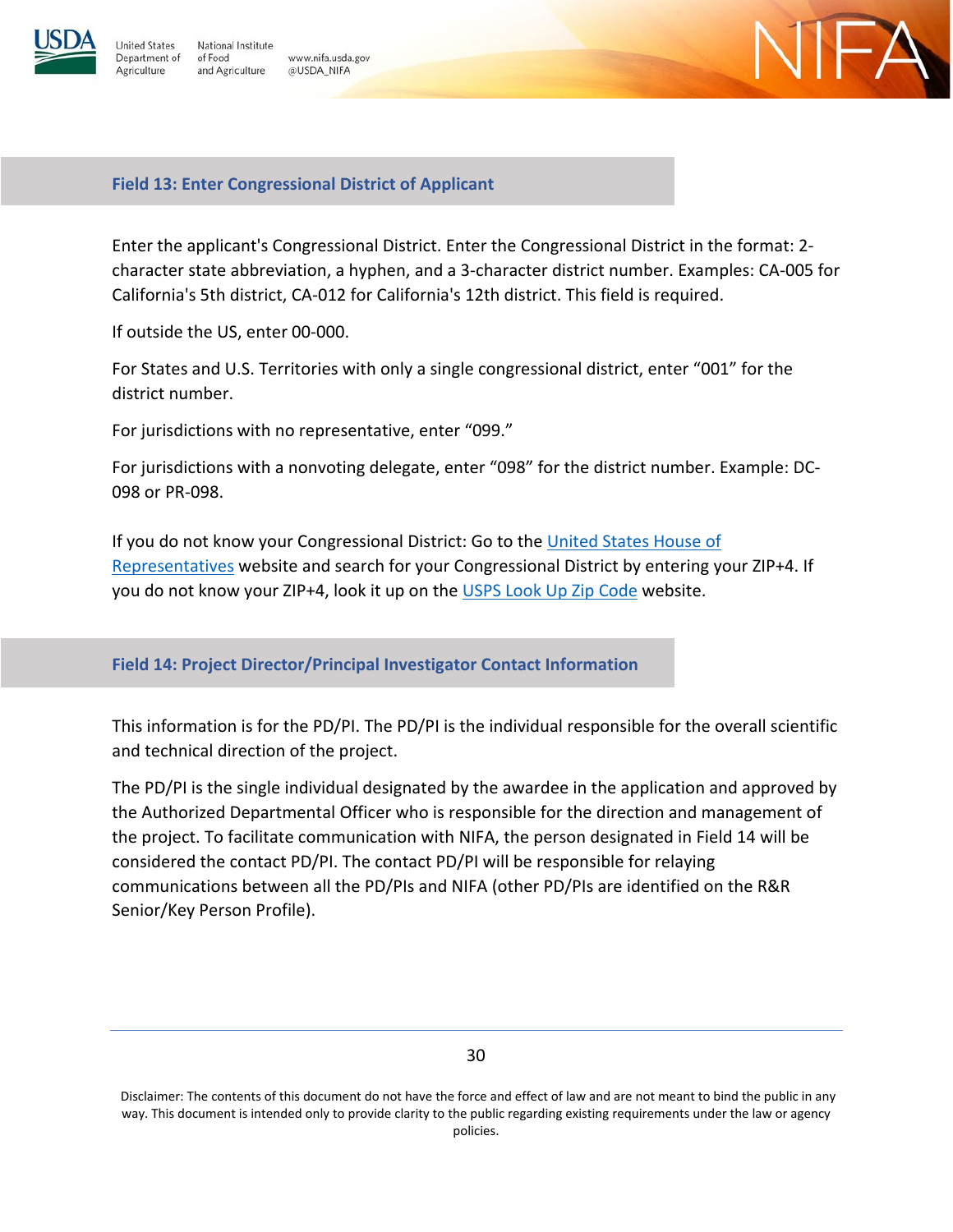## Field 13: Enter Congressional District of Applicant

Enter the applicant's Congressional District. Enter the Congressional District in the format: 2-character state abbreviation, a hyphen, and a 3-character district number. Examples: CA-005 for California's 5th district, CA-012 for California's 12th district. This field is required.

If outside the US, enter 00-000.

For States and U.S. Territories with only a single congressional district, enter “001” for the district number.

For jurisdictions with no representative, enter “099.”

For jurisdictions with a nonvoting delegate, enter “098” for the district number. Example: DC-098 or PR-098.

If you do not know your Congressional District: Go to the United States House of Representatives website and search for your Congressional District by entering your ZIP+4. If you do not know your ZIP+4, look it up on the USPS Look Up Zip Code website.

## Field 14: Project Director/Principal Investigator Contact Information

This information is for the PD/PI. The PD/PI is the individual responsible for the overall scientific and technical direction of the project.

The PD/PI is the single individual designated by the awardee in the application and approved by the Authorized Departmental Officer who is responsible for the direction and management of the project. To facilitate communication with NIFA, the person designated in Field 14 will be considered the contact PD/PI. The contact PD/PI will be responsible for relaying communications between all the PD/PIs and NIFA (other PD/PIs are identified on the R&R Senior/Key Person Profile).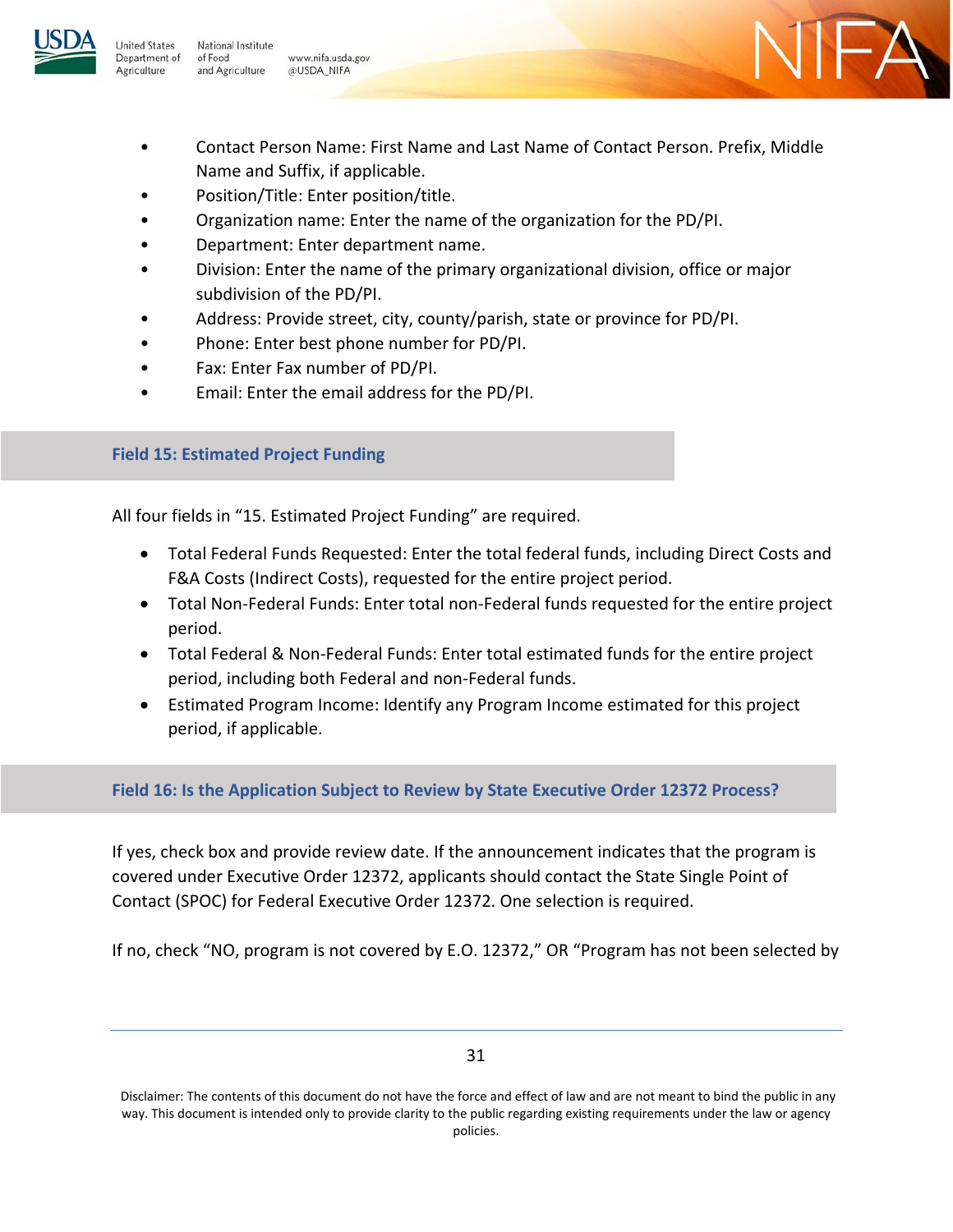- Contact Person Name: First Name and Last Name of Contact Person. Prefix, Middle Name and Suffix, if applicable.
- Position/Title: Enter position/title.
- Organization name: Enter the name of the organization for the PD/PI.
- Department: Enter department name.
- Division: Enter the name of the primary organizational division, office or major subdivision of the PD/PI.
- Address: Provide street, city, county/parish, state or province for PD/PI.
- Phone: Enter best phone number for PD/PI.
- Fax: Enter Fax number of PD/PI.
- Email: Enter the email address for the PD/PI.

### Field 15: Estimated Project Funding

All four fields in "15. Estimated Project Funding" are required.

- Total Federal Funds Requested: Enter the total federal funds, including Direct Costs and F&A Costs (Indirect Costs), requested for the entire project period.
- Total Non-Federal Funds: Enter total non-Federal funds requested for the entire project period.
- Total Federal & Non-Federal Funds: Enter total estimated funds for the entire project period, including both Federal and non-Federal funds.
- Estimated Program Income: Identify any Program Income estimated for this project period, if applicable.

### Field 16: Is the Application Subject to Review by State Executive Order 12372 Process?

If yes, check box and provide review date. If the announcement indicates that the program is covered under Executive Order 12372, applicants should contact the State Single Point of Contact (SPOC) for Federal Executive Order 12372. One selection is required.

If no, check "NO, program is not covered by E.O. 12372," OR "Program has not been selected by

Disclaimer: The contents of this document do not have the force and effect of law and are not meant to bind the public in any way. This document is intended only to provide clarity to the public regarding existing requirements under the law or agency policies.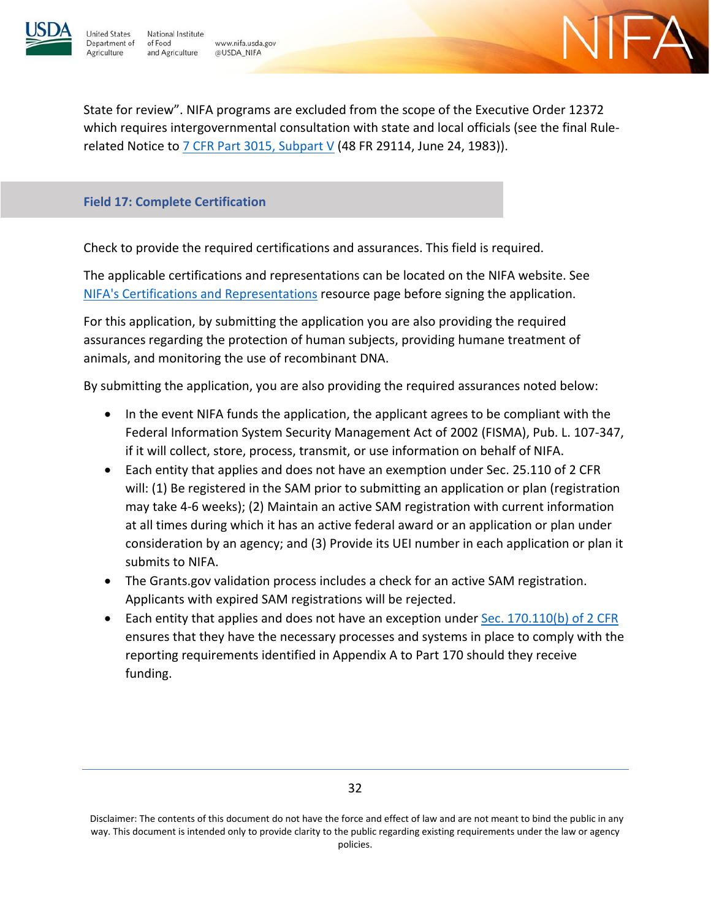State for review". NIFA programs are excluded from the scope of the Executive Order 12372 which requires intergovernmental consultation with state and local officials (see the final Rule-related Notice to 7 CFR Part 3015, Subpart V (48 FR 29114, June 24, 1983)).

### Field 17: Complete Certification

Check to provide the required certifications and assurances. This field is required.

The applicable certifications and representations can be located on the NIFA website. See NIFA's Certifications and Representations resource page before signing the application.

For this application, by submitting the application you are also providing the required assurances regarding the protection of human subjects, providing humane treatment of animals, and monitoring the use of recombinant DNA.

By submitting the application, you are also providing the required assurances noted below:

- In the event NIFA funds the application, the applicant agrees to be compliant with the Federal Information System Security Management Act of 2002 (FISMA), Pub. L. 107-347, if it will collect, store, process, transmit, or use information on behalf of NIFA.
- Each entity that applies and does not have an exemption under Sec. 25.110 of 2 CFR will: (1) Be registered in the SAM prior to submitting an application or plan (registration may take 4-6 weeks); (2) Maintain an active SAM registration with current information at all times during which it has an active federal award or an application or plan under consideration by an agency; and (3) Provide its UEI number in each application or plan it submits to NIFA.
- The Grants.gov validation process includes a check for an active SAM registration. Applicants with expired SAM registrations will be rejected.
- Each entity that applies and does not have an exception under Sec. 170.110(b) of 2 CFR ensures that they have the necessary processes and systems in place to comply with the reporting requirements identified in Appendix A to Part 170 should they receive funding.

Disclaimer: The contents of this document do not have the force and effect of law and are not meant to bind the public in any way. This document is intended only to provide clarity to the public regarding existing requirements under the law or agency policies.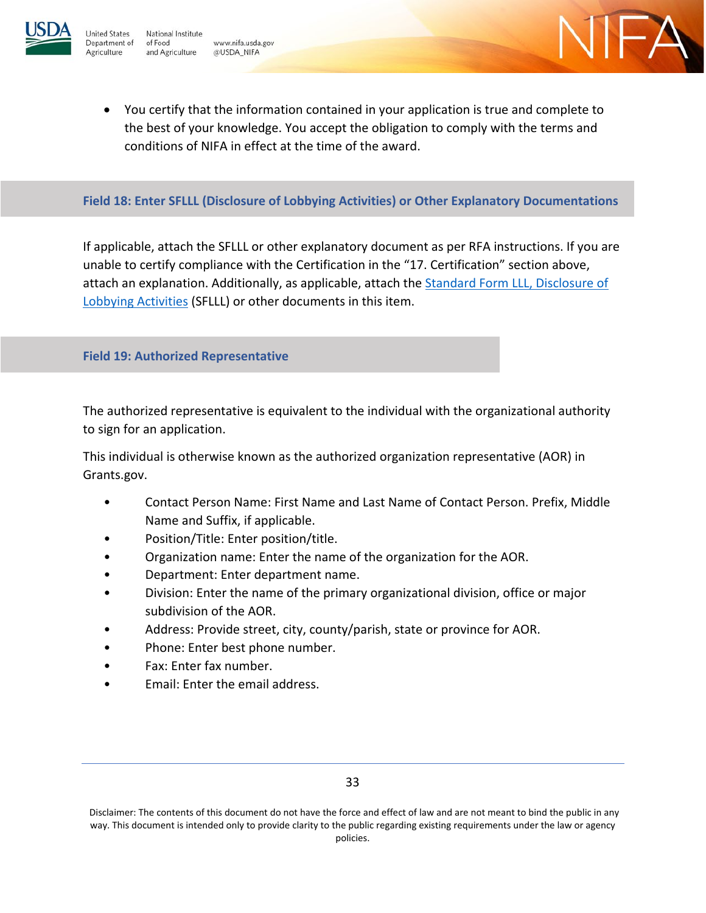- You certify that the information contained in your application is true and complete to the best of your knowledge. You accept the obligation to comply with the terms and conditions of NIFA in effect at the time of the award.

### Field 18: Enter SFLLL (Disclosure of Lobbying Activities) or Other Explanatory Documentations

If applicable, attach the SFLLL or other explanatory document as per RFA instructions. If you are unable to certify compliance with the Certification in the "17. Certification" section above, attach an explanation. Additionally, as applicable, attach the [Standard Form LLL, Disclosure of Lobbying Activities](#) (SFLLL) or other documents in this item.

### Field 19: Authorized Representative

The authorized representative is equivalent to the individual with the organizational authority to sign for an application.

This individual is otherwise known as the authorized organization representative (AOR) in Grants.gov.

- Contact Person Name: First Name and Last Name of Contact Person. Prefix, Middle Name and Suffix, if applicable.
- Position/Title: Enter position/title.
- Organization name: Enter the name of the organization for the AOR.
- Department: Enter department name.
- Division: Enter the name of the primary organizational division, office or major subdivision of the AOR.
- Address: Provide street, city, county/parish, state or province for AOR.
- Phone: Enter best phone number.
- Fax: Enter fax number.
- Email: Enter the email address.

Disclaimer: The contents of this document do not have the force and effect of law and are not meant to bind the public in any way. This document is intended only to provide clarity to the public regarding existing requirements under the law or agency policies.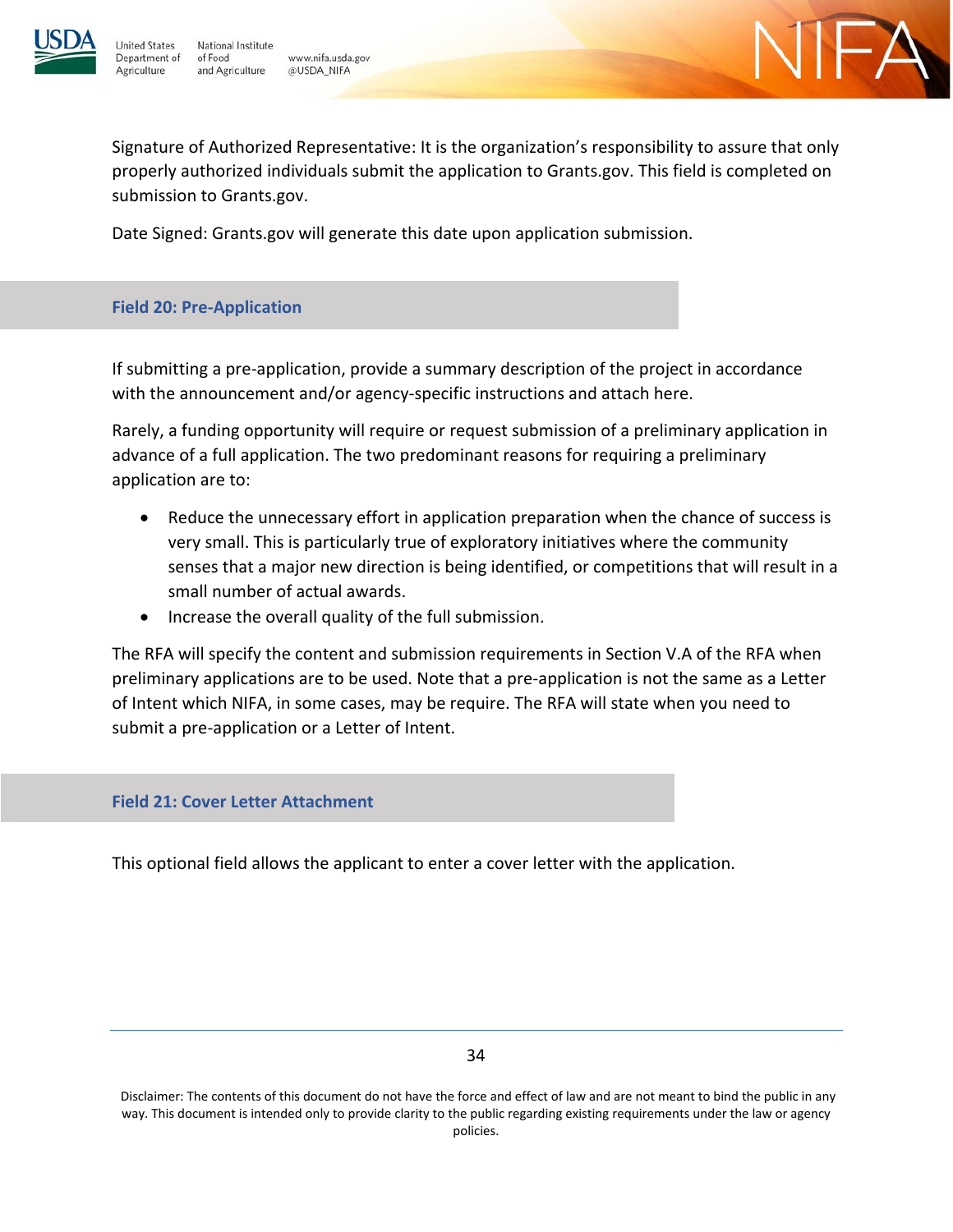Signature of Authorized Representative: It is the organization's responsibility to assure that only properly authorized individuals submit the application to Grants.gov. This field is completed on submission to Grants.gov.

Date Signed: Grants.gov will generate this date upon application submission.

### Field 20: Pre-Application

If submitting a pre-application, provide a summary description of the project in accordance with the announcement and/or agency-specific instructions and attach here.

Rarely, a funding opportunity will require or request submission of a preliminary application in advance of a full application. The two predominant reasons for requiring a preliminary application are to:

- Reduce the unnecessary effort in application preparation when the chance of success is very small. This is particularly true of exploratory initiatives where the community senses that a major new direction is being identified, or competitions that will result in a small number of actual awards.
- Increase the overall quality of the full submission.

The RFA will specify the content and submission requirements in Section V.A of the RFA when preliminary applications are to be used. Note that a pre-application is not the same as a Letter of Intent which NIFA, in some cases, may be require. The RFA will state when you need to submit a pre-application or a Letter of Intent.

### Field 21: Cover Letter Attachment

This optional field allows the applicant to enter a cover letter with the application.

Disclaimer: The contents of this document do not have the force and effect of law and are not meant to bind the public in any way. This document is intended only to provide clarity to the public regarding existing requirements under the law or agency policies.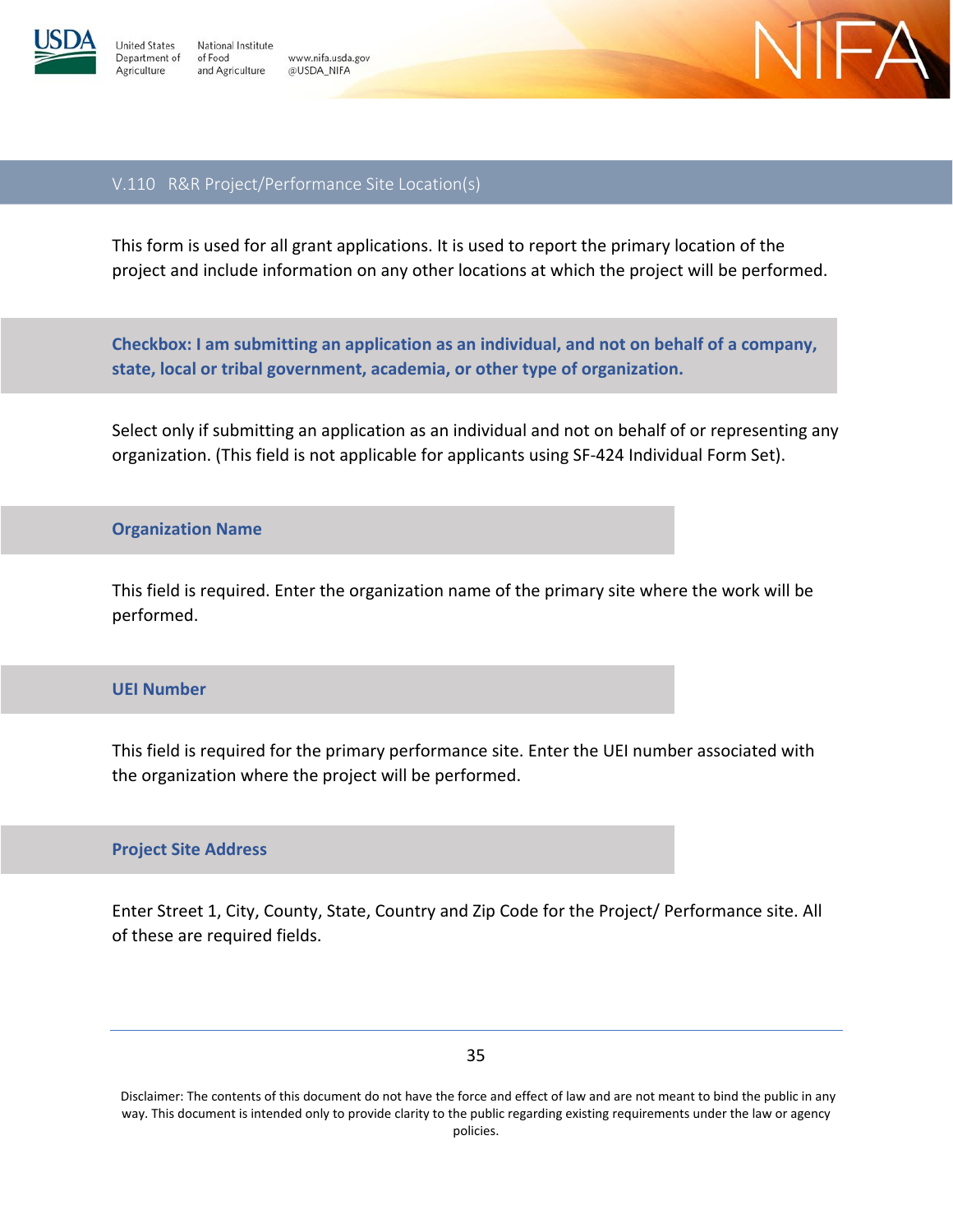## V.110 R&R Project/Performance Site Location(s)

This form is used for all grant applications. It is used to report the primary location of the project and include information on any other locations at which the project will be performed.

### Checkbox: I am submitting an application as an individual, and not on behalf of a company, state, local or tribal government, academia, or other type of organization.

Select only if submitting an application as an individual and not on behalf of or representing any organization. (This field is not applicable for applicants using SF-424 Individual Form Set).

### Organization Name

This field is required. Enter the organization name of the primary site where the work will be performed.

### UEI Number

This field is required for the primary performance site. Enter the UEI number associated with the organization where the project will be performed.

### Project Site Address

Enter Street 1, City, County, State, Country and Zip Code for the Project/ Performance site. All of these are required fields.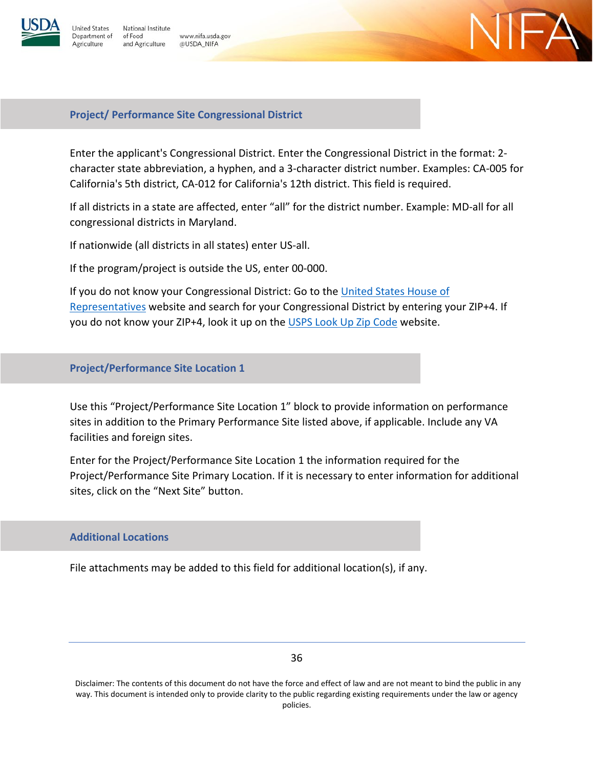## Project/ Performance Site Congressional District

Enter the applicant's Congressional District. Enter the Congressional District in the format: 2-character state abbreviation, a hyphen, and a 3-character district number. Examples: CA-005 for California's 5th district, CA-012 for California's 12th district. This field is required.

If all districts in a state are affected, enter “all” for the district number. Example: MD-all for all congressional districts in Maryland.

If nationwide (all districts in all states) enter US-all.

If the program/project is outside the US, enter 00-000.

If you do not know your Congressional District: Go to the United States House of Representatives website and search for your Congressional District by entering your ZIP+4. If you do not know your ZIP+4, look it up on the USPS Look Up Zip Code website.

## Project/Performance Site Location 1

Use this “Project/Performance Site Location 1” block to provide information on performance sites in addition to the Primary Performance Site listed above, if applicable. Include any VA facilities and foreign sites.

Enter for the Project/Performance Site Location 1 the information required for the Project/Performance Site Primary Location. If it is necessary to enter information for additional sites, click on the “Next Site” button.

## Additional Locations

File attachments may be added to this field for additional location(s), if any.

Disclaimer: The contents of this document do not have the force and effect of law and are not meant to bind the public in any way. This document is intended only to provide clarity to the public regarding existing requirements under the law or agency policies.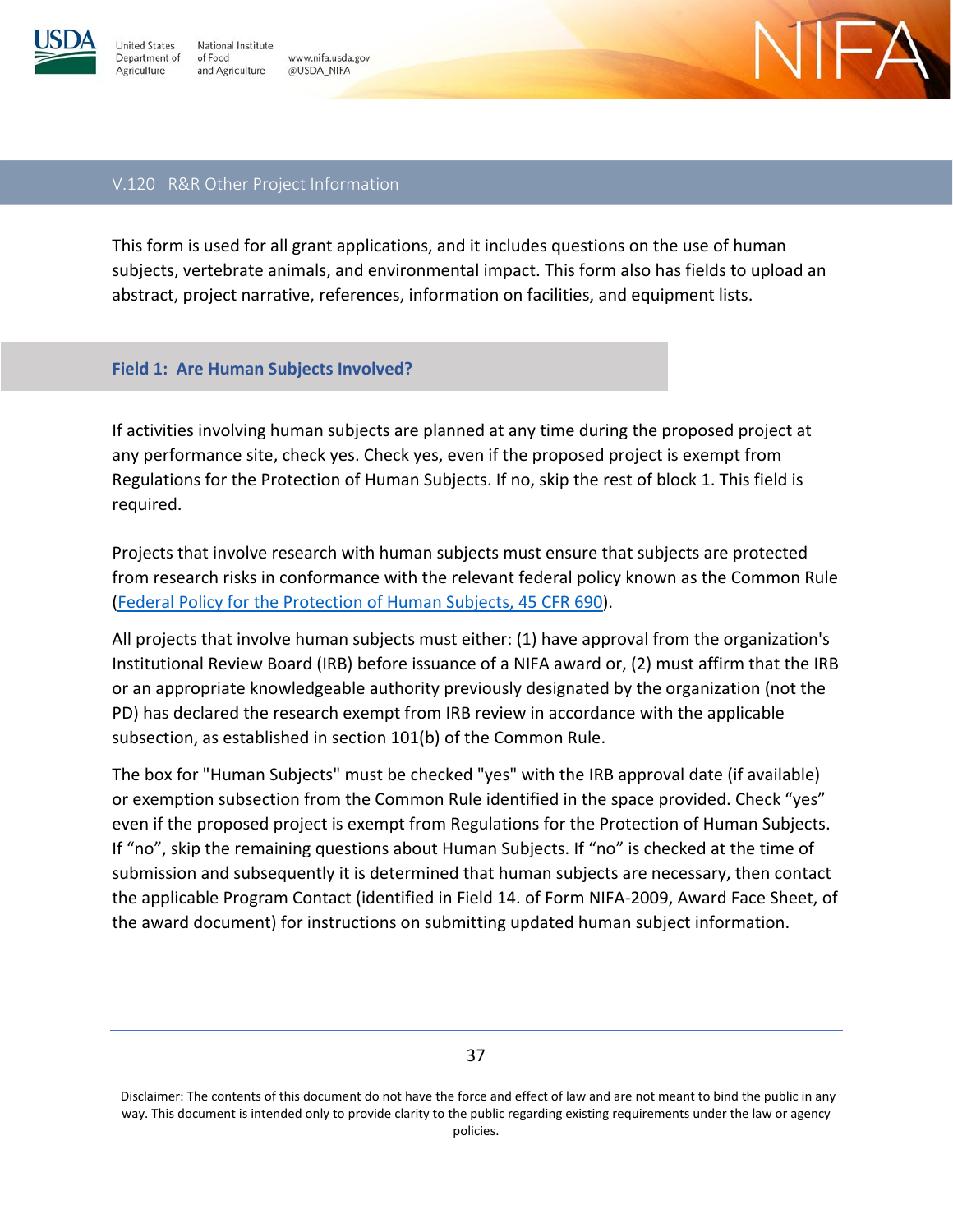## V.120 R&R Other Project Information

This form is used for all grant applications, and it includes questions on the use of human subjects, vertebrate animals, and environmental impact. This form also has fields to upload an abstract, project narrative, references, information on facilities, and equipment lists.

### Field 1: Are Human Subjects Involved?

If activities involving human subjects are planned at any time during the proposed project at any performance site, check yes. Check yes, even if the proposed project is exempt from Regulations for the Protection of Human Subjects. If no, skip the rest of block 1. This field is required.

Projects that involve research with human subjects must ensure that subjects are protected from research risks in conformance with the relevant federal policy known as the Common Rule ([Federal Policy for the Protection of Human Subjects, 45 CFR 690](Federal Policy for the Protection of Human Subjects, 45 CFR 690)).

All projects that involve human subjects must either: (1) have approval from the organization's Institutional Review Board (IRB) before issuance of a NIFA award or, (2) must affirm that the IRB or an appropriate knowledgeable authority previously designated by the organization (not the PD) has declared the research exempt from IRB review in accordance with the applicable subsection, as established in section 101(b) of the Common Rule.

The box for "Human Subjects" must be checked "yes" with the IRB approval date (if available) or exemption subsection from the Common Rule identified in the space provided. Check "yes" even if the proposed project is exempt from Regulations for the Protection of Human Subjects. If "no", skip the remaining questions about Human Subjects. If "no" is checked at the time of submission and subsequently it is determined that human subjects are necessary, then contact the applicable Program Contact (identified in Field 14. of Form NIFA-2009, Award Face Sheet, of the award document) for instructions on submitting updated human subject information.

Disclaimer: The contents of this document do not have the force and effect of law and are not meant to bind the public in any way. This document is intended only to provide clarity to the public regarding existing requirements under the law or agency policies.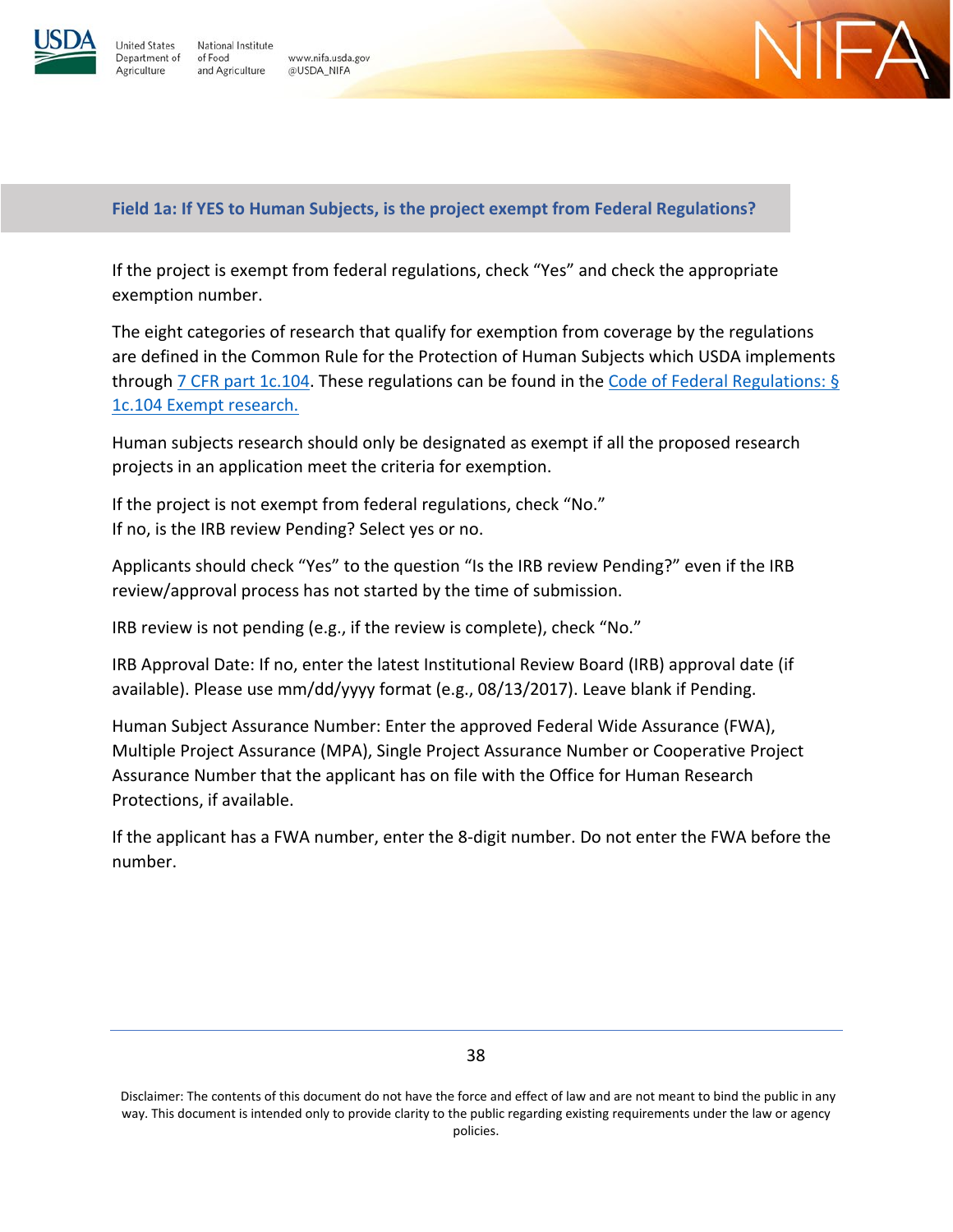## Field 1a: If YES to Human Subjects, is the project exempt from Federal Regulations?

If the project is exempt from federal regulations, check "Yes" and check the appropriate exemption number.

The eight categories of research that qualify for exemption from coverage by the regulations are defined in the Common Rule for the Protection of Human Subjects which USDA implements through [7 CFR part 1c.104](). These regulations can be found in the [Code of Federal Regulations: § 1c.104 Exempt research.]()

Human subjects research should only be designated as exempt if all the proposed research projects in an application meet the criteria for exemption.

If the project is not exempt from federal regulations, check "No."
If no, is the IRB review Pending? Select yes or no.

Applicants should check "Yes" to the question "Is the IRB review Pending?" even if the IRB review/approval process has not started by the time of submission.

IRB review is not pending (e.g., if the review is complete), check "No."

IRB Approval Date: If no, enter the latest Institutional Review Board (IRB) approval date (if available). Please use mm/dd/yyyy format (e.g., 08/13/2017). Leave blank if Pending.

Human Subject Assurance Number: Enter the approved Federal Wide Assurance (FWA), Multiple Project Assurance (MPA), Single Project Assurance Number or Cooperative Project Assurance Number that the applicant has on file with the Office for Human Research Protections, if available.

If the applicant has a FWA number, enter the 8-digit number. Do not enter the FWA before the number.

Disclaimer: The contents of this document do not have the force and effect of law and are not meant to bind the public in any way. This document is intended only to provide clarity to the public regarding existing requirements under the law or agency policies.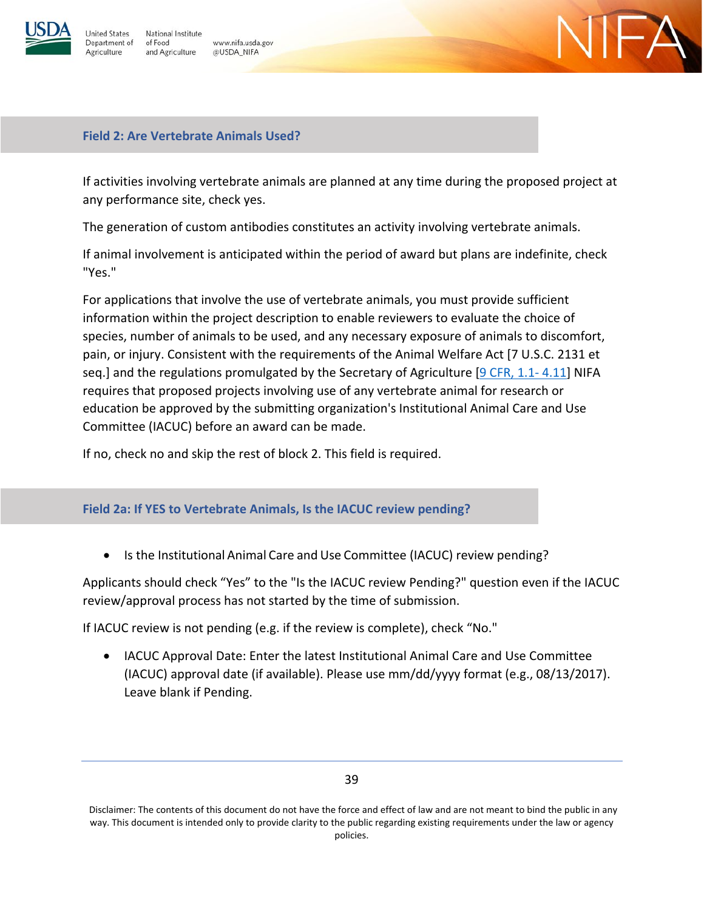### Field 2: Are Vertebrate Animals Used?

If activities involving vertebrate animals are planned at any time during the proposed project at any performance site, check yes.

The generation of custom antibodies constitutes an activity involving vertebrate animals.

If animal involvement is anticipated within the period of award but plans are indefinite, check "Yes."

For applications that involve the use of vertebrate animals, you must provide sufficient information within the project description to enable reviewers to evaluate the choice of species, number of animals to be used, and any necessary exposure of animals to discomfort, pain, or injury. Consistent with the requirements of the Animal Welfare Act [7 U.S.C. 2131 et seq.] and the regulations promulgated by the Secretary of Agriculture [9 CFR, 1.1- 4.11] NIFA requires that proposed projects involving use of any vertebrate animal for research or education be approved by the submitting organization's Institutional Animal Care and Use Committee (IACUC) before an award can be made.

If no, check no and skip the rest of block 2. This field is required.

### Field 2a: If YES to Vertebrate Animals, Is the IACUC review pending?

- Is the Institutional Animal Care and Use Committee (IACUC) review pending?

Applicants should check "Yes" to the "Is the IACUC review Pending?" question even if the IACUC review/approval process has not started by the time of submission.

If IACUC review is not pending (e.g. if the review is complete), check "No."

- IACUC Approval Date: Enter the latest Institutional Animal Care and Use Committee (IACUC) approval date (if available). Please use mm/dd/yyyy format (e.g., 08/13/2017). Leave blank if Pending.

Disclaimer: The contents of this document do not have the force and effect of law and are not meant to bind the public in any way. This document is intended only to provide clarity to the public regarding existing requirements under the law or agency policies.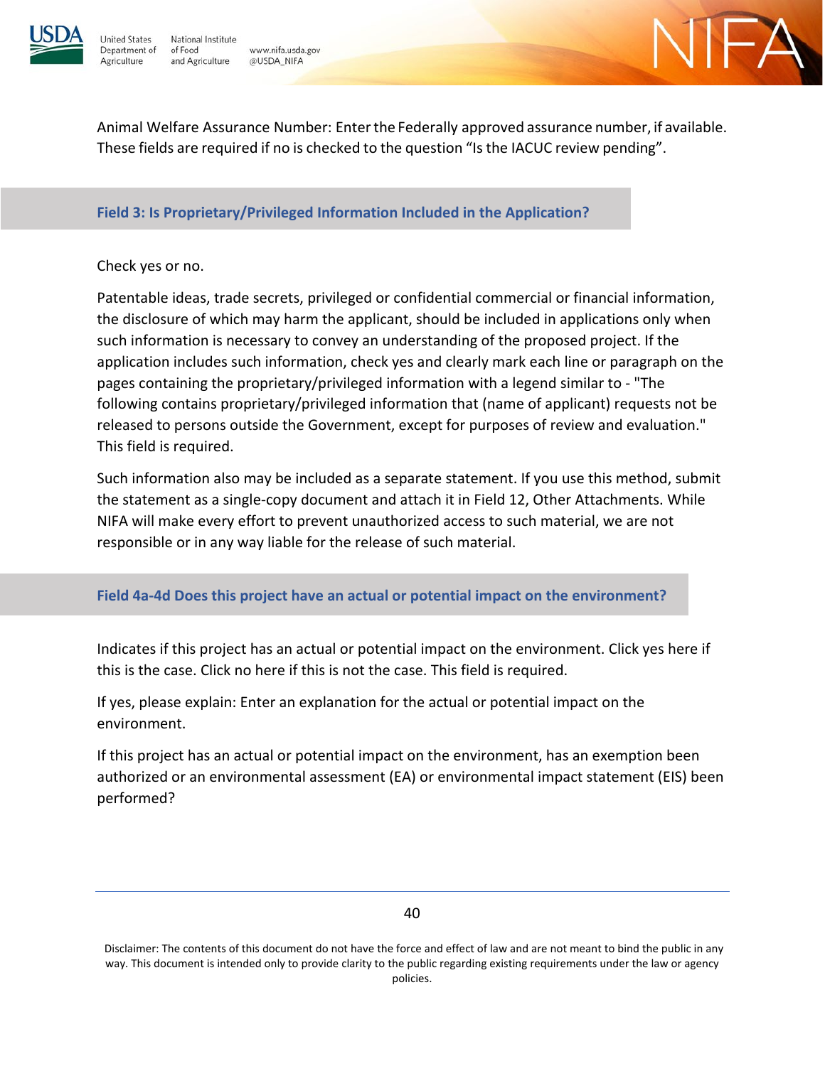Animal Welfare Assurance Number: Enter the Federally approved assurance number, if available. These fields are required if no is checked to the question "Is the IACUC review pending".

### Field 3: Is Proprietary/Privileged Information Included in the Application?

Check yes or no.

Patentable ideas, trade secrets, privileged or confidential commercial or financial information, the disclosure of which may harm the applicant, should be included in applications only when such information is necessary to convey an understanding of the proposed project. If the application includes such information, check yes and clearly mark each line or paragraph on the pages containing the proprietary/privileged information with a legend similar to - "The following contains proprietary/privileged information that (name of applicant) requests not be released to persons outside the Government, except for purposes of review and evaluation." This field is required.

Such information also may be included as a separate statement. If you use this method, submit the statement as a single-copy document and attach it in Field 12, Other Attachments. While NIFA will make every effort to prevent unauthorized access to such material, we are not responsible or in any way liable for the release of such material.

### Field 4a-4d Does this project have an actual or potential impact on the environment?

Indicates if this project has an actual or potential impact on the environment. Click yes here if this is the case. Click no here if this is not the case. This field is required.

If yes, please explain: Enter an explanation for the actual or potential impact on the environment.

If this project has an actual or potential impact on the environment, has an exemption been authorized or an environmental assessment (EA) or environmental impact statement (EIS) been performed?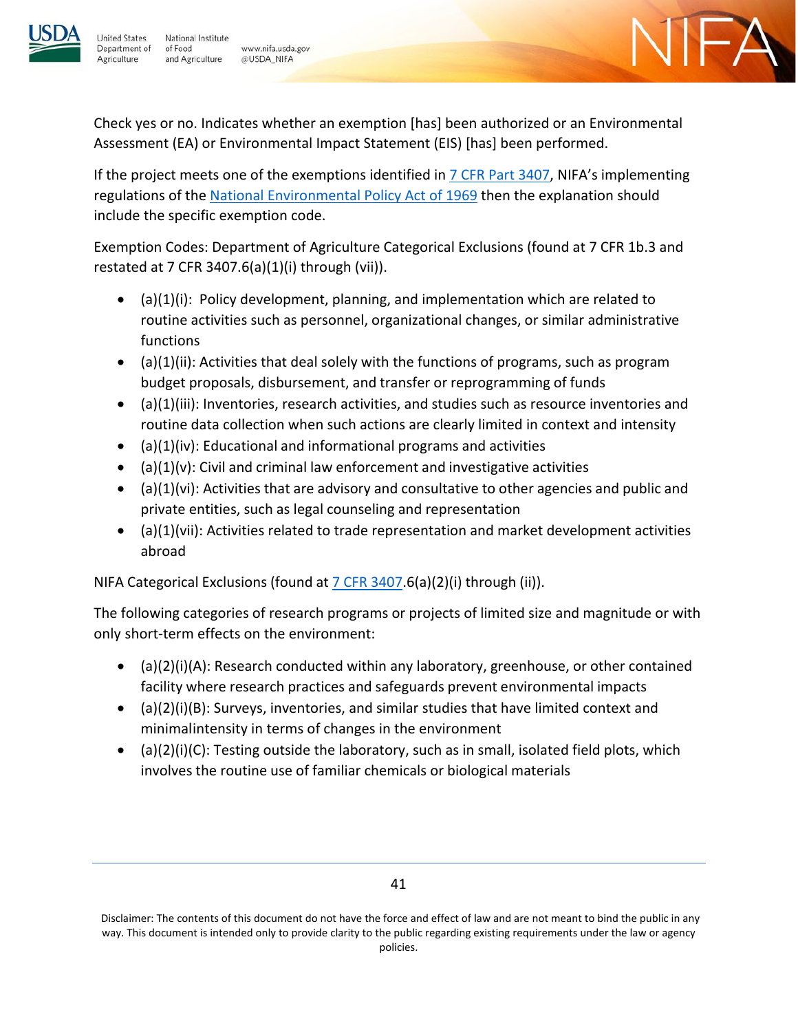Check yes or no. Indicates whether an exemption [has] been authorized or an Environmental Assessment (EA) or Environmental Impact Statement (EIS) [has] been performed.

If the project meets one of the exemptions identified in 7 CFR Part 3407, NIFA's implementing regulations of the National Environmental Policy Act of 1969 then the explanation should include the specific exemption code.

Exemption Codes: Department of Agriculture Categorical Exclusions (found at 7 CFR 1b.3 and restated at 7 CFR 3407.6(a)(1)(i) through (vii)).

- (a)(1)(i): Policy development, planning, and implementation which are related to routine activities such as personnel, organizational changes, or similar administrative functions
- (a)(1)(ii): Activities that deal solely with the functions of programs, such as program budget proposals, disbursement, and transfer or reprogramming of funds
- (a)(1)(iii): Inventories, research activities, and studies such as resource inventories and routine data collection when such actions are clearly limited in context and intensity
- (a)(1)(iv): Educational and informational programs and activities
- (a)(1)(v): Civil and criminal law enforcement and investigative activities
- (a)(1)(vi): Activities that are advisory and consultative to other agencies and public and private entities, such as legal counseling and representation
- (a)(1)(vii): Activities related to trade representation and market development activities abroad

NIFA Categorical Exclusions (found at 7 CFR 3407.6(a)(2)(i) through (ii)).

The following categories of research programs or projects of limited size and magnitude or with only short-term effects on the environment:

- (a)(2)(i)(A): Research conducted within any laboratory, greenhouse, or other contained facility where research practices and safeguards prevent environmental impacts
- (a)(2)(i)(B): Surveys, inventories, and similar studies that have limited context and minimalintensity in terms of changes in the environment
- (a)(2)(i)(C): Testing outside the laboratory, such as in small, isolated field plots, which involves the routine use of familiar chemicals or biological materials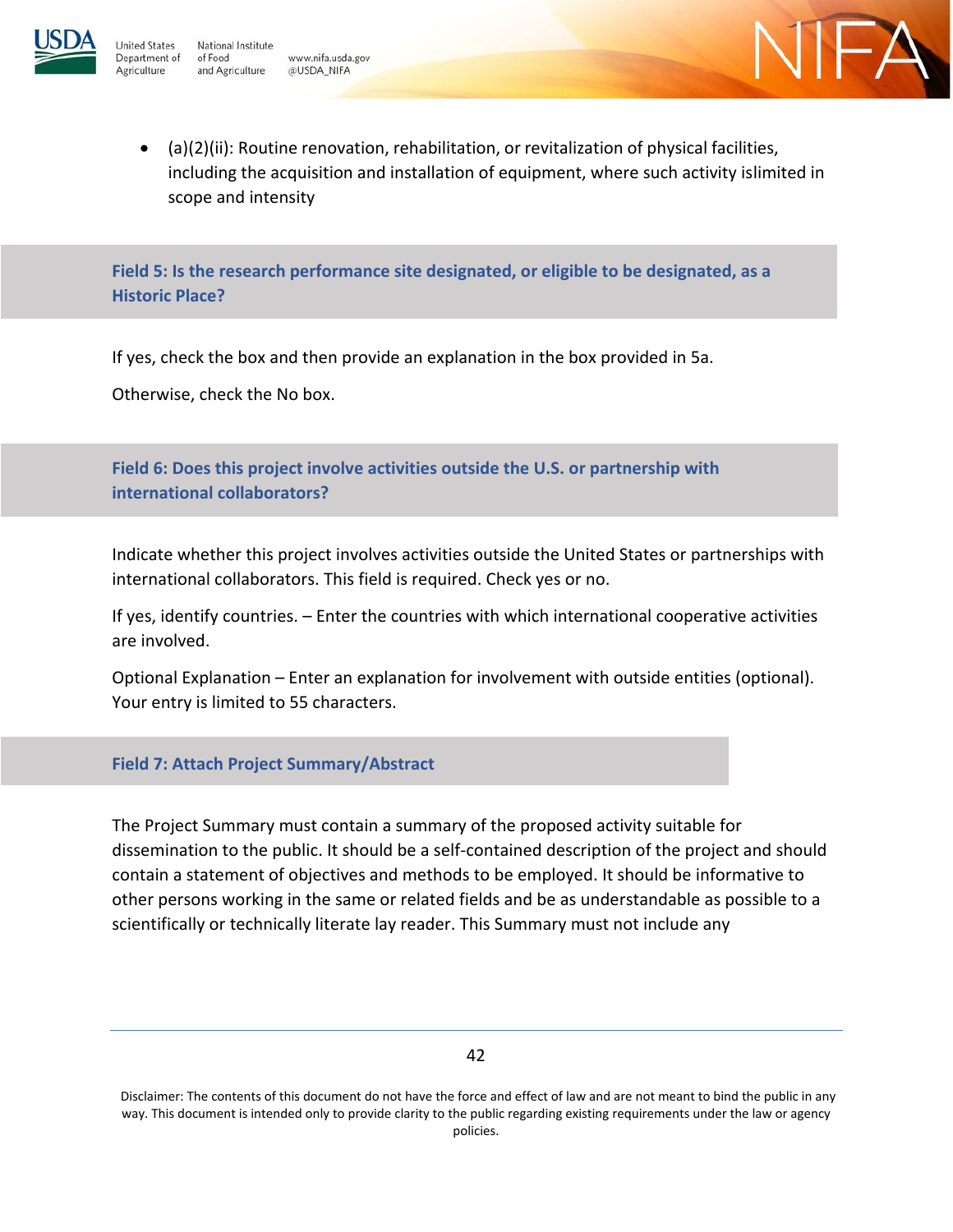- (a)(2)(ii): Routine renovation, rehabilitation, or revitalization of physical facilities, including the acquisition and installation of equipment, where such activity islimited in scope and intensity

## Field 5: Is the research performance site designated, or eligible to be designated, as a Historic Place?

If yes, check the box and then provide an explanation in the box provided in 5a.

Otherwise, check the No box.

## Field 6: Does this project involve activities outside the U.S. or partnership with international collaborators?

Indicate whether this project involves activities outside the United States or partnerships with international collaborators. This field is required. Check yes or no.

If yes, identify countries. – Enter the countries with which international cooperative activities are involved.

Optional Explanation – Enter an explanation for involvement with outside entities (optional). Your entry is limited to 55 characters.

## Field 7: Attach Project Summary/Abstract

The Project Summary must contain a summary of the proposed activity suitable for dissemination to the public. It should be a self-contained description of the project and should contain a statement of objectives and methods to be employed. It should be informative to other persons working in the same or related fields and be as understandable as possible to a scientifically or technically literate lay reader. This Summary must not include any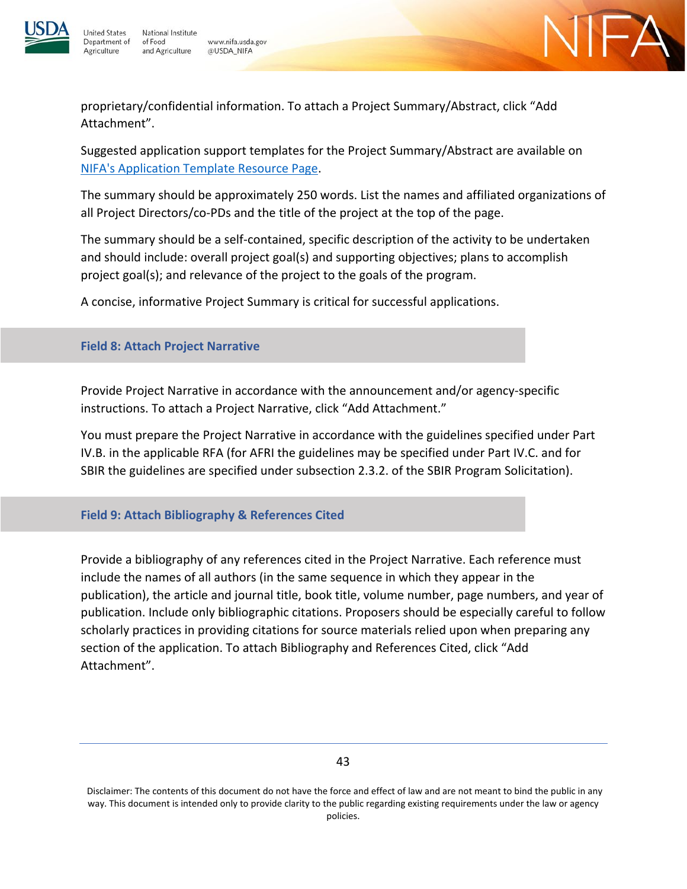proprietary/confidential information. To attach a Project Summary/Abstract, click "Add Attachment".

Suggested application support templates for the Project Summary/Abstract are available on NIFA's Application Template Resource Page.

The summary should be approximately 250 words. List the names and affiliated organizations of all Project Directors/co-PDs and the title of the project at the top of the page.

The summary should be a self-contained, specific description of the activity to be undertaken and should include: overall project goal(s) and supporting objectives; plans to accomplish project goal(s); and relevance of the project to the goals of the program.

A concise, informative Project Summary is critical for successful applications.

### Field 8: Attach Project Narrative

Provide Project Narrative in accordance with the announcement and/or agency-specific instructions. To attach a Project Narrative, click "Add Attachment."

You must prepare the Project Narrative in accordance with the guidelines specified under Part IV.B. in the applicable RFA (for AFRI the guidelines may be specified under Part IV.C. and for SBIR the guidelines are specified under subsection 2.3.2. of the SBIR Program Solicitation).

### Field 9: Attach Bibliography & References Cited

Provide a bibliography of any references cited in the Project Narrative. Each reference must include the names of all authors (in the same sequence in which they appear in the publication), the article and journal title, book title, volume number, page numbers, and year of publication. Include only bibliographic citations. Proposers should be especially careful to follow scholarly practices in providing citations for source materials relied upon when preparing any section of the application. To attach Bibliography and References Cited, click "Add Attachment".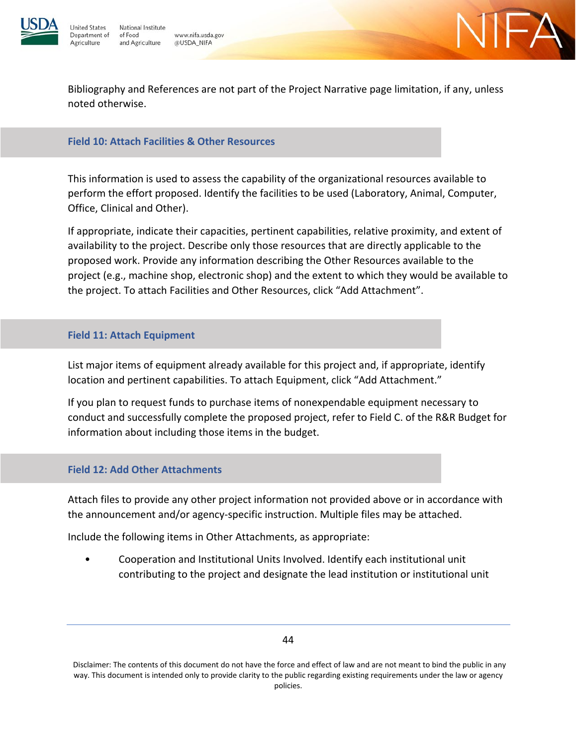Bibliography and References are not part of the Project Narrative page limitation, if any, unless noted otherwise.

### Field 10: Attach Facilities & Other Resources

This information is used to assess the capability of the organizational resources available to perform the effort proposed. Identify the facilities to be used (Laboratory, Animal, Computer, Office, Clinical and Other).

If appropriate, indicate their capacities, pertinent capabilities, relative proximity, and extent of availability to the project. Describe only those resources that are directly applicable to the proposed work. Provide any information describing the Other Resources available to the project (e.g., machine shop, electronic shop) and the extent to which they would be available to the project. To attach Facilities and Other Resources, click "Add Attachment".

### Field 11: Attach Equipment

List major items of equipment already available for this project and, if appropriate, identify location and pertinent capabilities. To attach Equipment, click "Add Attachment."

If you plan to request funds to purchase items of nonexpendable equipment necessary to conduct and successfully complete the proposed project, refer to Field C. of the R&R Budget for information about including those items in the budget.

### Field 12: Add Other Attachments

Attach files to provide any other project information not provided above or in accordance with the announcement and/or agency-specific instruction. Multiple files may be attached.

Include the following items in Other Attachments, as appropriate:

- Cooperation and Institutional Units Involved. Identify each institutional unit contributing to the project and designate the lead institution or institutional unit

Disclaimer: The contents of this document do not have the force and effect of law and are not meant to bind the public in any way. This document is intended only to provide clarity to the public regarding existing requirements under the law or agency policies.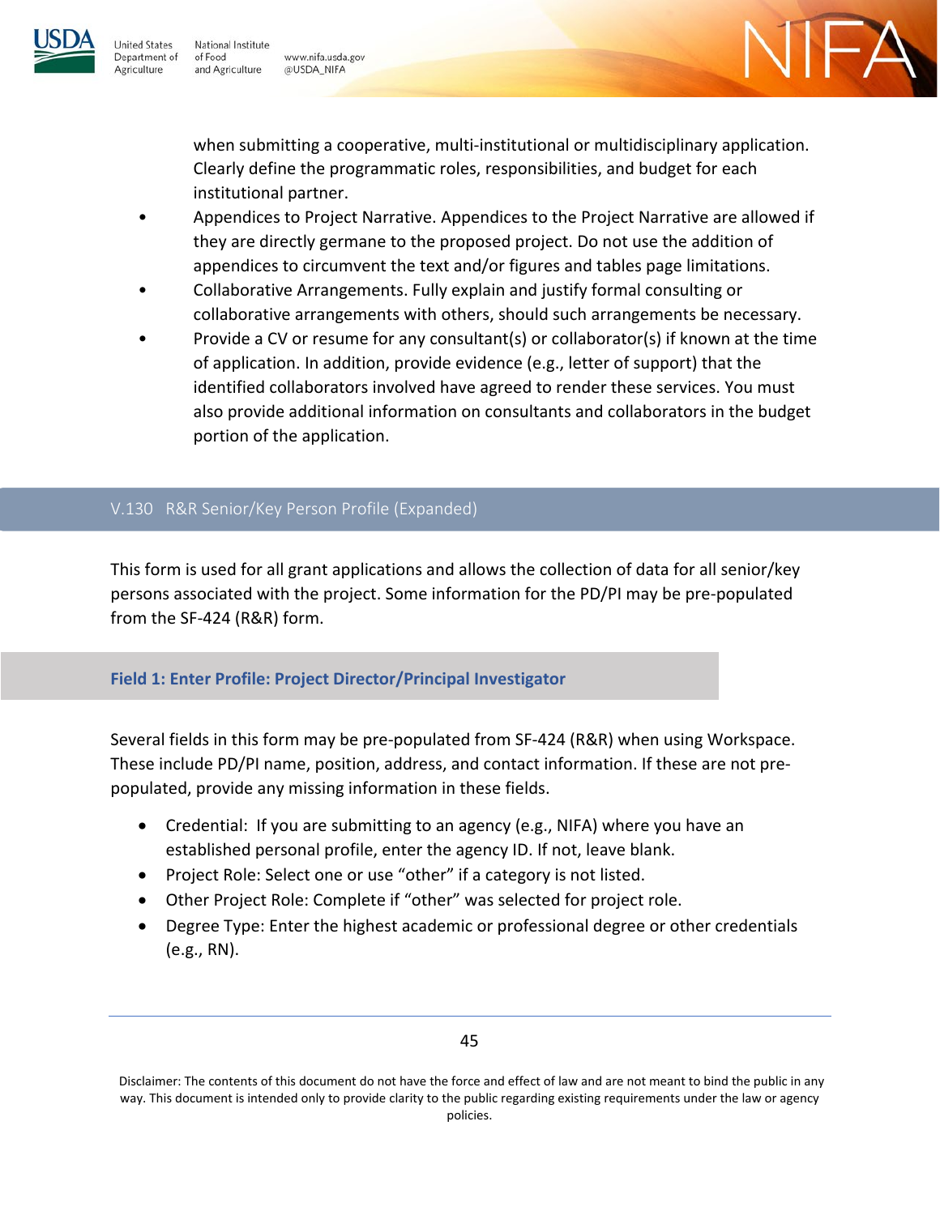when submitting a cooperative, multi-institutional or multidisciplinary application. Clearly define the programmatic roles, responsibilities, and budget for each institutional partner.

- Appendices to Project Narrative. Appendices to the Project Narrative are allowed if they are directly germane to the proposed project. Do not use the addition of appendices to circumvent the text and/or figures and tables page limitations.
- Collaborative Arrangements. Fully explain and justify formal consulting or collaborative arrangements with others, should such arrangements be necessary.
- Provide a CV or resume for any consultant(s) or collaborator(s) if known at the time of application. In addition, provide evidence (e.g., letter of support) that the identified collaborators involved have agreed to render these services. You must also provide additional information on consultants and collaborators in the budget portion of the application.

## V.130 R&R Senior/Key Person Profile (Expanded)

This form is used for all grant applications and allows the collection of data for all senior/key persons associated with the project. Some information for the PD/PI may be pre-populated from the SF-424 (R&R) form.

### Field 1: Enter Profile: Project Director/Principal Investigator

Several fields in this form may be pre-populated from SF-424 (R&R) when using Workspace. These include PD/PI name, position, address, and contact information. If these are not pre-populated, provide any missing information in these fields.

- Credential: If you are submitting to an agency (e.g., NIFA) where you have an established personal profile, enter the agency ID. If not, leave blank.
- Project Role: Select one or use "other" if a category is not listed.
- Other Project Role: Complete if "other" was selected for project role.
- Degree Type: Enter the highest academic or professional degree or other credentials (e.g., RN).

Disclaimer: The contents of this document do not have the force and effect of law and are not meant to bind the public in any way. This document is intended only to provide clarity to the public regarding existing requirements under the law or agency policies.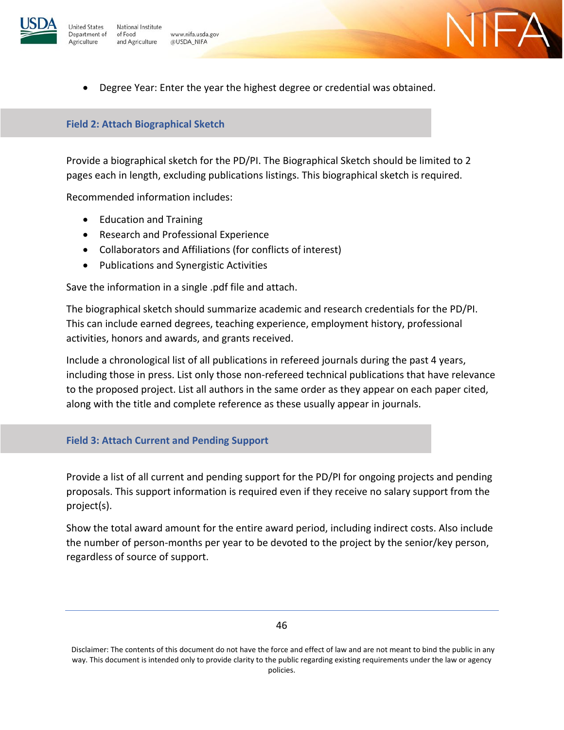- Degree Year: Enter the year the highest degree or credential was obtained.

### Field 2: Attach Biographical Sketch

Provide a biographical sketch for the PD/PI. The Biographical Sketch should be limited to 2 pages each in length, excluding publications listings. This biographical sketch is required.

Recommended information includes:

- Education and Training
- Research and Professional Experience
- Collaborators and Affiliations (for conflicts of interest)
- Publications and Synergistic Activities

Save the information in a single .pdf file and attach.

The biographical sketch should summarize academic and research credentials for the PD/PI. This can include earned degrees, teaching experience, employment history, professional activities, honors and awards, and grants received.

Include a chronological list of all publications in refereed journals during the past 4 years, including those in press. List only those non-refereed technical publications that have relevance to the proposed project. List all authors in the same order as they appear on each paper cited, along with the title and complete reference as these usually appear in journals.

### Field 3: Attach Current and Pending Support

Provide a list of all current and pending support for the PD/PI for ongoing projects and pending proposals. This support information is required even if they receive no salary support from the project(s).

Show the total award amount for the entire award period, including indirect costs. Also include the number of person-months per year to be devoted to the project by the senior/key person, regardless of source of support.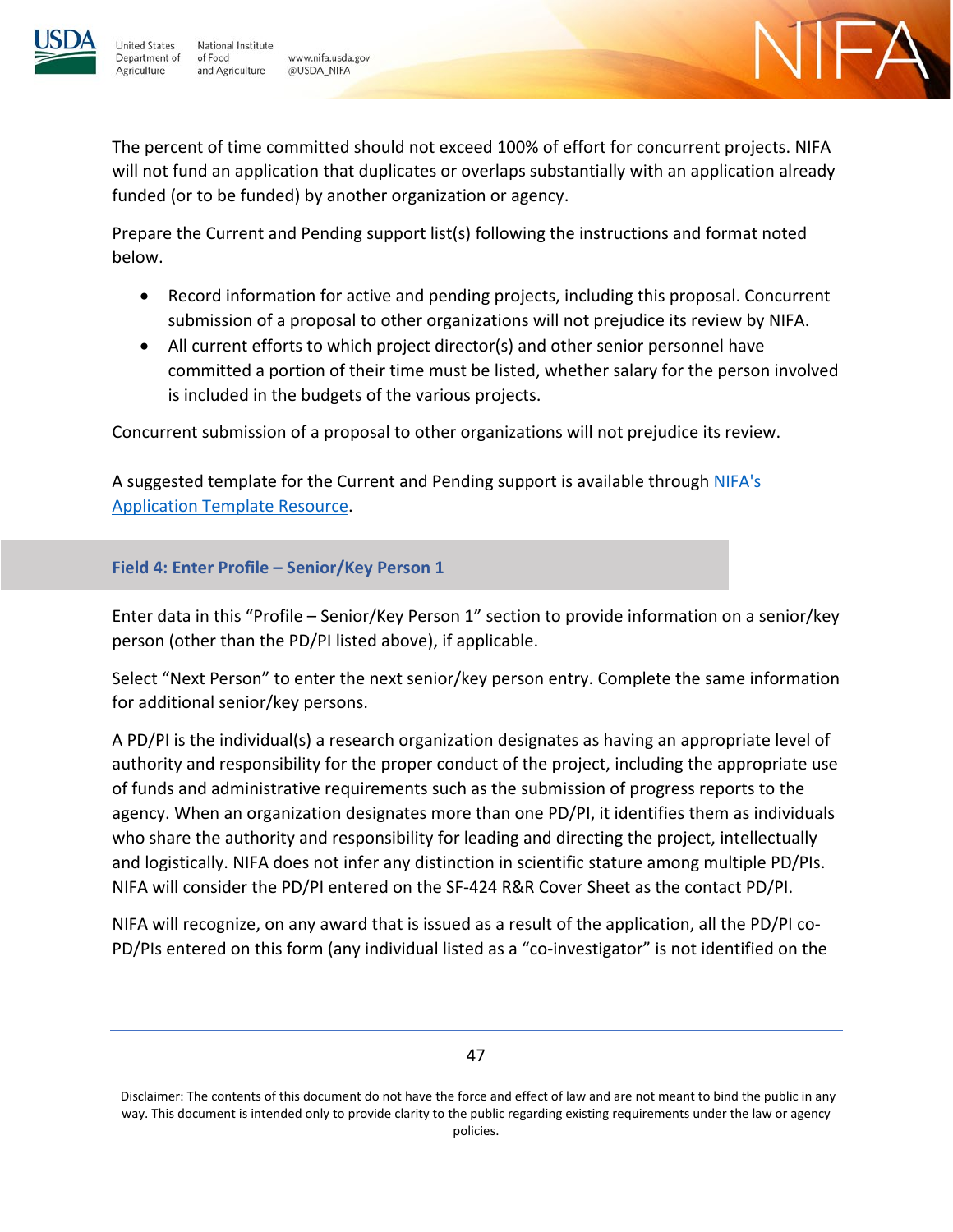The percent of time committed should not exceed 100% of effort for concurrent projects. NIFA will not fund an application that duplicates or overlaps substantially with an application already funded (or to be funded) by another organization or agency.

Prepare the Current and Pending support list(s) following the instructions and format noted below.

- Record information for active and pending projects, including this proposal. Concurrent submission of a proposal to other organizations will not prejudice its review by NIFA.
- All current efforts to which project director(s) and other senior personnel have committed a portion of their time must be listed, whether salary for the person involved is included in the budgets of the various projects.

Concurrent submission of a proposal to other organizations will not prejudice its review.

A suggested template for the Current and Pending support is available through [NIFA's Application Template Resource](#).

#### Field 4: Enter Profile – Senior/Key Person 1

Enter data in this "Profile – Senior/Key Person 1" section to provide information on a senior/key person (other than the PD/PI listed above), if applicable.

Select "Next Person" to enter the next senior/key person entry. Complete the same information for additional senior/key persons.

A PD/PI is the individual(s) a research organization designates as having an appropriate level of authority and responsibility for the proper conduct of the project, including the appropriate use of funds and administrative requirements such as the submission of progress reports to the agency. When an organization designates more than one PD/PI, it identifies them as individuals who share the authority and responsibility for leading and directing the project, intellectually and logistically. NIFA does not infer any distinction in scientific stature among multiple PD/PIs. NIFA will consider the PD/PI entered on the SF-424 R&R Cover Sheet as the contact PD/PI.

NIFA will recognize, on any award that is issued as a result of the application, all the PD/PI co-PD/PIs entered on this form (any individual listed as a "co-investigator" is not identified on the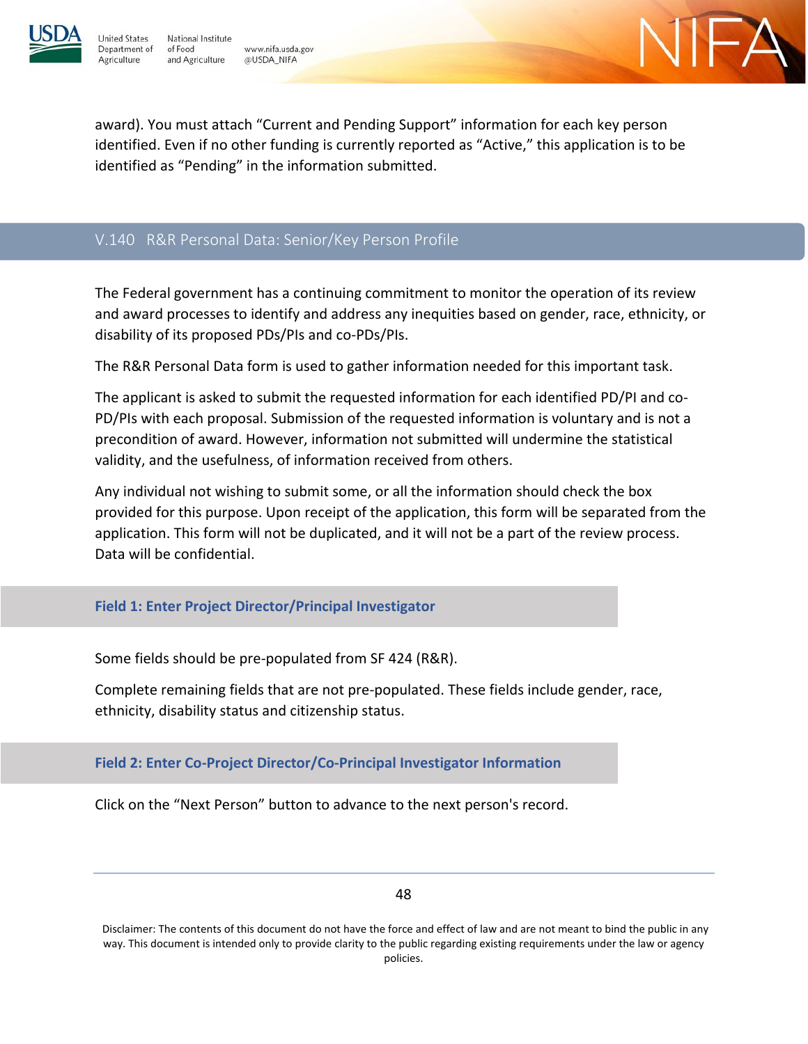award). You must attach "Current and Pending Support" information for each key person identified. Even if no other funding is currently reported as "Active," this application is to be identified as "Pending" in the information submitted.

## V.140 R&R Personal Data: Senior/Key Person Profile

The Federal government has a continuing commitment to monitor the operation of its review and award processes to identify and address any inequities based on gender, race, ethnicity, or disability of its proposed PDs/PIs and co-PDs/PIs.

The R&R Personal Data form is used to gather information needed for this important task.

The applicant is asked to submit the requested information for each identified PD/PI and co-PD/PIs with each proposal. Submission of the requested information is voluntary and is not a precondition of award. However, information not submitted will undermine the statistical validity, and the usefulness, of information received from others.

Any individual not wishing to submit some, or all the information should check the box provided for this purpose. Upon receipt of the application, this form will be separated from the application. This form will not be duplicated, and it will not be a part of the review process. Data will be confidential.

### Field 1: Enter Project Director/Principal Investigator

Some fields should be pre-populated from SF 424 (R&R).

Complete remaining fields that are not pre-populated. These fields include gender, race, ethnicity, disability status and citizenship status.

### Field 2: Enter Co-Project Director/Co-Principal Investigator Information

Click on the "Next Person" button to advance to the next person's record.

Disclaimer: The contents of this document do not have the force and effect of law and are not meant to bind the public in any way. This document is intended only to provide clarity to the public regarding existing requirements under the law or agency policies.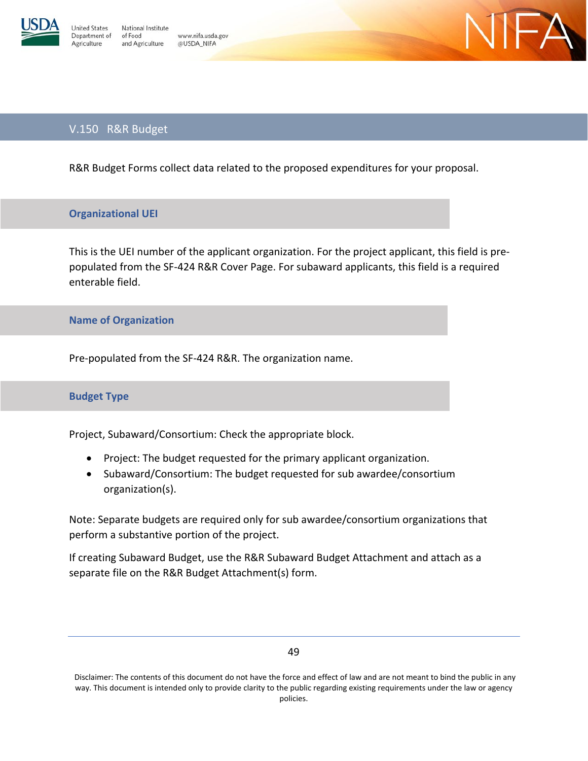## V.150 R&R Budget

R&R Budget Forms collect data related to the proposed expenditures for your proposal.

### Organizational UEI

This is the UEI number of the applicant organization. For the project applicant, this field is pre-populated from the SF-424 R&R Cover Page. For subaward applicants, this field is a required enterable field.

### Name of Organization

Pre-populated from the SF-424 R&R. The organization name.

### Budget Type

Project, Subaward/Consortium: Check the appropriate block.

- Project: The budget requested for the primary applicant organization.
- Subaward/Consortium: The budget requested for sub awardee/consortium organization(s).

Note: Separate budgets are required only for sub awardee/consortium organizations that perform a substantive portion of the project.

If creating Subaward Budget, use the R&R Subaward Budget Attachment and attach as a separate file on the R&R Budget Attachment(s) form.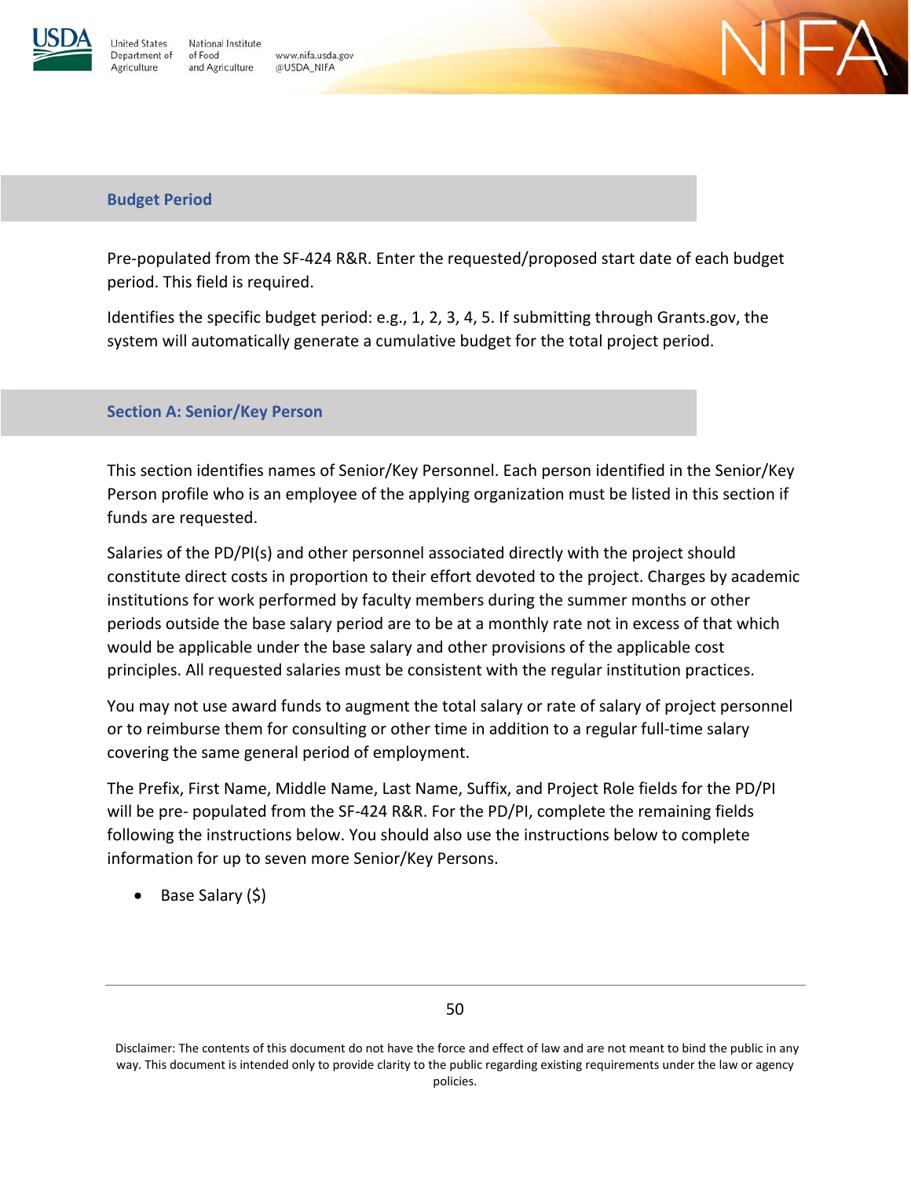## Budget Period

Pre-populated from the SF-424 R&R. Enter the requested/proposed start date of each budget period. This field is required.

Identifies the specific budget period: e.g., 1, 2, 3, 4, 5. If submitting through Grants.gov, the system will automatically generate a cumulative budget for the total project period.

## Section A: Senior/Key Person

This section identifies names of Senior/Key Personnel. Each person identified in the Senior/Key Person profile who is an employee of the applying organization must be listed in this section if funds are requested.

Salaries of the PD/PI(s) and other personnel associated directly with the project should constitute direct costs in proportion to their effort devoted to the project. Charges by academic institutions for work performed by faculty members during the summer months or other periods outside the base salary period are to be at a monthly rate not in excess of that which would be applicable under the base salary and other provisions of the applicable cost principles. All requested salaries must be consistent with the regular institution practices.

You may not use award funds to augment the total salary or rate of salary of project personnel or to reimburse them for consulting or other time in addition to a regular full-time salary covering the same general period of employment.

The Prefix, First Name, Middle Name, Last Name, Suffix, and Project Role fields for the PD/PI will be pre- populated from the SF-424 R&R. For the PD/PI, complete the remaining fields following the instructions below. You should also use the instructions below to complete information for up to seven more Senior/Key Persons.

- Base Salary ($)

Disclaimer: The contents of this document do not have the force and effect of law and are not meant to bind the public in any way. This document is intended only to provide clarity to the public regarding existing requirements under the law or agency policies.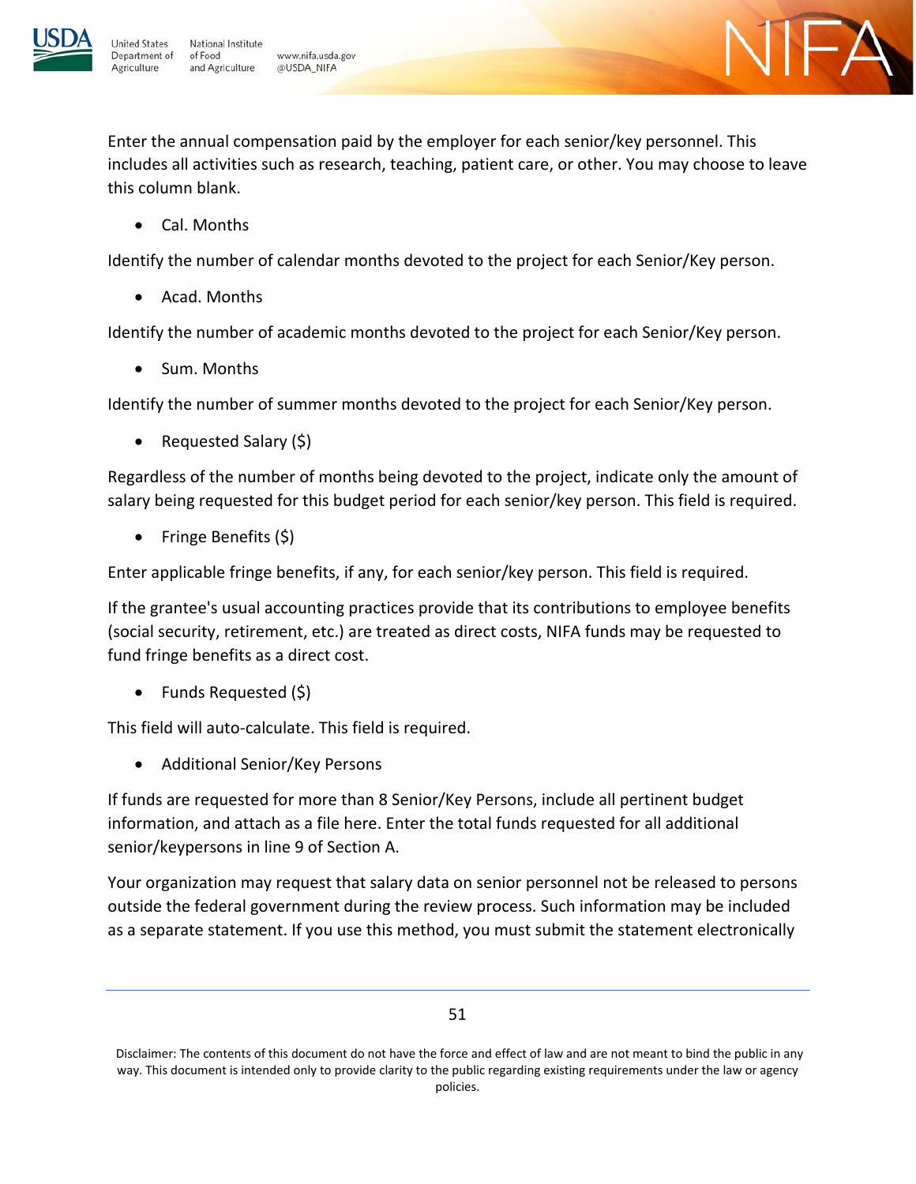Enter the annual compensation paid by the employer for each senior/key personnel. This includes all activities such as research, teaching, patient care, or other. You may choose to leave this column blank.

- Cal. Months

Identify the number of calendar months devoted to the project for each Senior/Key person.

- Acad. Months

Identify the number of academic months devoted to the project for each Senior/Key person.

- Sum. Months

Identify the number of summer months devoted to the project for each Senior/Key person.

- Requested Salary ($)

Regardless of the number of months being devoted to the project, indicate only the amount of salary being requested for this budget period for each senior/key person. This field is required.

- Fringe Benefits ($)

Enter applicable fringe benefits, if any, for each senior/key person. This field is required.

If the grantee's usual accounting practices provide that its contributions to employee benefits (social security, retirement, etc.) are treated as direct costs, NIFA funds may be requested to fund fringe benefits as a direct cost.

- Funds Requested ($)

This field will auto-calculate. This field is required.

- Additional Senior/Key Persons

If funds are requested for more than 8 Senior/Key Persons, include all pertinent budget information, and attach as a file here. Enter the total funds requested for all additional senior/keypersons in line 9 of Section A.

Your organization may request that salary data on senior personnel not be released to persons outside the federal government during the review process. Such information may be included as a separate statement. If you use this method, you must submit the statement electronically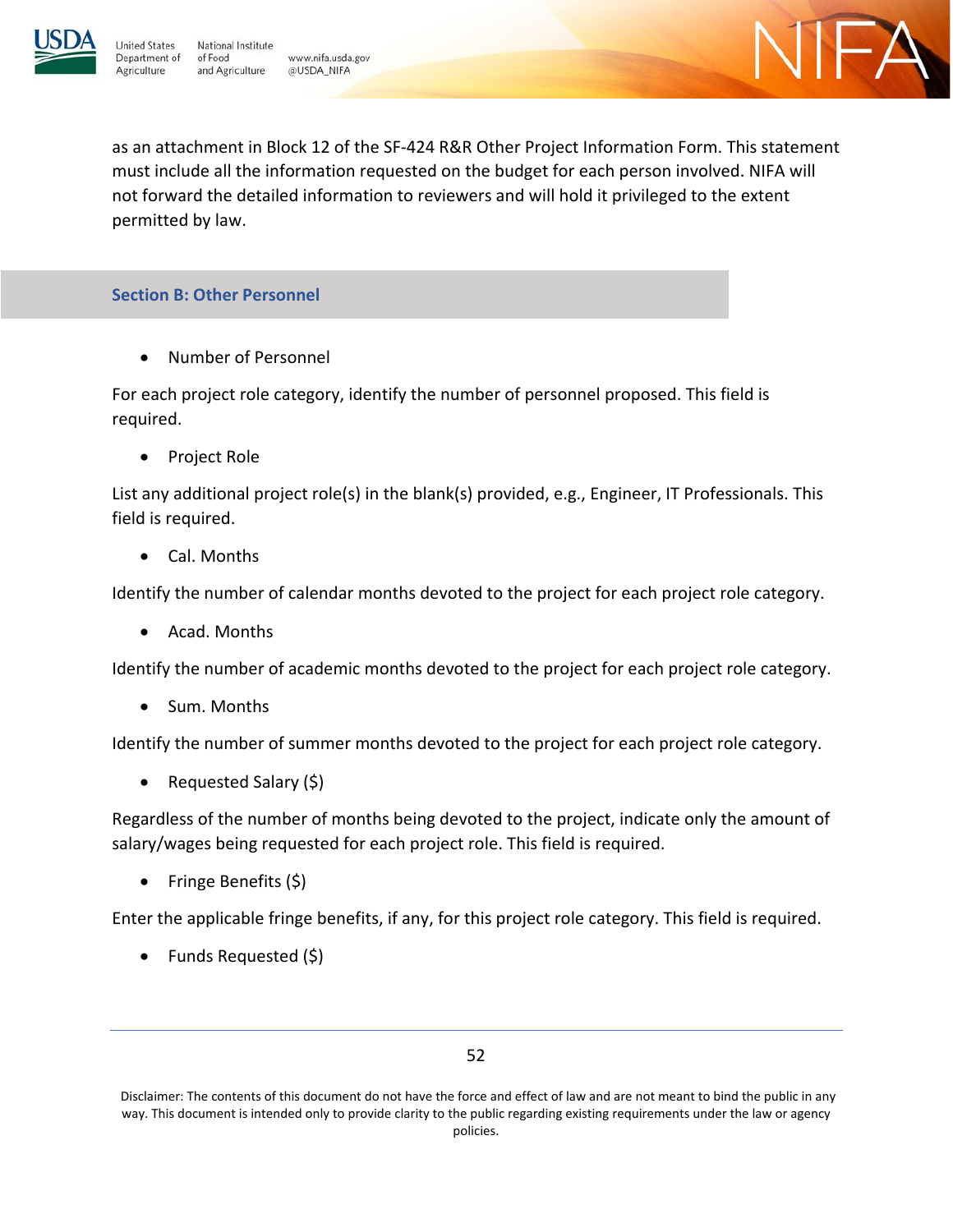as an attachment in Block 12 of the SF-424 R&R Other Project Information Form. This statement must include all the information requested on the budget for each person involved. NIFA will not forward the detailed information to reviewers and will hold it privileged to the extent permitted by law.

## Section B: Other Personnel

- Number of Personnel

For each project role category, identify the number of personnel proposed. This field is required.

- Project Role

List any additional project role(s) in the blank(s) provided, e.g., Engineer, IT Professionals. This field is required.

- Cal. Months

Identify the number of calendar months devoted to the project for each project role category.

- Acad. Months

Identify the number of academic months devoted to the project for each project role category.

- Sum. Months

Identify the number of summer months devoted to the project for each project role category.

- Requested Salary ($)

Regardless of the number of months being devoted to the project, indicate only the amount of salary/wages being requested for each project role. This field is required.

- Fringe Benefits ($)

Enter the applicable fringe benefits, if any, for this project role category. This field is required.

- Funds Requested ($)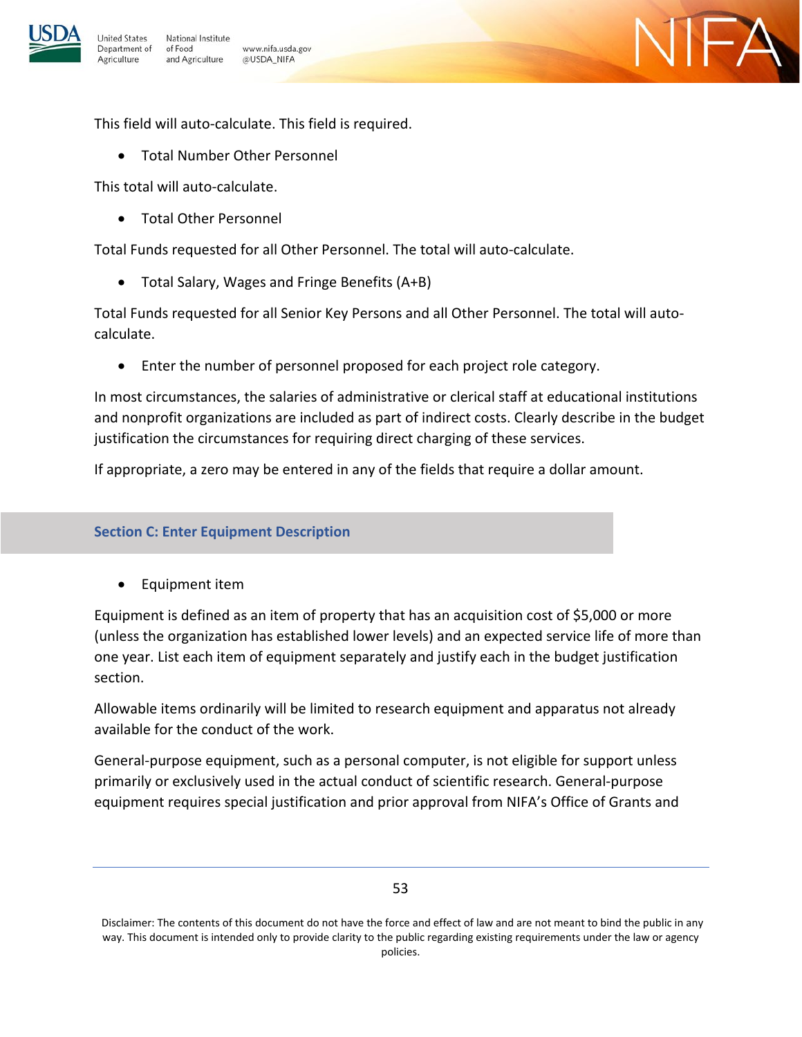This field will auto-calculate. This field is required.

- Total Number Other Personnel

This total will auto-calculate.

- Total Other Personnel

Total Funds requested for all Other Personnel. The total will auto-calculate.

- Total Salary, Wages and Fringe Benefits (A+B)

Total Funds requested for all Senior Key Persons and all Other Personnel. The total will auto-calculate.

- Enter the number of personnel proposed for each project role category.

In most circumstances, the salaries of administrative or clerical staff at educational institutions and nonprofit organizations are included as part of indirect costs. Clearly describe in the budget justification the circumstances for requiring direct charging of these services.

If appropriate, a zero may be entered in any of the fields that require a dollar amount.

## Section C: Enter Equipment Description

- Equipment item

Equipment is defined as an item of property that has an acquisition cost of $5,000 or more (unless the organization has established lower levels) and an expected service life of more than one year. List each item of equipment separately and justify each in the budget justification section.

Allowable items ordinarily will be limited to research equipment and apparatus not already available for the conduct of the work.

General-purpose equipment, such as a personal computer, is not eligible for support unless primarily or exclusively used in the actual conduct of scientific research. General-purpose equipment requires special justification and prior approval from NIFA's Office of Grants and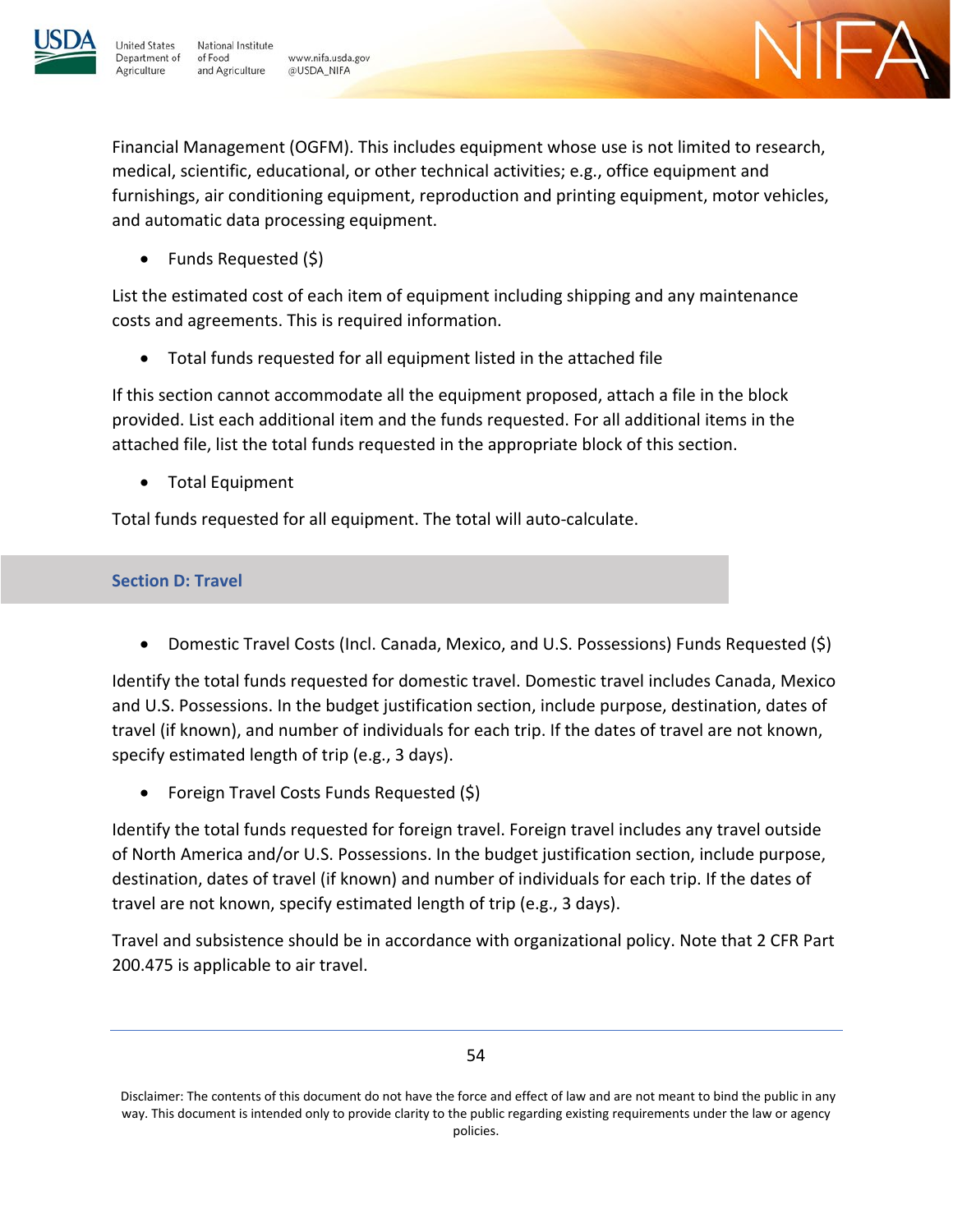Financial Management (OGFM). This includes equipment whose use is not limited to research, medical, scientific, educational, or other technical activities; e.g., office equipment and furnishings, air conditioning equipment, reproduction and printing equipment, motor vehicles, and automatic data processing equipment.

- Funds Requested ($)

List the estimated cost of each item of equipment including shipping and any maintenance costs and agreements. This is required information.

- Total funds requested for all equipment listed in the attached file

If this section cannot accommodate all the equipment proposed, attach a file in the block provided. List each additional item and the funds requested. For all additional items in the attached file, list the total funds requested in the appropriate block of this section.

- Total Equipment

Total funds requested for all equipment. The total will auto-calculate.

### Section D: Travel

- Domestic Travel Costs (Incl. Canada, Mexico, and U.S. Possessions) Funds Requested ($)

Identify the total funds requested for domestic travel. Domestic travel includes Canada, Mexico and U.S. Possessions. In the budget justification section, include purpose, destination, dates of travel (if known), and number of individuals for each trip. If the dates of travel are not known, specify estimated length of trip (e.g., 3 days).

- Foreign Travel Costs Funds Requested ($)

Identify the total funds requested for foreign travel. Foreign travel includes any travel outside of North America and/or U.S. Possessions. In the budget justification section, include purpose, destination, dates of travel (if known) and number of individuals for each trip. If the dates of travel are not known, specify estimated length of trip (e.g., 3 days).

Travel and subsistence should be in accordance with organizational policy. Note that 2 CFR Part 200.475 is applicable to air travel.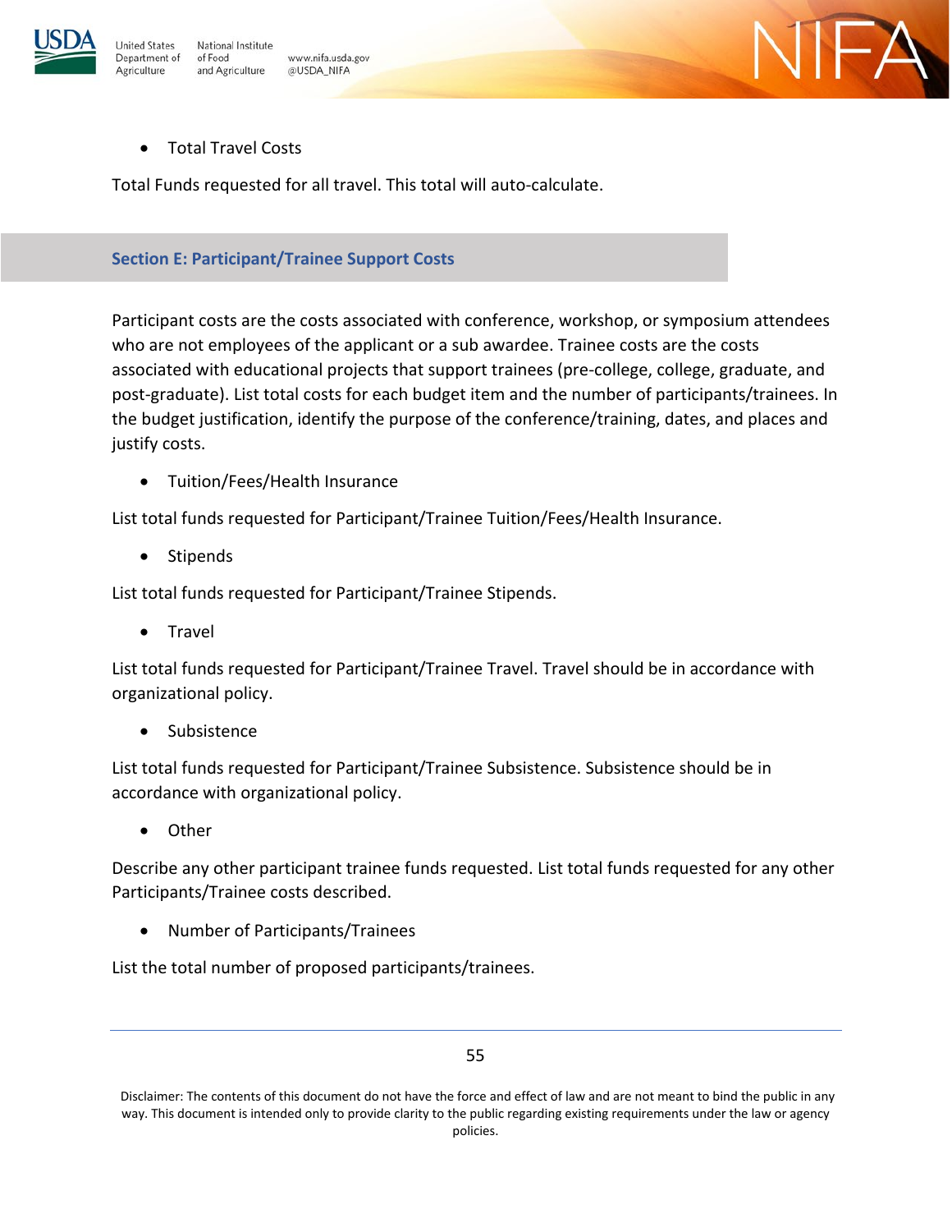- Total Travel Costs

Total Funds requested for all travel. This total will auto-calculate.

### Section E: Participant/Trainee Support Costs

Participant costs are the costs associated with conference, workshop, or symposium attendees who are not employees of the applicant or a sub awardee. Trainee costs are the costs associated with educational projects that support trainees (pre-college, college, graduate, and post-graduate). List total costs for each budget item and the number of participants/trainees. In the budget justification, identify the purpose of the conference/training, dates, and places and justify costs.

- Tuition/Fees/Health Insurance

List total funds requested for Participant/Trainee Tuition/Fees/Health Insurance.

- Stipends

List total funds requested for Participant/Trainee Stipends.

- Travel

List total funds requested for Participant/Trainee Travel. Travel should be in accordance with organizational policy.

- Subsistence

List total funds requested for Participant/Trainee Subsistence. Subsistence should be in accordance with organizational policy.

- Other

Describe any other participant trainee funds requested. List total funds requested for any other Participants/Trainee costs described.

- Number of Participants/Trainees

List the total number of proposed participants/trainees.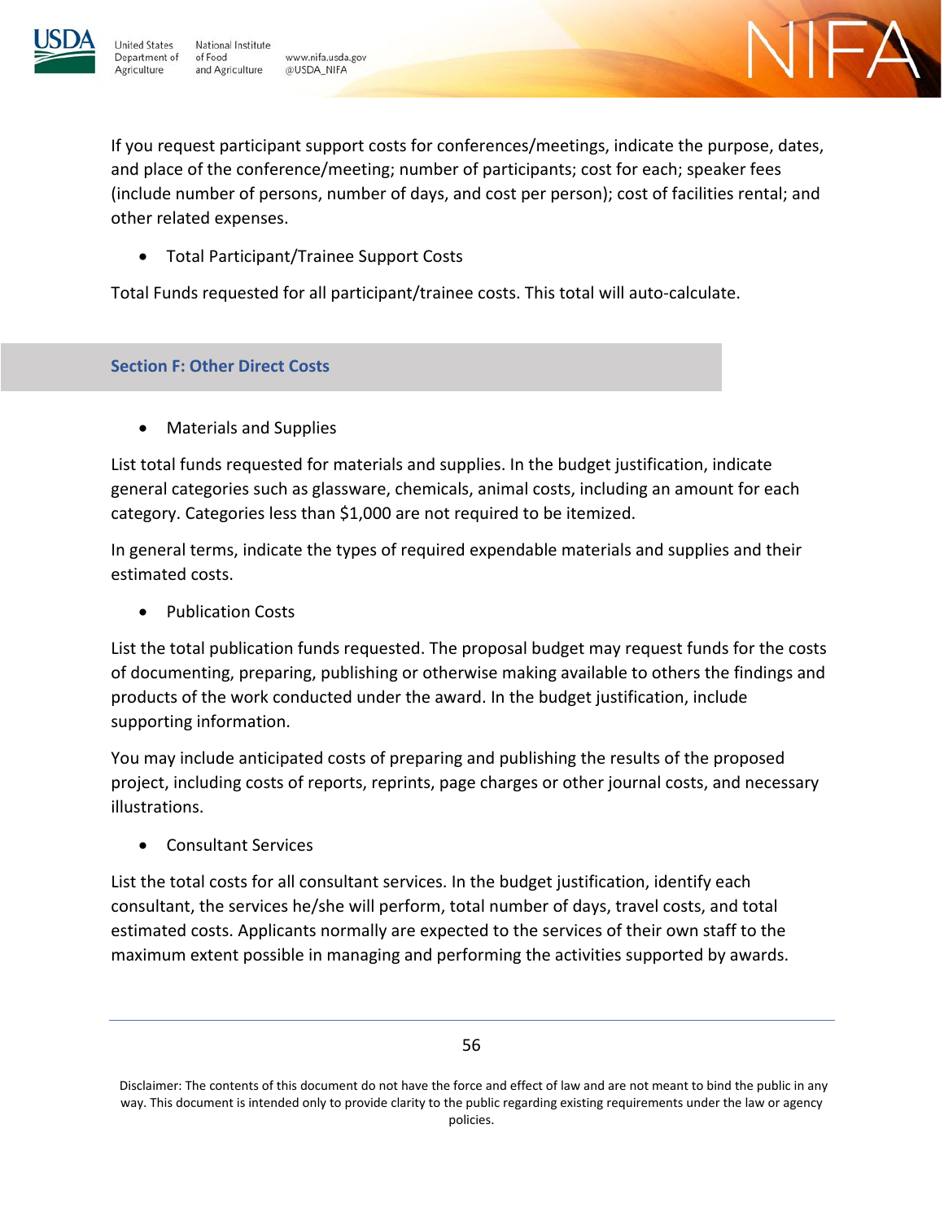If you request participant support costs for conferences/meetings, indicate the purpose, dates, and place of the conference/meeting; number of participants; cost for each; speaker fees (include number of persons, number of days, and cost per person); cost of facilities rental; and other related expenses.

- Total Participant/Trainee Support Costs

Total Funds requested for all participant/trainee costs. This total will auto-calculate.

## Section F: Other Direct Costs

- Materials and Supplies

List total funds requested for materials and supplies. In the budget justification, indicate general categories such as glassware, chemicals, animal costs, including an amount for each category. Categories less than $1,000 are not required to be itemized.

In general terms, indicate the types of required expendable materials and supplies and their estimated costs.

- Publication Costs

List the total publication funds requested. The proposal budget may request funds for the costs of documenting, preparing, publishing or otherwise making available to others the findings and products of the work conducted under the award. In the budget justification, include supporting information.

You may include anticipated costs of preparing and publishing the results of the proposed project, including costs of reports, reprints, page charges or other journal costs, and necessary illustrations.

- Consultant Services

List the total costs for all consultant services. In the budget justification, identify each consultant, the services he/she will perform, total number of days, travel costs, and total estimated costs. Applicants normally are expected to the services of their own staff to the maximum extent possible in managing and performing the activities supported by awards.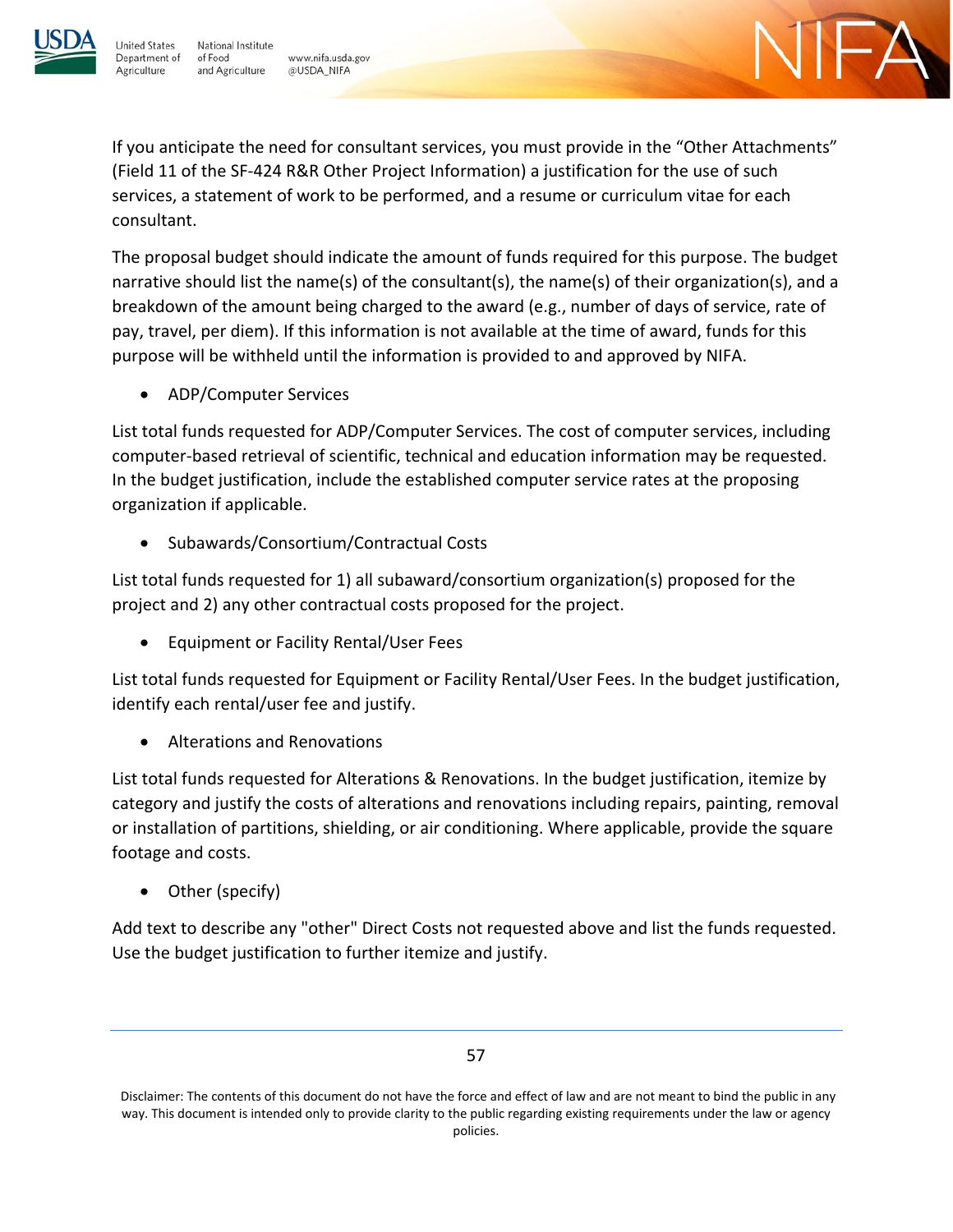If you anticipate the need for consultant services, you must provide in the “Other Attachments” (Field 11 of the SF-424 R&R Other Project Information) a justification for the use of such services, a statement of work to be performed, and a resume or curriculum vitae for each consultant.

The proposal budget should indicate the amount of funds required for this purpose. The budget narrative should list the name(s) of the consultant(s), the name(s) of their organization(s), and a breakdown of the amount being charged to the award (e.g., number of days of service, rate of pay, travel, per diem). If this information is not available at the time of award, funds for this purpose will be withheld until the information is provided to and approved by NIFA.

- ADP/Computer Services

List total funds requested for ADP/Computer Services. The cost of computer services, including computer-based retrieval of scientific, technical and education information may be requested. In the budget justification, include the established computer service rates at the proposing organization if applicable.

- Subawards/Consortium/Contractual Costs

List total funds requested for 1) all subaward/consortium organization(s) proposed for the project and 2) any other contractual costs proposed for the project.

- Equipment or Facility Rental/User Fees

List total funds requested for Equipment or Facility Rental/User Fees. In the budget justification, identify each rental/user fee and justify.

- Alterations and Renovations

List total funds requested for Alterations & Renovations. In the budget justification, itemize by category and justify the costs of alterations and renovations including repairs, painting, removal or installation of partitions, shielding, or air conditioning. Where applicable, provide the square footage and costs.

- Other (specify)

Add text to describe any "other" Direct Costs not requested above and list the funds requested. Use the budget justification to further itemize and justify.

Disclaimer: The contents of this document do not have the force and effect of law and are not meant to bind the public in any way. This document is intended only to provide clarity to the public regarding existing requirements under the law or agency policies.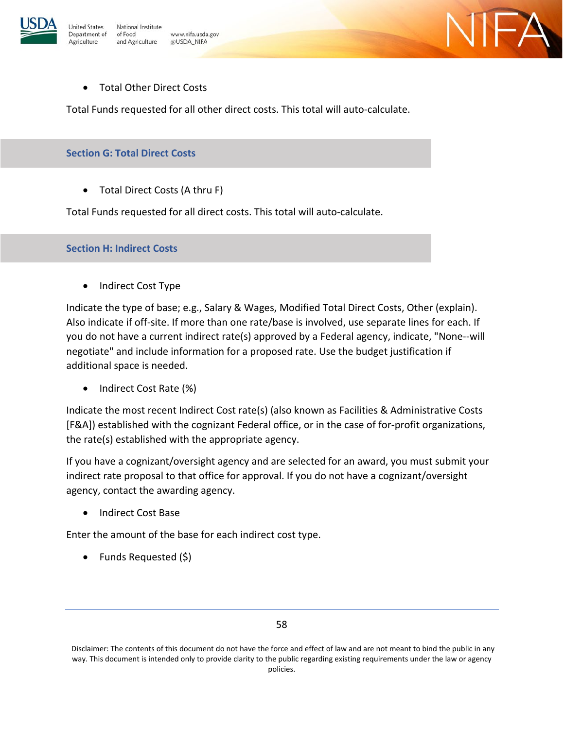- Total Other Direct Costs

Total Funds requested for all other direct costs. This total will auto-calculate.

### Section G: Total Direct Costs

- Total Direct Costs (A thru F)

Total Funds requested for all direct costs. This total will auto-calculate.

### Section H: Indirect Costs

- Indirect Cost Type

Indicate the type of base; e.g., Salary & Wages, Modified Total Direct Costs, Other (explain). Also indicate if off-site. If more than one rate/base is involved, use separate lines for each. If you do not have a current indirect rate(s) approved by a Federal agency, indicate, "None--will negotiate" and include information for a proposed rate. Use the budget justification if additional space is needed.

- Indirect Cost Rate (%)

Indicate the most recent Indirect Cost rate(s) (also known as Facilities & Administrative Costs [F&A]) established with the cognizant Federal office, or in the case of for-profit organizations, the rate(s) established with the appropriate agency.

If you have a cognizant/oversight agency and are selected for an award, you must submit your indirect rate proposal to that office for approval. If you do not have a cognizant/oversight agency, contact the awarding agency.

- Indirect Cost Base

Enter the amount of the base for each indirect cost type.

- Funds Requested ($)

Disclaimer: The contents of this document do not have the force and effect of law and are not meant to bind the public in any way. This document is intended only to provide clarity to the public regarding existing requirements under the law or agency policies.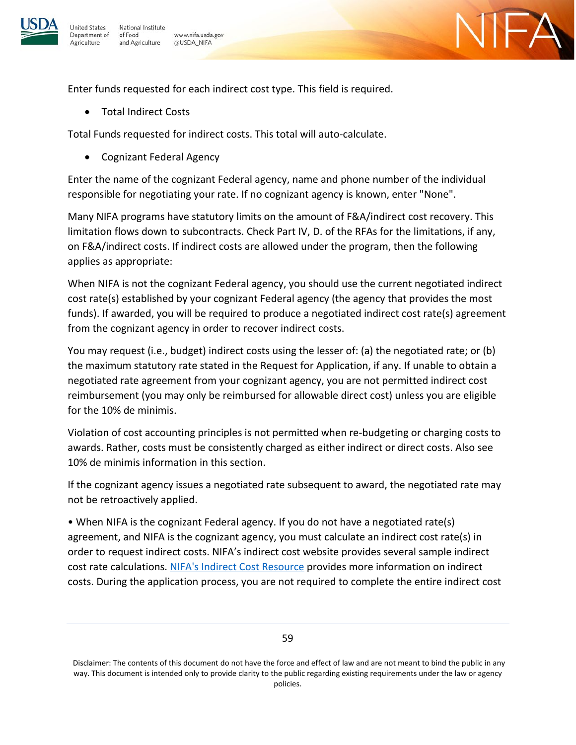Enter funds requested for each indirect cost type. This field is required.

- Total Indirect Costs

Total Funds requested for indirect costs. This total will auto-calculate.

- Cognizant Federal Agency

Enter the name of the cognizant Federal agency, name and phone number of the individual responsible for negotiating your rate. If no cognizant agency is known, enter "None".

Many NIFA programs have statutory limits on the amount of F&A/indirect cost recovery. This limitation flows down to subcontracts. Check Part IV, D. of the RFAs for the limitations, if any, on F&A/indirect costs. If indirect costs are allowed under the program, then the following applies as appropriate:

When NIFA is not the cognizant Federal agency, you should use the current negotiated indirect cost rate(s) established by your cognizant Federal agency (the agency that provides the most funds). If awarded, you will be required to produce a negotiated indirect cost rate(s) agreement from the cognizant agency in order to recover indirect costs.

You may request (i.e., budget) indirect costs using the lesser of: (a) the negotiated rate; or (b) the maximum statutory rate stated in the Request for Application, if any. If unable to obtain a negotiated rate agreement from your cognizant agency, you are not permitted indirect cost reimbursement (you may only be reimbursed for allowable direct cost) unless you are eligible for the 10% de minimis.

Violation of cost accounting principles is not permitted when re-budgeting or charging costs to awards. Rather, costs must be consistently charged as either indirect or direct costs. Also see 10% de minimis information in this section.

If the cognizant agency issues a negotiated rate subsequent to award, the negotiated rate may not be retroactively applied.

• When NIFA is the cognizant Federal agency. If you do not have a negotiated rate(s) agreement, and NIFA is the cognizant agency, you must calculate an indirect cost rate(s) in order to request indirect costs. NIFA's indirect cost website provides several sample indirect cost rate calculations. [NIFA's Indirect Cost Resource] provides more information on indirect costs. During the application process, you are not required to complete the entire indirect cost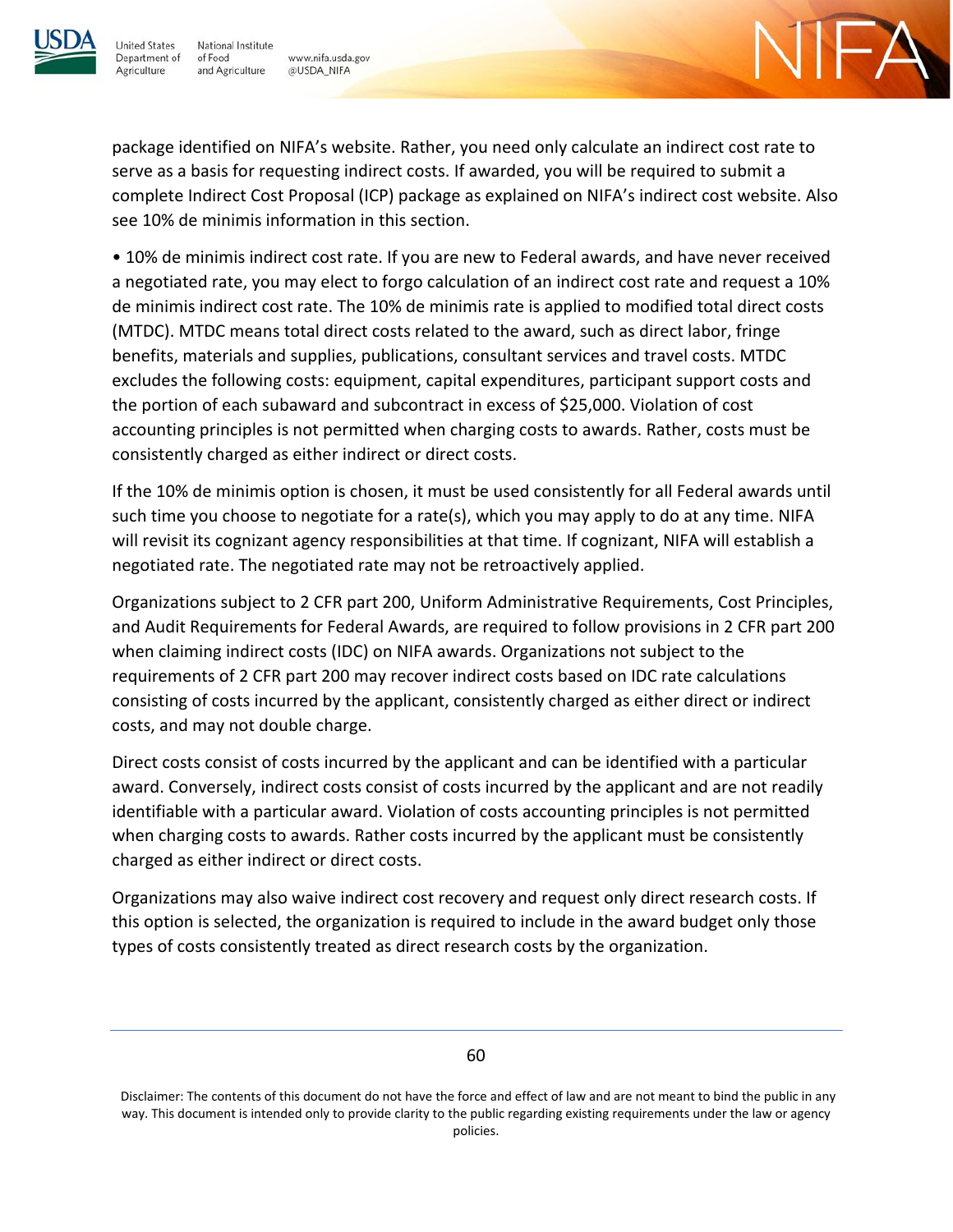package identified on NIFA's website. Rather, you need only calculate an indirect cost rate to serve as a basis for requesting indirect costs. If awarded, you will be required to submit a complete Indirect Cost Proposal (ICP) package as explained on NIFA's indirect cost website. Also see 10% de minimis information in this section.

- 10% de minimis indirect cost rate. If you are new to Federal awards, and have never received a negotiated rate, you may elect to forgo calculation of an indirect cost rate and request a 10% de minimis indirect cost rate. The 10% de minimis rate is applied to modified total direct costs (MTDC). MTDC means total direct costs related to the award, such as direct labor, fringe benefits, materials and supplies, publications, consultant services and travel costs. MTDC excludes the following costs: equipment, capital expenditures, participant support costs and the portion of each subaward and subcontract in excess of $25,000. Violation of cost accounting principles is not permitted when charging costs to awards. Rather, costs must be consistently charged as either indirect or direct costs.

If the 10% de minimis option is chosen, it must be used consistently for all Federal awards until such time you choose to negotiate for a rate(s), which you may apply to do at any time. NIFA will revisit its cognizant agency responsibilities at that time. If cognizant, NIFA will establish a negotiated rate. The negotiated rate may not be retroactively applied.

Organizations subject to 2 CFR part 200, Uniform Administrative Requirements, Cost Principles, and Audit Requirements for Federal Awards, are required to follow provisions in 2 CFR part 200 when claiming indirect costs (IDC) on NIFA awards. Organizations not subject to the requirements of 2 CFR part 200 may recover indirect costs based on IDC rate calculations consisting of costs incurred by the applicant, consistently charged as either direct or indirect costs, and may not double charge.

Direct costs consist of costs incurred by the applicant and can be identified with a particular award. Conversely, indirect costs consist of costs incurred by the applicant and are not readily identifiable with a particular award. Violation of costs accounting principles is not permitted when charging costs to awards. Rather costs incurred by the applicant must be consistently charged as either indirect or direct costs.

Organizations may also waive indirect cost recovery and request only direct research costs. If this option is selected, the organization is required to include in the award budget only those types of costs consistently treated as direct research costs by the organization.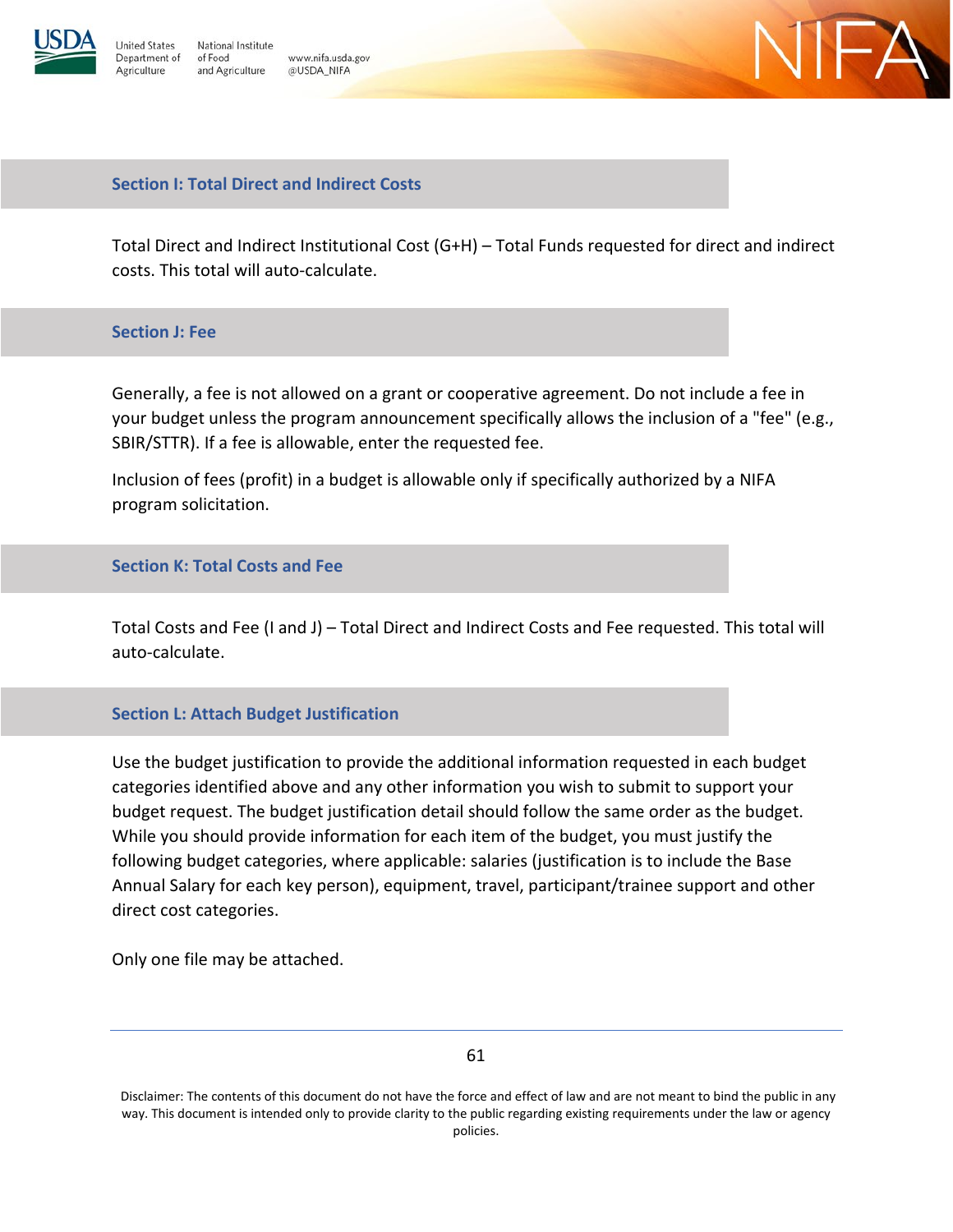## Section I: Total Direct and Indirect Costs

Total Direct and Indirect Institutional Cost (G+H) – Total Funds requested for direct and indirect costs. This total will auto-calculate.

## Section J: Fee

Generally, a fee is not allowed on a grant or cooperative agreement. Do not include a fee in your budget unless the program announcement specifically allows the inclusion of a "fee" (e.g., SBIR/STTR). If a fee is allowable, enter the requested fee.

Inclusion of fees (profit) in a budget is allowable only if specifically authorized by a NIFA program solicitation.

## Section K: Total Costs and Fee

Total Costs and Fee (I and J) – Total Direct and Indirect Costs and Fee requested. This total will auto-calculate.

## Section L: Attach Budget Justification

Use the budget justification to provide the additional information requested in each budget categories identified above and any other information you wish to submit to support your budget request. The budget justification detail should follow the same order as the budget. While you should provide information for each item of the budget, you must justify the following budget categories, where applicable: salaries (justification is to include the Base Annual Salary for each key person), equipment, travel, participant/trainee support and other direct cost categories.

Only one file may be attached.

Disclaimer: The contents of this document do not have the force and effect of law and are not meant to bind the public in any way. This document is intended only to provide clarity to the public regarding existing requirements under the law or agency policies.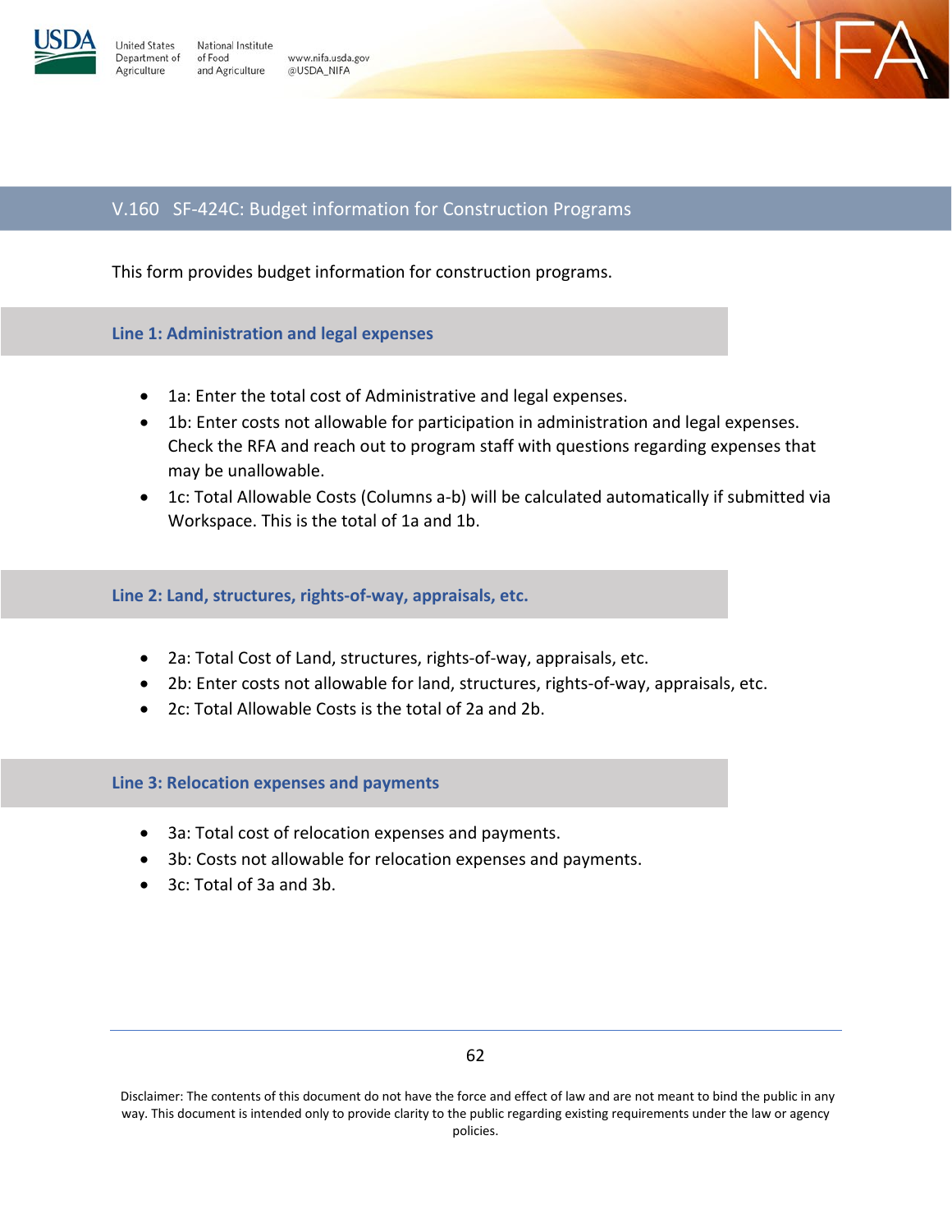## V.160 SF-424C: Budget information for Construction Programs

This form provides budget information for construction programs.

### Line 1: Administration and legal expenses

- 1a: Enter the total cost of Administrative and legal expenses.
- 1b: Enter costs not allowable for participation in administration and legal expenses. Check the RFA and reach out to program staff with questions regarding expenses that may be unallowable.
- 1c: Total Allowable Costs (Columns a-b) will be calculated automatically if submitted via Workspace. This is the total of 1a and 1b.

### Line 2: Land, structures, rights-of-way, appraisals, etc.

- 2a: Total Cost of Land, structures, rights-of-way, appraisals, etc.
- 2b: Enter costs not allowable for land, structures, rights-of-way, appraisals, etc.
- 2c: Total Allowable Costs is the total of 2a and 2b.

### Line 3: Relocation expenses and payments

- 3a: Total cost of relocation expenses and payments.
- 3b: Costs not allowable for relocation expenses and payments.
- 3c: Total of 3a and 3b.

Disclaimer: The contents of this document do not have the force and effect of law and are not meant to bind the public in any way. This document is intended only to provide clarity to the public regarding existing requirements under the law or agency policies.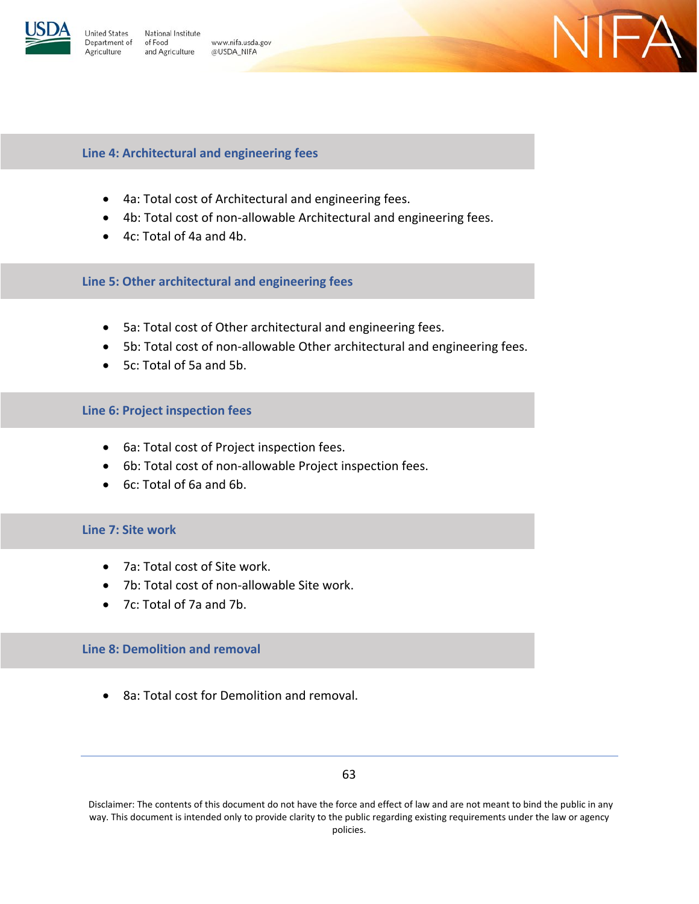## Line 4: Architectural and engineering fees

- 4a: Total cost of Architectural and engineering fees.
- 4b: Total cost of non-allowable Architectural and engineering fees.
- 4c: Total of 4a and 4b.

## Line 5: Other architectural and engineering fees

- 5a: Total cost of Other architectural and engineering fees.
- 5b: Total cost of non-allowable Other architectural and engineering fees.
- 5c: Total of 5a and 5b.

## Line 6: Project inspection fees

- 6a: Total cost of Project inspection fees.
- 6b: Total cost of non-allowable Project inspection fees.
- 6c: Total of 6a and 6b.

## Line 7: Site work

- 7a: Total cost of Site work.
- 7b: Total cost of non-allowable Site work.
- 7c: Total of 7a and 7b.

## Line 8: Demolition and removal

- 8a: Total cost for Demolition and removal.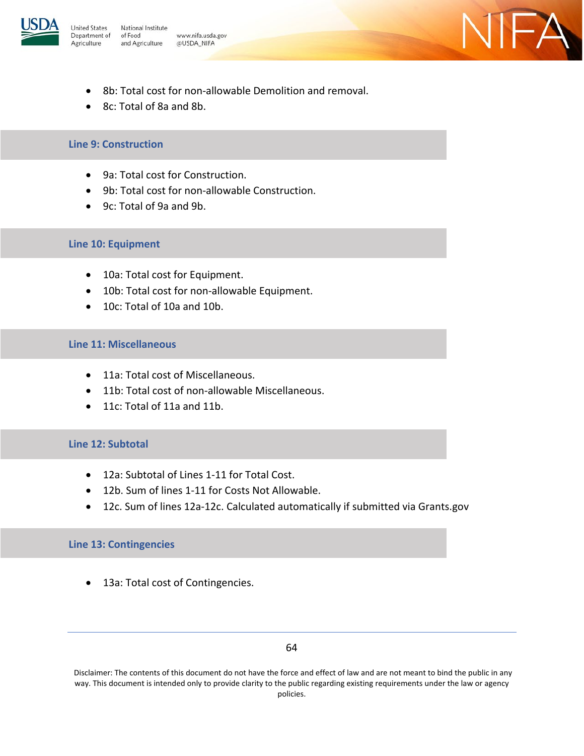- 8b: Total cost for non-allowable Demolition and removal.
- 8c: Total of 8a and 8b.

### Line 9: Construction

- 9a: Total cost for Construction.
- 9b: Total cost for non-allowable Construction.
- 9c: Total of 9a and 9b.

### Line 10: Equipment

- 10a: Total cost for Equipment.
- 10b: Total cost for non-allowable Equipment.
- 10c: Total of 10a and 10b.

### Line 11: Miscellaneous

- 11a: Total cost of Miscellaneous.
- 11b: Total cost of non-allowable Miscellaneous.
- 11c: Total of 11a and 11b.

### Line 12: Subtotal

- 12a: Subtotal of Lines 1-11 for Total Cost.
- 12b. Sum of lines 1-11 for Costs Not Allowable.
- 12c. Sum of lines 12a-12c. Calculated automatically if submitted via Grants.gov

### Line 13: Contingencies

- 13a: Total cost of Contingencies.

Disclaimer: The contents of this document do not have the force and effect of law and are not meant to bind the public in any way. This document is intended only to provide clarity to the public regarding existing requirements under the law or agency policies.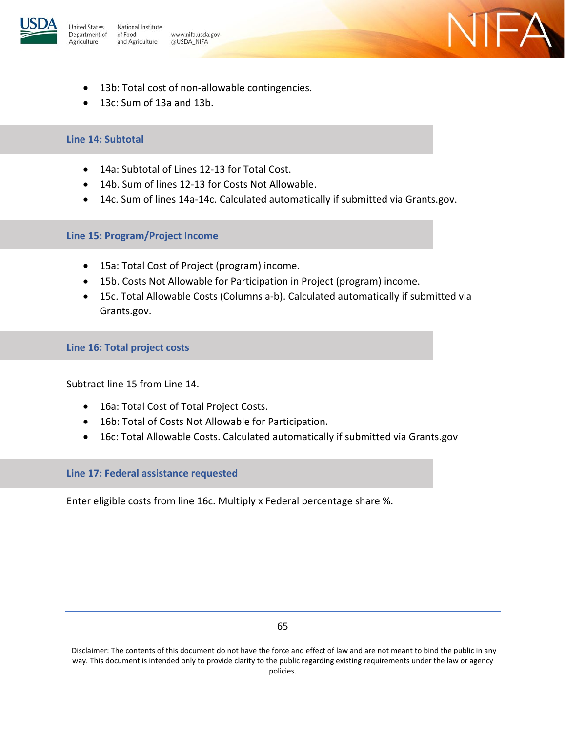- 13b: Total cost of non-allowable contingencies.
- 13c: Sum of 13a and 13b.

### Line 14: Subtotal

- 14a: Subtotal of Lines 12-13 for Total Cost.
- 14b. Sum of lines 12-13 for Costs Not Allowable.
- 14c. Sum of lines 14a-14c. Calculated automatically if submitted via Grants.gov.

### Line 15: Program/Project Income

- 15a: Total Cost of Project (program) income.
- 15b. Costs Not Allowable for Participation in Project (program) income.
- 15c. Total Allowable Costs (Columns a-b). Calculated automatically if submitted via Grants.gov.

### Line 16: Total project costs

Subtract line 15 from Line 14.

- 16a: Total Cost of Total Project Costs.
- 16b: Total of Costs Not Allowable for Participation.
- 16c: Total Allowable Costs. Calculated automatically if submitted via Grants.gov

### Line 17: Federal assistance requested

Enter eligible costs from line 16c. Multiply x Federal percentage share %.

Disclaimer: The contents of this document do not have the force and effect of law and are not meant to bind the public in any way. This document is intended only to provide clarity to the public regarding existing requirements under the law or agency policies.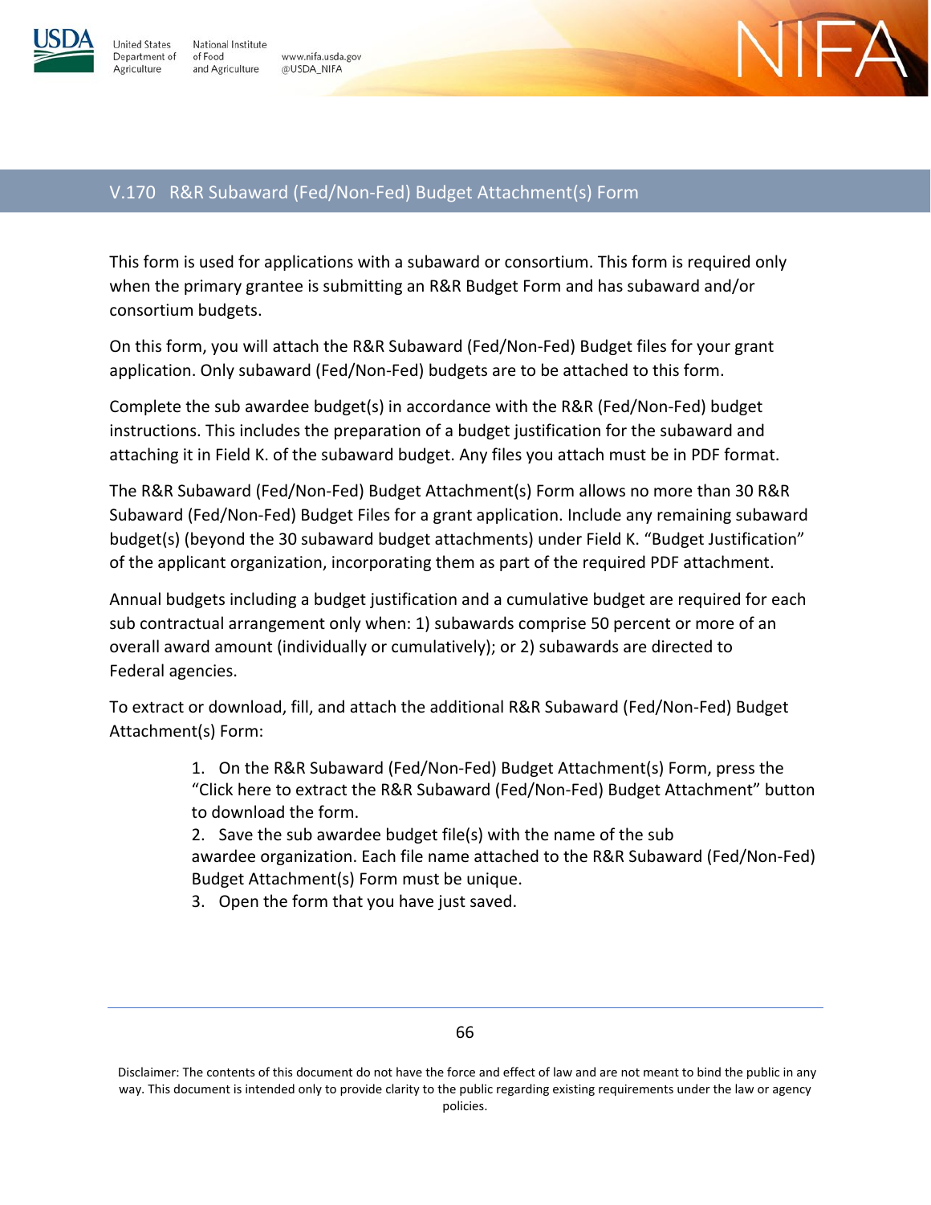## V.170 R&R Subaward (Fed/Non-Fed) Budget Attachment(s) Form

This form is used for applications with a subaward or consortium. This form is required only when the primary grantee is submitting an R&R Budget Form and has subaward and/or consortium budgets.

On this form, you will attach the R&R Subaward (Fed/Non-Fed) Budget files for your grant application. Only subaward (Fed/Non-Fed) budgets are to be attached to this form.

Complete the sub awardee budget(s) in accordance with the R&R (Fed/Non-Fed) budget instructions. This includes the preparation of a budget justification for the subaward and attaching it in Field K. of the subaward budget. Any files you attach must be in PDF format.

The R&R Subaward (Fed/Non-Fed) Budget Attachment(s) Form allows no more than 30 R&R Subaward (Fed/Non-Fed) Budget Files for a grant application. Include any remaining subaward budget(s) (beyond the 30 subaward budget attachments) under Field K. "Budget Justification" of the applicant organization, incorporating them as part of the required PDF attachment.

Annual budgets including a budget justification and a cumulative budget are required for each sub contractual arrangement only when: 1) subawards comprise 50 percent or more of an overall award amount (individually or cumulatively); or 2) subawards are directed to Federal agencies.

To extract or download, fill, and attach the additional R&R Subaward (Fed/Non-Fed) Budget Attachment(s) Form:

1. On the R&R Subaward (Fed/Non-Fed) Budget Attachment(s) Form, press the "Click here to extract the R&R Subaward (Fed/Non-Fed) Budget Attachment" button to download the form.
2. Save the sub awardee budget file(s) with the name of the sub awardee organization. Each file name attached to the R&R Subaward (Fed/Non-Fed) Budget Attachment(s) Form must be unique.
3. Open the form that you have just saved.

Disclaimer: The contents of this document do not have the force and effect of law and are not meant to bind the public in any way. This document is intended only to provide clarity to the public regarding existing requirements under the law or agency policies.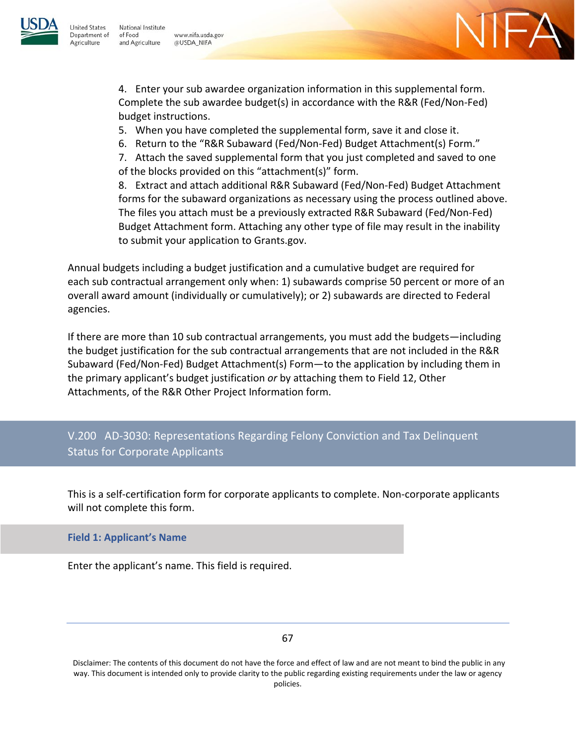4. Enter your sub awardee organization information in this supplemental form. Complete the sub awardee budget(s) in accordance with the R&R (Fed/Non-Fed) budget instructions.
5. When you have completed the supplemental form, save it and close it.
6. Return to the "R&R Subaward (Fed/Non-Fed) Budget Attachment(s) Form."
7. Attach the saved supplemental form that you just completed and saved to one of the blocks provided on this "attachment(s)" form.
8. Extract and attach additional R&R Subaward (Fed/Non-Fed) Budget Attachment forms for the subaward organizations as necessary using the process outlined above. The files you attach must be a previously extracted R&R Subaward (Fed/Non-Fed) Budget Attachment form. Attaching any other type of file may result in the inability to submit your application to Grants.gov.

Annual budgets including a budget justification and a cumulative budget are required for each sub contractual arrangement only when: 1) subawards comprise 50 percent or more of an overall award amount (individually or cumulatively); or 2) subawards are directed to Federal agencies.

If there are more than 10 sub contractual arrangements, you must add the budgets—including the budget justification for the sub contractual arrangements that are not included in the R&R Subaward (Fed/Non-Fed) Budget Attachment(s) Form—to the application by including them in the primary applicant's budget justification *or* by attaching them to Field 12, Other Attachments, of the R&R Other Project Information form.

## V.200 AD-3030: Representations Regarding Felony Conviction and Tax Delinquent Status for Corporate Applicants

This is a self-certification form for corporate applicants to complete. Non-corporate applicants will not complete this form.

### Field 1: Applicant's Name

Enter the applicant's name. This field is required.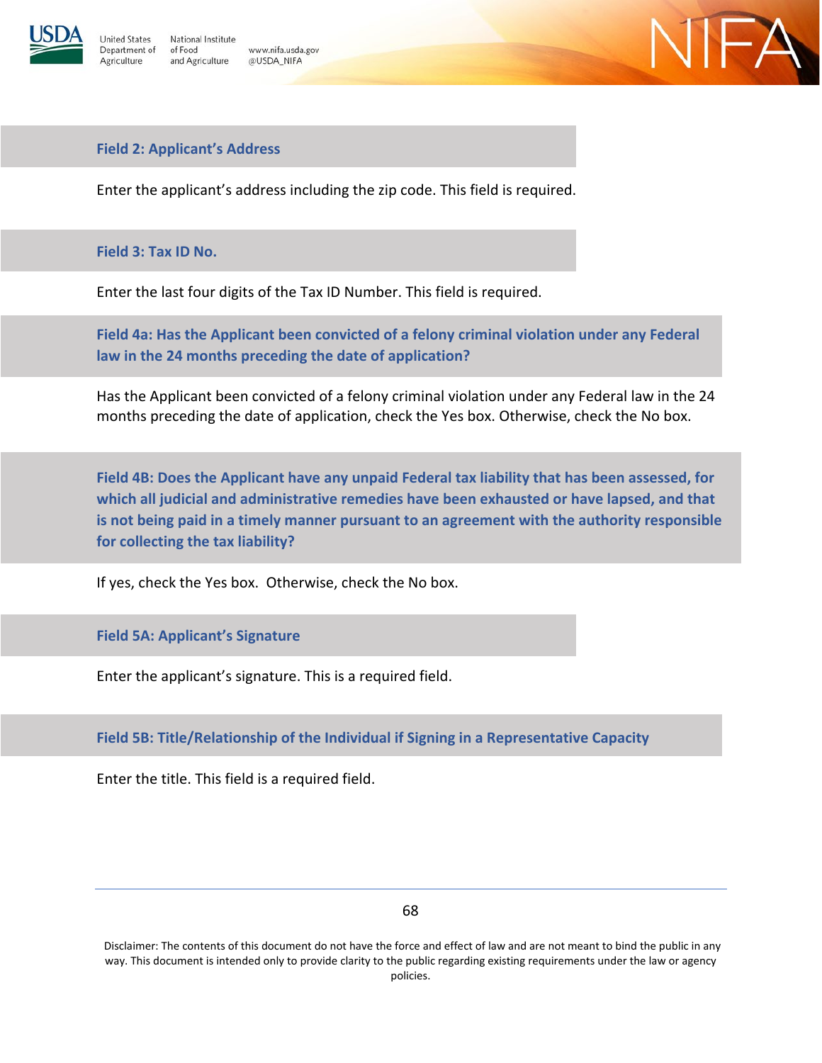### Field 2: Applicant's Address

Enter the applicant's address including the zip code. This field is required.

### Field 3: Tax ID No.

Enter the last four digits of the Tax ID Number. This field is required.

### Field 4a: Has the Applicant been convicted of a felony criminal violation under any Federal law in the 24 months preceding the date of application?

Has the Applicant been convicted of a felony criminal violation under any Federal law in the 24 months preceding the date of application, check the Yes box. Otherwise, check the No box.

### Field 4B: Does the Applicant have any unpaid Federal tax liability that has been assessed, for which all judicial and administrative remedies have been exhausted or have lapsed, and that is not being paid in a timely manner pursuant to an agreement with the authority responsible for collecting the tax liability?

If yes, check the Yes box. Otherwise, check the No box.

### Field 5A: Applicant's Signature

Enter the applicant's signature. This is a required field.

### Field 5B: Title/Relationship of the Individual if Signing in a Representative Capacity

Enter the title. This field is a required field.

Disclaimer: The contents of this document do not have the force and effect of law and are not meant to bind the public in any way. This document is intended only to provide clarity to the public regarding existing requirements under the law or agency policies.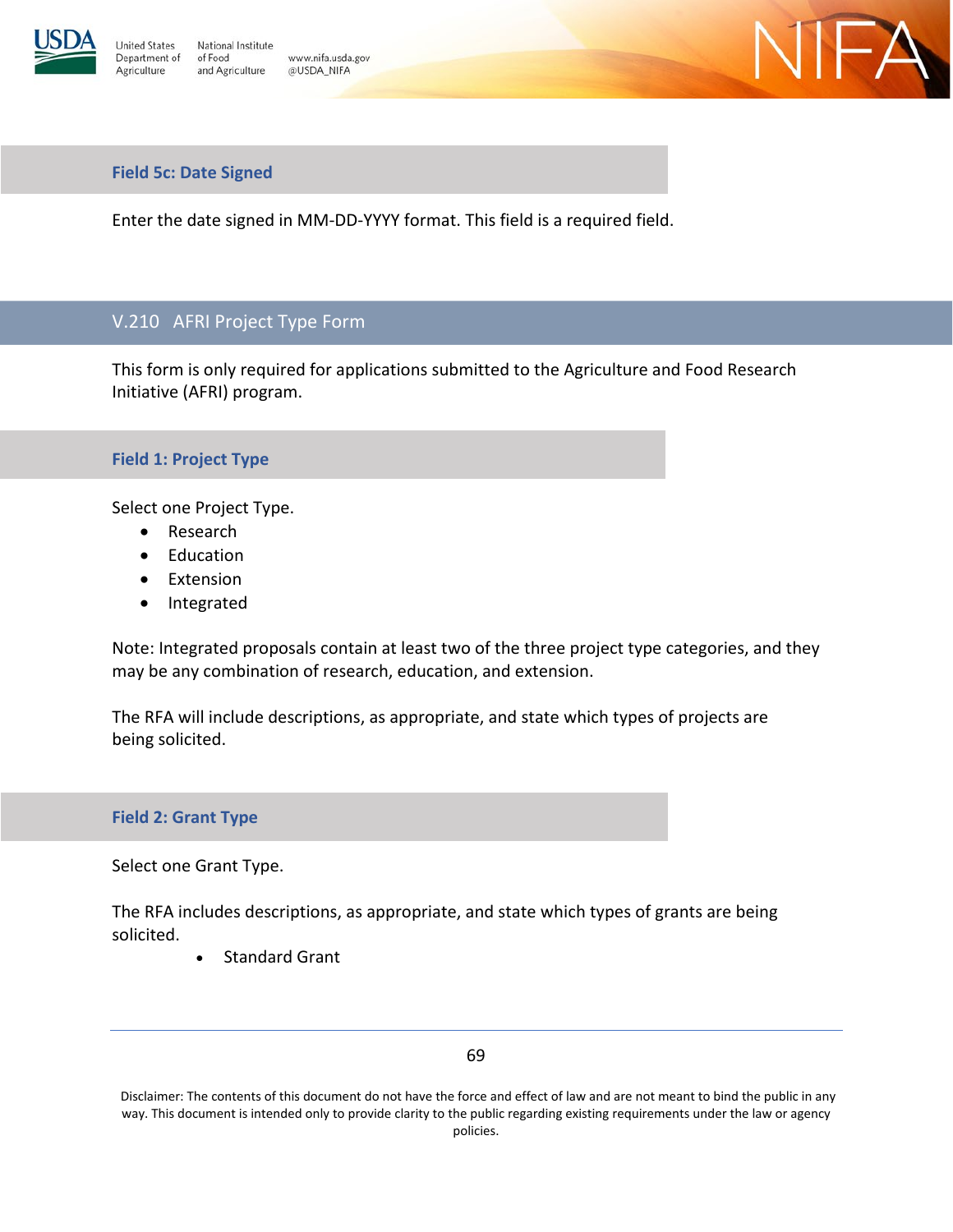### Field 5c: Date Signed

Enter the date signed in MM-DD-YYYY format. This field is a required field.

## V.210 AFRI Project Type Form

This form is only required for applications submitted to the Agriculture and Food Research Initiative (AFRI) program.

### Field 1: Project Type

Select one Project Type.

- Research
- Education
- Extension
- Integrated

Note: Integrated proposals contain at least two of the three project type categories, and they may be any combination of research, education, and extension.

The RFA will include descriptions, as appropriate, and state which types of projects are being solicited.

### Field 2: Grant Type

Select one Grant Type.

The RFA includes descriptions, as appropriate, and state which types of grants are being solicited.

- Standard Grant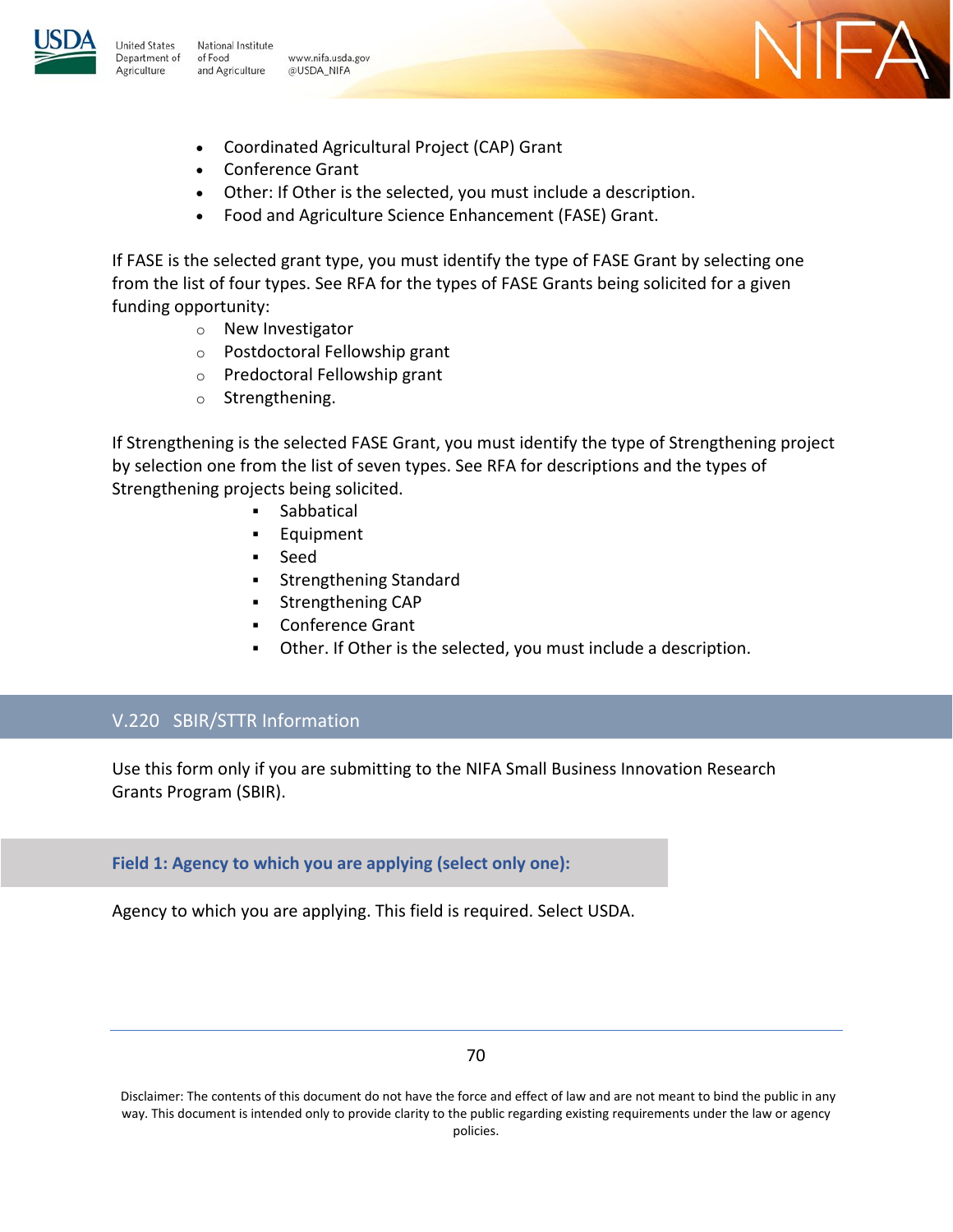- Coordinated Agricultural Project (CAP) Grant
- Conference Grant
- Other: If Other is the selected, you must include a description.
- Food and Agriculture Science Enhancement (FASE) Grant.

If FASE is the selected grant type, you must identify the type of FASE Grant by selecting one from the list of four types. See RFA for the types of FASE Grants being solicited for a given funding opportunity:

- New Investigator
- Postdoctoral Fellowship grant
- Predoctoral Fellowship grant
- Strengthening.

If Strengthening is the selected FASE Grant, you must identify the type of Strengthening project by selection one from the list of seven types. See RFA for descriptions and the types of Strengthening projects being solicited.

- Sabbatical
- Equipment
- Seed
- Strengthening Standard
- Strengthening CAP
- Conference Grant
- Other. If Other is the selected, you must include a description.

## V.220 SBIR/STTR Information

Use this form only if you are submitting to the NIFA Small Business Innovation Research Grants Program (SBIR).

### Field 1: Agency to which you are applying (select only one):

Agency to which you are applying. This field is required. Select USDA.

Disclaimer: The contents of this document do not have the force and effect of law and are not meant to bind the public in any way. This document is intended only to provide clarity to the public regarding existing requirements under the law or agency policies.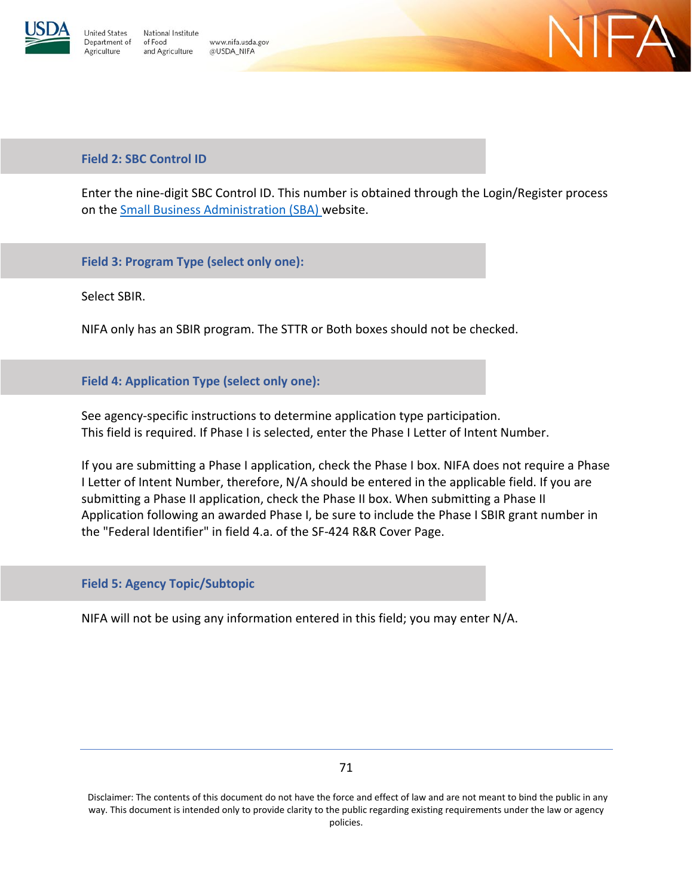### Field 2: SBC Control ID

Enter the nine-digit SBC Control ID. This number is obtained through the Login/Register process on the [Small Business Administration (SBA)](#) website.

### Field 3: Program Type (select only one):

Select SBIR.

NIFA only has an SBIR program. The STTR or Both boxes should not be checked.

### Field 4: Application Type (select only one):

See agency-specific instructions to determine application type participation.
This field is required. If Phase I is selected, enter the Phase I Letter of Intent Number.

If you are submitting a Phase I application, check the Phase I box. NIFA does not require a Phase I Letter of Intent Number, therefore, N/A should be entered in the applicable field. If you are submitting a Phase II application, check the Phase II box. When submitting a Phase II Application following an awarded Phase I, be sure to include the Phase I SBIR grant number in the "Federal Identifier" in field 4.a. of the SF-424 R&R Cover Page.

### Field 5: Agency Topic/Subtopic

NIFA will not be using any information entered in this field; you may enter N/A.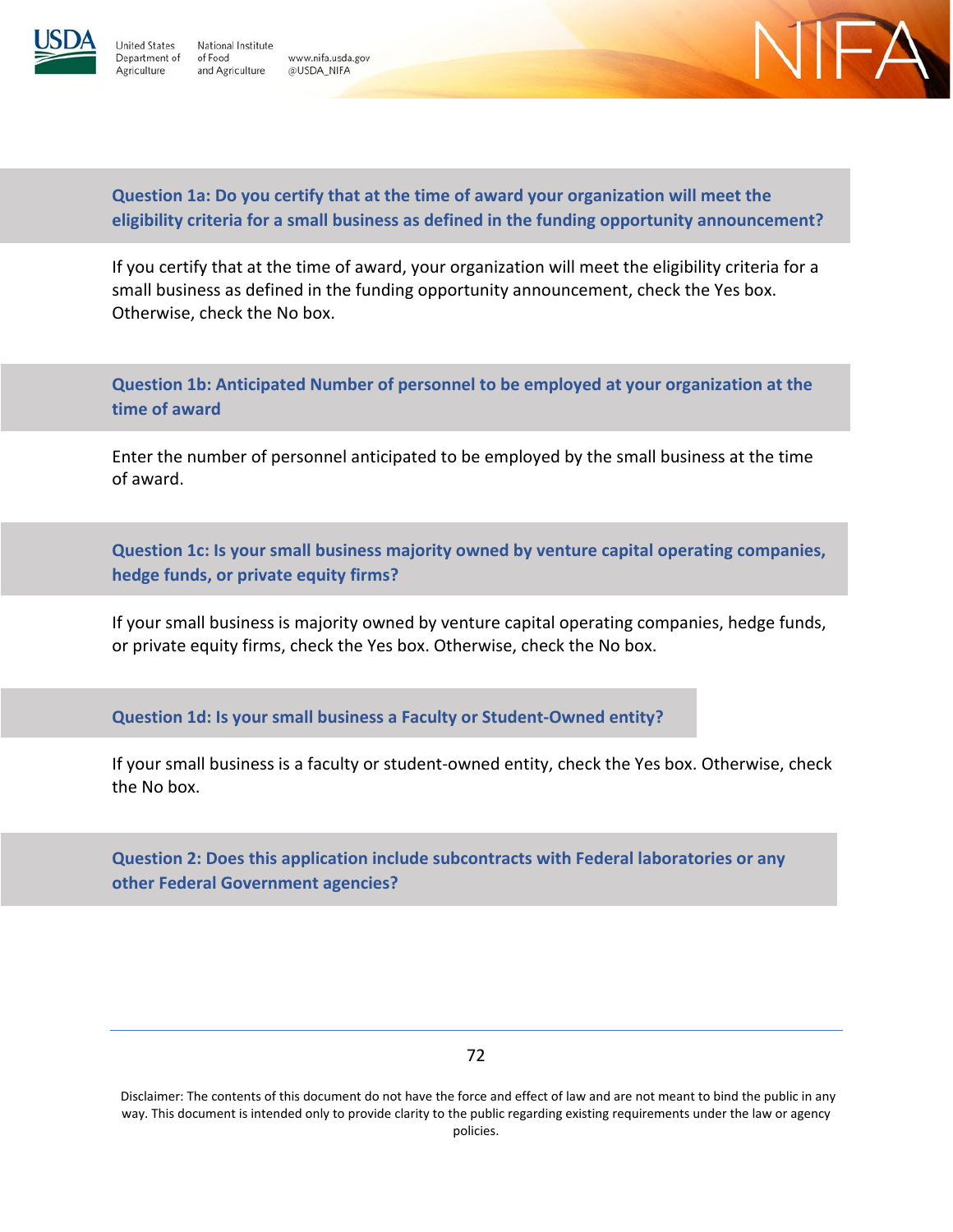### Question 1a: Do you certify that at the time of award your organization will meet the eligibility criteria for a small business as defined in the funding opportunity announcement?

If you certify that at the time of award, your organization will meet the eligibility criteria for a small business as defined in the funding opportunity announcement, check the Yes box. Otherwise, check the No box.

### Question 1b: Anticipated Number of personnel to be employed at your organization at the time of award

Enter the number of personnel anticipated to be employed by the small business at the time of award.

### Question 1c: Is your small business majority owned by venture capital operating companies, hedge funds, or private equity firms?

If your small business is majority owned by venture capital operating companies, hedge funds, or private equity firms, check the Yes box. Otherwise, check the No box.

### Question 1d: Is your small business a Faculty or Student-Owned entity?

If your small business is a faculty or student-owned entity, check the Yes box. Otherwise, check the No box.

### Question 2: Does this application include subcontracts with Federal laboratories or any other Federal Government agencies?

Disclaimer: The contents of this document do not have the force and effect of law and are not meant to bind the public in any way. This document is intended only to provide clarity to the public regarding existing requirements under the law or agency policies.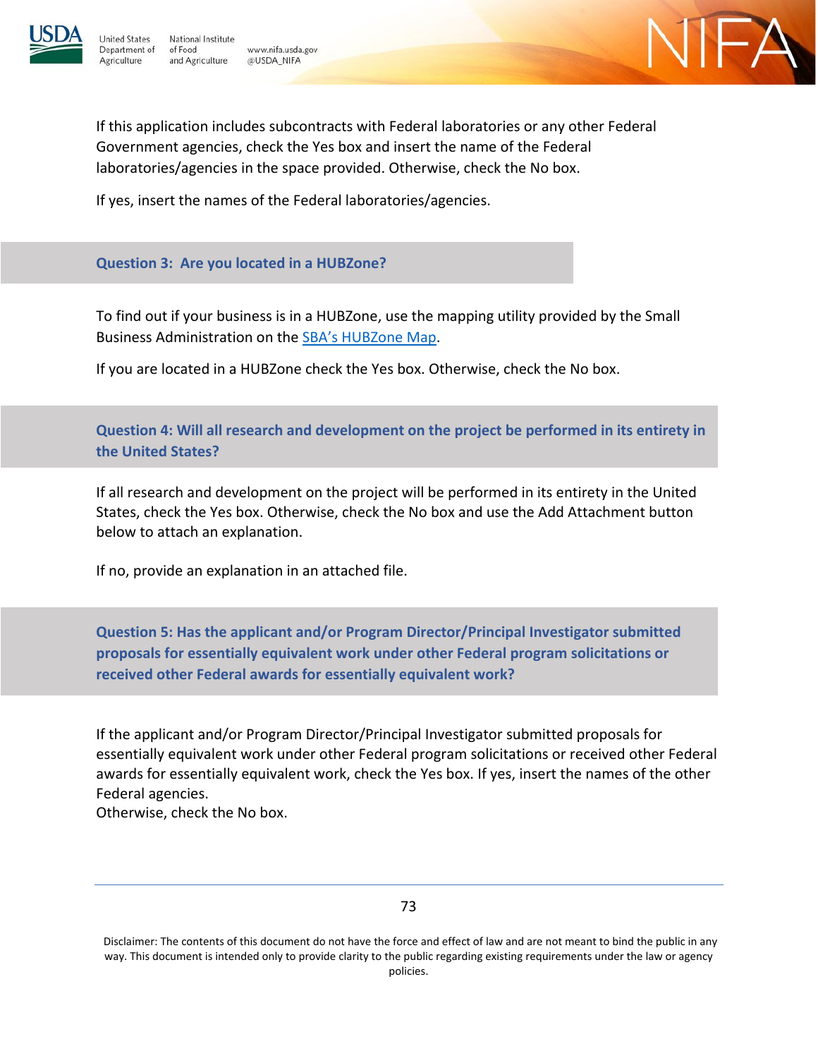If this application includes subcontracts with Federal laboratories or any other Federal Government agencies, check the Yes box and insert the name of the Federal laboratories/agencies in the space provided. Otherwise, check the No box.

If yes, insert the names of the Federal laboratories/agencies.

### Question 3: Are you located in a HUBZone?

To find out if your business is in a HUBZone, use the mapping utility provided by the Small Business Administration on the SBA's HUBZone Map.

If you are located in a HUBZone check the Yes box. Otherwise, check the No box.

### Question 4: Will all research and development on the project be performed in its entirety in the United States?

If all research and development on the project will be performed in its entirety in the United States, check the Yes box. Otherwise, check the No box and use the Add Attachment button below to attach an explanation.

If no, provide an explanation in an attached file.

### Question 5: Has the applicant and/or Program Director/Principal Investigator submitted proposals for essentially equivalent work under other Federal program solicitations or received other Federal awards for essentially equivalent work?

If the applicant and/or Program Director/Principal Investigator submitted proposals for essentially equivalent work under other Federal program solicitations or received other Federal awards for essentially equivalent work, check the Yes box. If yes, insert the names of the other Federal agencies.
Otherwise, check the No box.

Disclaimer: The contents of this document do not have the force and effect of law and are not meant to bind the public in any way. This document is intended only to provide clarity to the public regarding existing requirements under the law or agency policies.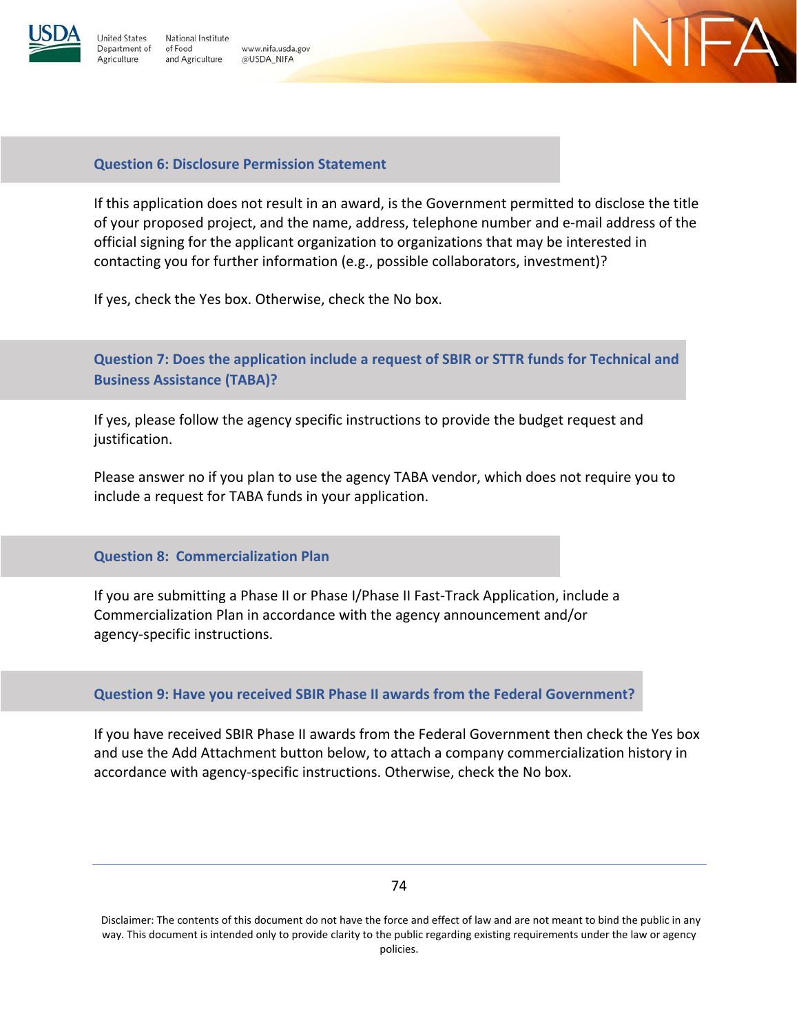### Question 6: Disclosure Permission Statement

If this application does not result in an award, is the Government permitted to disclose the title of your proposed project, and the name, address, telephone number and e-mail address of the official signing for the applicant organization to organizations that may be interested in contacting you for further information (e.g., possible collaborators, investment)?

If yes, check the Yes box. Otherwise, check the No box.

### Question 7: Does the application include a request of SBIR or STTR funds for Technical and Business Assistance (TABA)?

If yes, please follow the agency specific instructions to provide the budget request and justification.

Please answer no if you plan to use the agency TABA vendor, which does not require you to include a request for TABA funds in your application.

### Question 8: Commercialization Plan

If you are submitting a Phase II or Phase I/Phase II Fast-Track Application, include a Commercialization Plan in accordance with the agency announcement and/or agency-specific instructions.

### Question 9: Have you received SBIR Phase II awards from the Federal Government?

If you have received SBIR Phase II awards from the Federal Government then check the Yes box and use the Add Attachment button below, to attach a company commercialization history in accordance with agency-specific instructions. Otherwise, check the No box.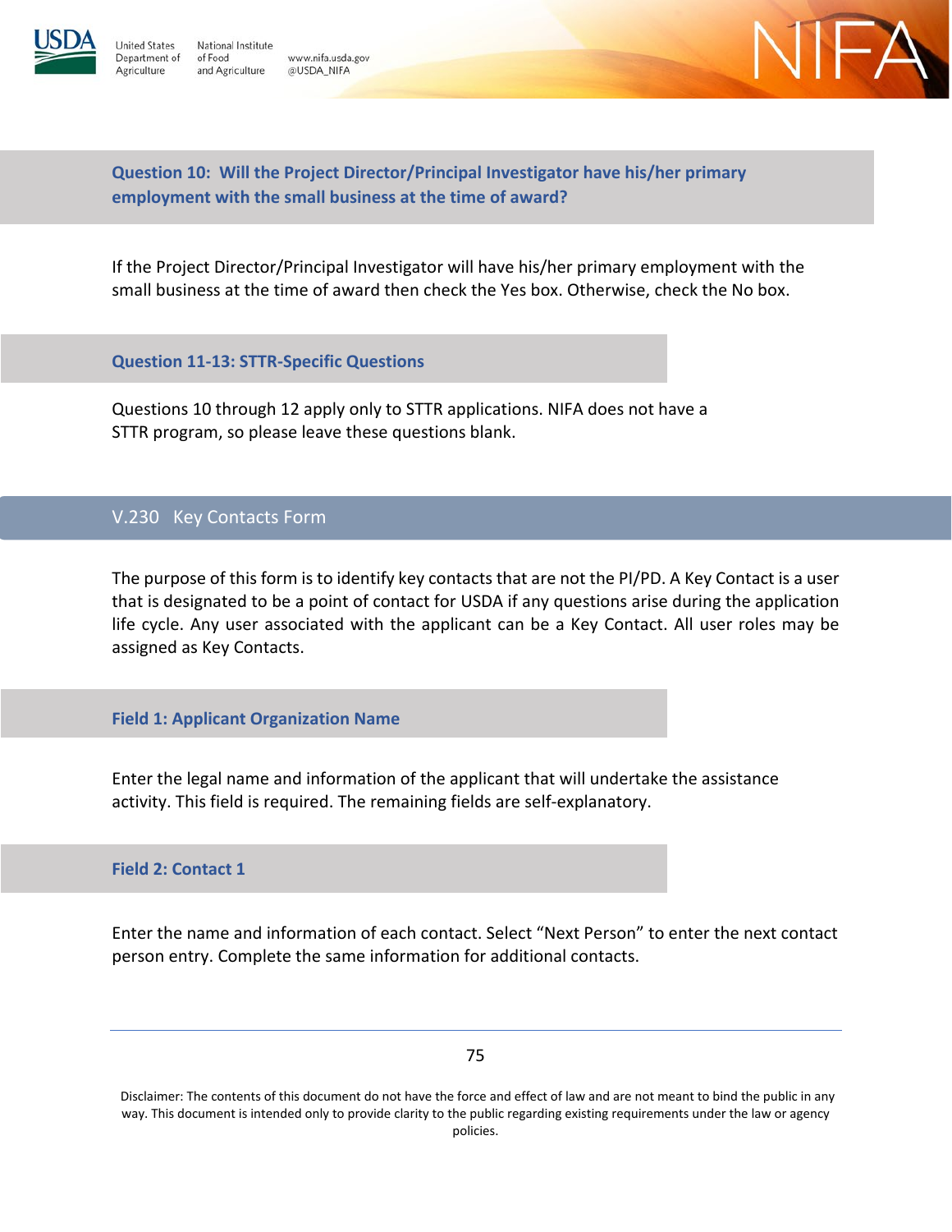### Question 10: Will the Project Director/Principal Investigator have his/her primary employment with the small business at the time of award?

If the Project Director/Principal Investigator will have his/her primary employment with the small business at the time of award then check the Yes box. Otherwise, check the No box.

### Question 11-13: STTR-Specific Questions

Questions 10 through 12 apply only to STTR applications. NIFA does not have a STTR program, so please leave these questions blank.

## V.230 Key Contacts Form

The purpose of this form is to identify key contacts that are not the PI/PD. A Key Contact is a user that is designated to be a point of contact for USDA if any questions arise during the application life cycle. Any user associated with the applicant can be a Key Contact. All user roles may be assigned as Key Contacts.

### Field 1: Applicant Organization Name

Enter the legal name and information of the applicant that will undertake the assistance activity. This field is required. The remaining fields are self-explanatory.

### Field 2: Contact 1

Enter the name and information of each contact. Select "Next Person" to enter the next contact person entry. Complete the same information for additional contacts.

Disclaimer: The contents of this document do not have the force and effect of law and are not meant to bind the public in any way. This document is intended only to provide clarity to the public regarding existing requirements under the law or agency policies.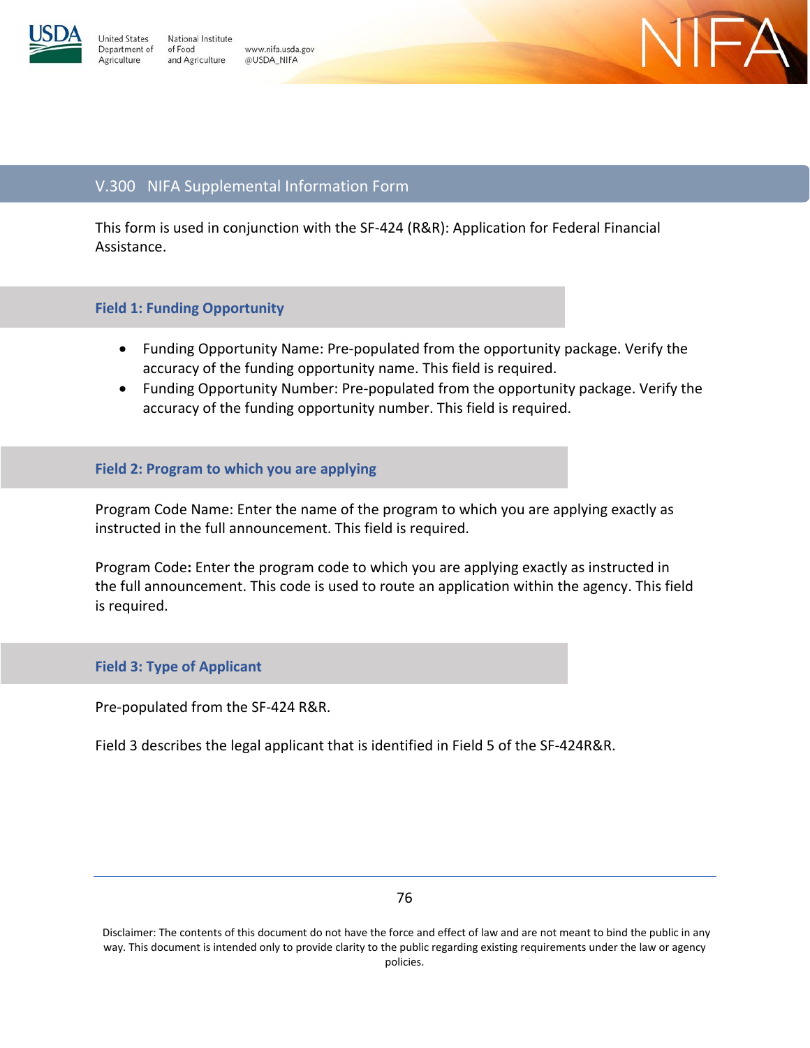## V.300 NIFA Supplemental Information Form

This form is used in conjunction with the SF-424 (R&R): Application for Federal Financial Assistance.

### Field 1: Funding Opportunity

- Funding Opportunity Name: Pre-populated from the opportunity package. Verify the accuracy of the funding opportunity name. This field is required.
- Funding Opportunity Number: Pre-populated from the opportunity package. Verify the accuracy of the funding opportunity number. This field is required.

### Field 2: Program to which you are applying

Program Code Name: Enter the name of the program to which you are applying exactly as instructed in the full announcement. This field is required.

Program Code**:** Enter the program code to which you are applying exactly as instructed in the full announcement. This code is used to route an application within the agency. This field is required.

### Field 3: Type of Applicant

Pre-populated from the SF-424 R&R.

Field 3 describes the legal applicant that is identified in Field 5 of the SF-424R&R.

Disclaimer: The contents of this document do not have the force and effect of law and are not meant to bind the public in any way. This document is intended only to provide clarity to the public regarding existing requirements under the law or agency policies.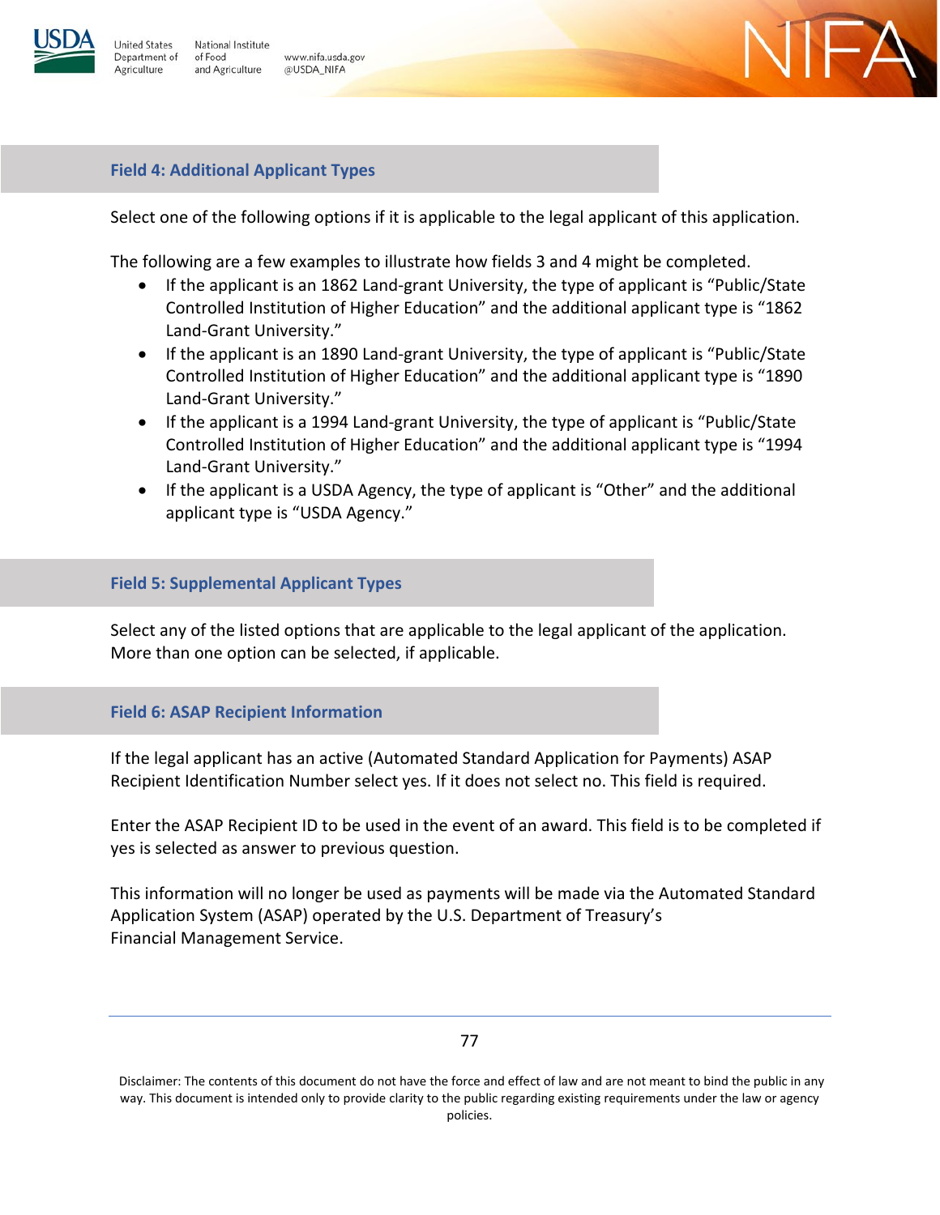### Field 4: Additional Applicant Types

Select one of the following options if it is applicable to the legal applicant of this application.

The following are a few examples to illustrate how fields 3 and 4 might be completed.

- If the applicant is an 1862 Land-grant University, the type of applicant is "Public/State Controlled Institution of Higher Education" and the additional applicant type is "1862 Land-Grant University."
- If the applicant is an 1890 Land-grant University, the type of applicant is "Public/State Controlled Institution of Higher Education" and the additional applicant type is "1890 Land-Grant University."
- If the applicant is a 1994 Land-grant University, the type of applicant is "Public/State Controlled Institution of Higher Education" and the additional applicant type is "1994 Land-Grant University."
- If the applicant is a USDA Agency, the type of applicant is "Other" and the additional applicant type is "USDA Agency."

### Field 5: Supplemental Applicant Types

Select any of the listed options that are applicable to the legal applicant of the application. More than one option can be selected, if applicable.

### Field 6: ASAP Recipient Information

If the legal applicant has an active (Automated Standard Application for Payments) ASAP Recipient Identification Number select yes. If it does not select no. This field is required.

Enter the ASAP Recipient ID to be used in the event of an award. This field is to be completed if yes is selected as answer to previous question.

This information will no longer be used as payments will be made via the Automated Standard Application System (ASAP) operated by the U.S. Department of Treasury's Financial Management Service.

Disclaimer: The contents of this document do not have the force and effect of law and are not meant to bind the public in any way. This document is intended only to provide clarity to the public regarding existing requirements under the law or agency policies.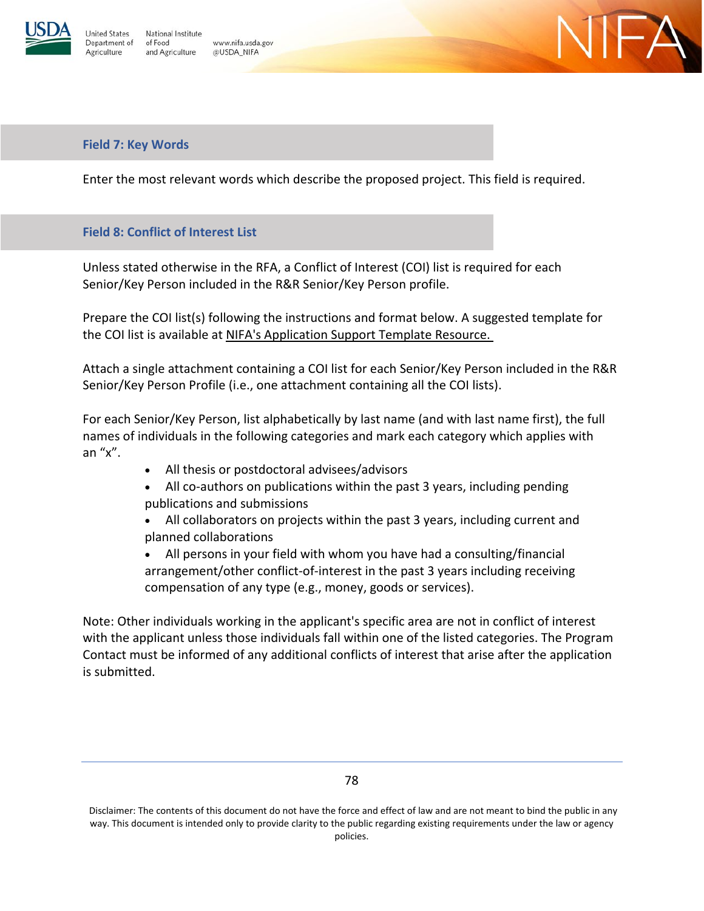### Field 7: Key Words

Enter the most relevant words which describe the proposed project. This field is required.

### Field 8: Conflict of Interest List

Unless stated otherwise in the RFA, a Conflict of Interest (COI) list is required for each Senior/Key Person included in the R&R Senior/Key Person profile.

Prepare the COI list(s) following the instructions and format below. A suggested template for the COI list is available at NIFA's Application Support Template Resource.

Attach a single attachment containing a COI list for each Senior/Key Person included in the R&R Senior/Key Person Profile (i.e., one attachment containing all the COI lists).

For each Senior/Key Person, list alphabetically by last name (and with last name first), the full names of individuals in the following categories and mark each category which applies with an "x".

- All thesis or postdoctoral advisees/advisors
- All co-authors on publications within the past 3 years, including pending publications and submissions
- All collaborators on projects within the past 3 years, including current and planned collaborations
- All persons in your field with whom you have had a consulting/financial arrangement/other conflict-of-interest in the past 3 years including receiving compensation of any type (e.g., money, goods or services).

Note: Other individuals working in the applicant's specific area are not in conflict of interest with the applicant unless those individuals fall within one of the listed categories. The Program Contact must be informed of any additional conflicts of interest that arise after the application is submitted.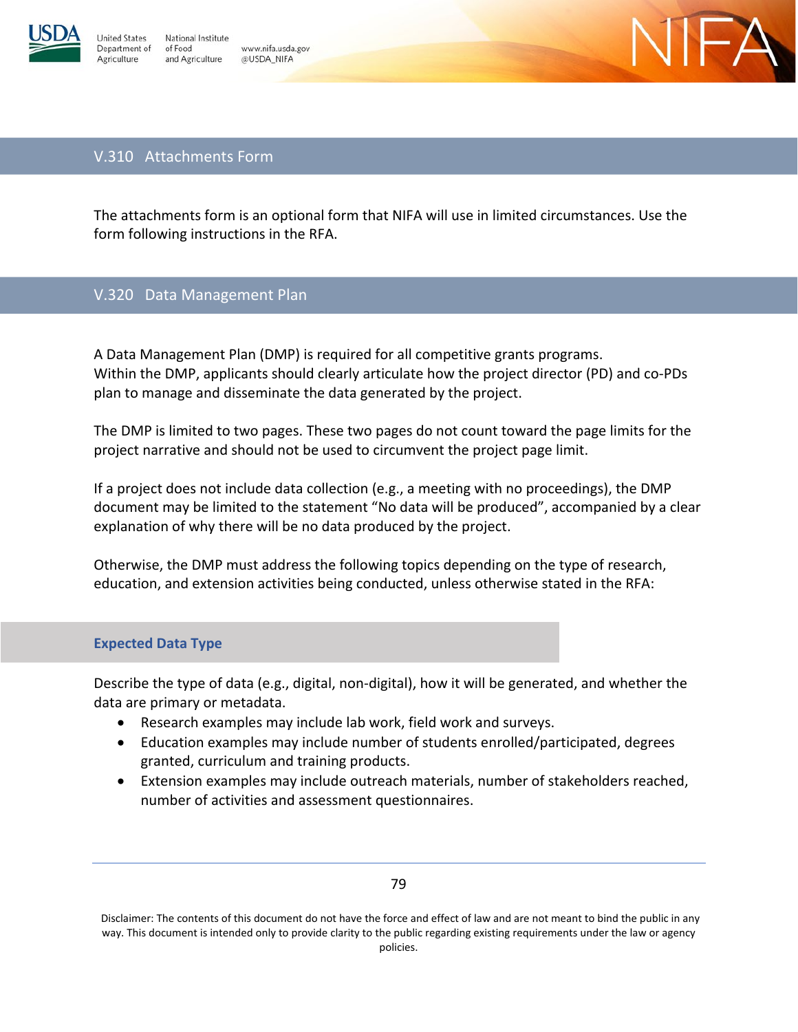## V.310 Attachments Form

The attachments form is an optional form that NIFA will use in limited circumstances. Use the form following instructions in the RFA.

## V.320 Data Management Plan

A Data Management Plan (DMP) is required for all competitive grants programs.
Within the DMP, applicants should clearly articulate how the project director (PD) and co-PDs plan to manage and disseminate the data generated by the project.

The DMP is limited to two pages. These two pages do not count toward the page limits for the project narrative and should not be used to circumvent the project page limit.

If a project does not include data collection (e.g., a meeting with no proceedings), the DMP document may be limited to the statement "No data will be produced", accompanied by a clear explanation of why there will be no data produced by the project.

Otherwise, the DMP must address the following topics depending on the type of research, education, and extension activities being conducted, unless otherwise stated in the RFA:

### Expected Data Type

Describe the type of data (e.g., digital, non-digital), how it will be generated, and whether the data are primary or metadata.

- Research examples may include lab work, field work and surveys.
- Education examples may include number of students enrolled/participated, degrees granted, curriculum and training products.
- Extension examples may include outreach materials, number of stakeholders reached, number of activities and assessment questionnaires.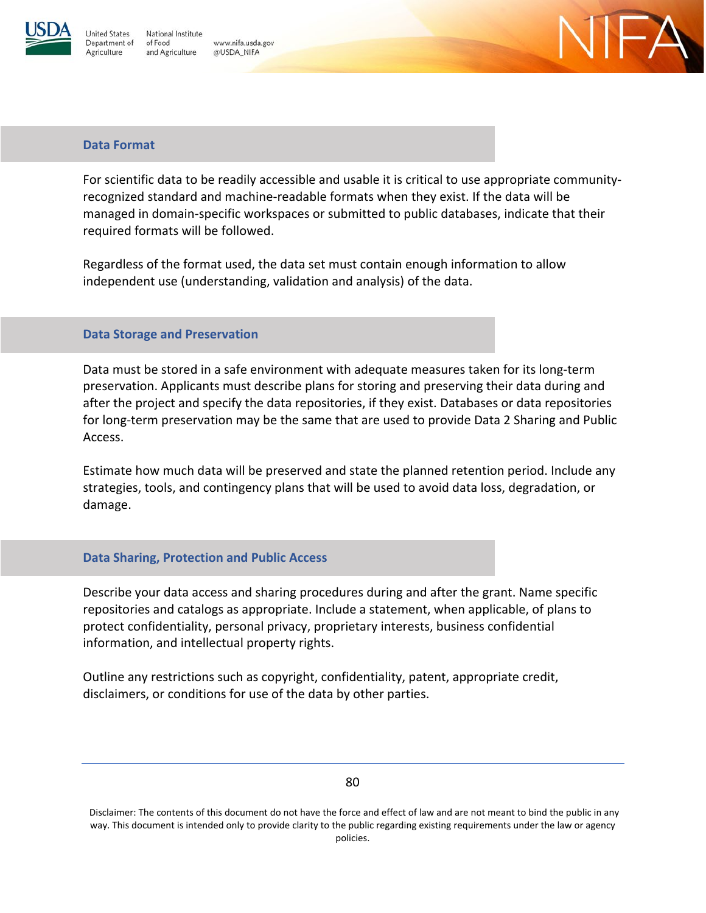## Data Format

For scientific data to be readily accessible and usable it is critical to use appropriate community-recognized standard and machine-readable formats when they exist. If the data will be managed in domain-specific workspaces or submitted to public databases, indicate that their required formats will be followed.

Regardless of the format used, the data set must contain enough information to allow independent use (understanding, validation and analysis) of the data.

## Data Storage and Preservation

Data must be stored in a safe environment with adequate measures taken for its long-term preservation. Applicants must describe plans for storing and preserving their data during and after the project and specify the data repositories, if they exist. Databases or data repositories for long-term preservation may be the same that are used to provide Data 2 Sharing and Public Access.

Estimate how much data will be preserved and state the planned retention period. Include any strategies, tools, and contingency plans that will be used to avoid data loss, degradation, or damage.

## Data Sharing, Protection and Public Access

Describe your data access and sharing procedures during and after the grant. Name specific repositories and catalogs as appropriate. Include a statement, when applicable, of plans to protect confidentiality, personal privacy, proprietary interests, business confidential information, and intellectual property rights.

Outline any restrictions such as copyright, confidentiality, patent, appropriate credit, disclaimers, or conditions for use of the data by other parties.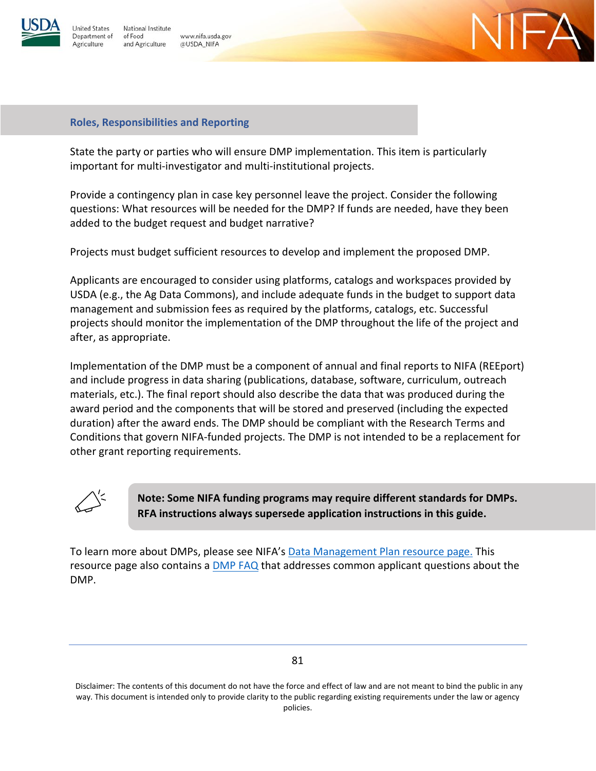### Roles, Responsibilities and Reporting

State the party or parties who will ensure DMP implementation. This item is particularly important for multi-investigator and multi-institutional projects.

Provide a contingency plan in case key personnel leave the project. Consider the following questions: What resources will be needed for the DMP? If funds are needed, have they been added to the budget request and budget narrative?

Projects must budget sufficient resources to develop and implement the proposed DMP.

Applicants are encouraged to consider using platforms, catalogs and workspaces provided by USDA (e.g., the Ag Data Commons), and include adequate funds in the budget to support data management and submission fees as required by the platforms, catalogs, etc. Successful projects should monitor the implementation of the DMP throughout the life of the project and after, as appropriate.

Implementation of the DMP must be a component of annual and final reports to NIFA (REEport) and include progress in data sharing (publications, database, software, curriculum, outreach materials, etc.). The final report should also describe the data that was produced during the award period and the components that will be stored and preserved (including the expected duration) after the award ends. The DMP should be compliant with the Research Terms and Conditions that govern NIFA-funded projects. The DMP is not intended to be a replacement for other grant reporting requirements.

**Note: Some NIFA funding programs may require different standards for DMPs. RFA instructions always supersede application instructions in this guide.**

To learn more about DMPs, please see NIFA's Data Management Plan resource page. This resource page also contains a DMP FAQ that addresses common applicant questions about the DMP.

Disclaimer: The contents of this document do not have the force and effect of law and are not meant to bind the public in any way. This document is intended only to provide clarity to the public regarding existing requirements under the law or agency policies.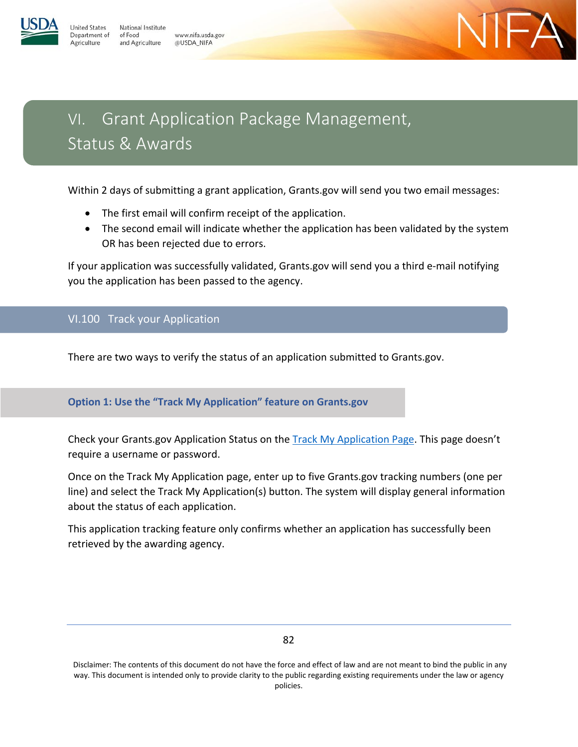# VI. Grant Application Package Management, Status & Awards

Within 2 days of submitting a grant application, Grants.gov will send you two email messages:

- The first email will confirm receipt of the application.
- The second email will indicate whether the application has been validated by the system OR has been rejected due to errors.

If your application was successfully validated, Grants.gov will send you a third e-mail notifying you the application has been passed to the agency.

## VI.100 Track your Application

There are two ways to verify the status of an application submitted to Grants.gov.

### Option 1: Use the "Track My Application" feature on Grants.gov

Check your Grants.gov Application Status on the Track My Application Page. This page doesn't require a username or password.

Once on the Track My Application page, enter up to five Grants.gov tracking numbers (one per line) and select the Track My Application(s) button. The system will display general information about the status of each application.

This application tracking feature only confirms whether an application has successfully been retrieved by the awarding agency.

Disclaimer: The contents of this document do not have the force and effect of law and are not meant to bind the public in any way. This document is intended only to provide clarity to the public regarding existing requirements under the law or agency policies.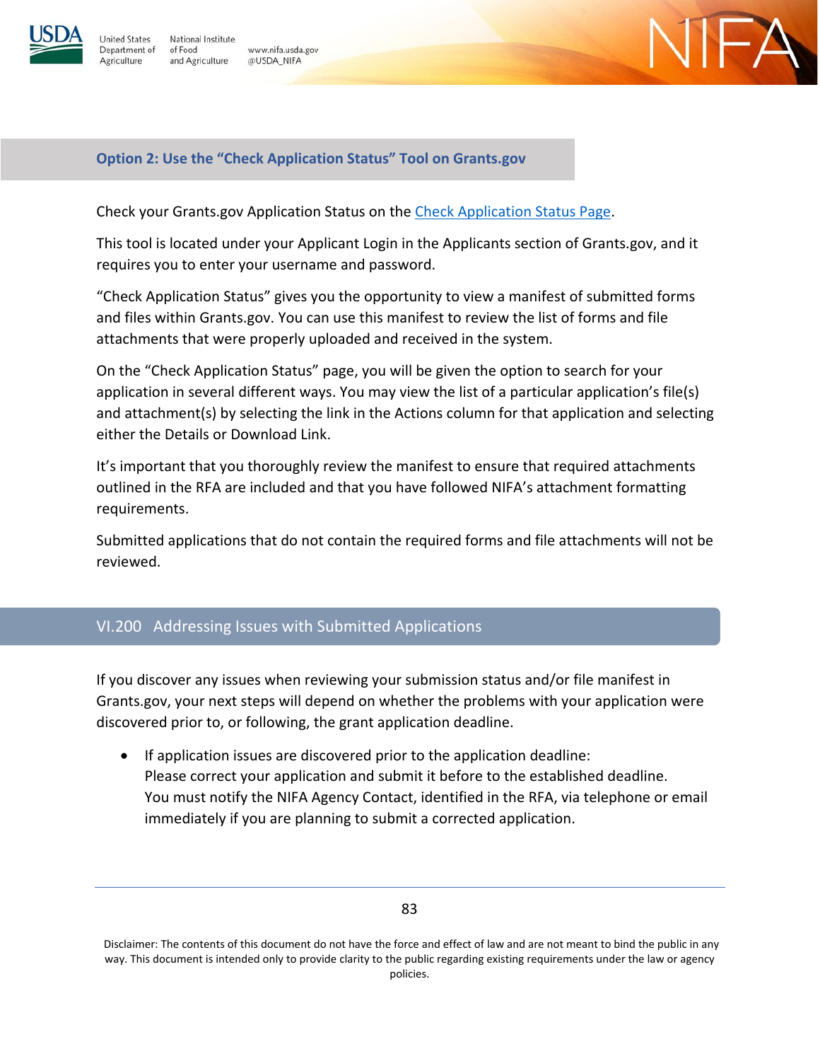### Option 2: Use the “Check Application Status” Tool on Grants.gov

Check your Grants.gov Application Status on the [Check Application Status Page](https://www.grants.gov).

This tool is located under your Applicant Login in the Applicants section of Grants.gov, and it requires you to enter your username and password.

“Check Application Status” gives you the opportunity to view a manifest of submitted forms and files within Grants.gov. You can use this manifest to review the list of forms and file attachments that were properly uploaded and received in the system.

On the “Check Application Status” page, you will be given the option to search for your application in several different ways. You may view the list of a particular application’s file(s) and attachment(s) by selecting the link in the Actions column for that application and selecting either the Details or Download Link.

It’s important that you thoroughly review the manifest to ensure that required attachments outlined in the RFA are included and that you have followed NIFA’s attachment formatting requirements.

Submitted applications that do not contain the required forms and file attachments will not be reviewed.

## VI.200 Addressing Issues with Submitted Applications

If you discover any issues when reviewing your submission status and/or file manifest in Grants.gov, your next steps will depend on whether the problems with your application were discovered prior to, or following, the grant application deadline.

- If application issues are discovered prior to the application deadline:
  Please correct your application and submit it before to the established deadline.
  You must notify the NIFA Agency Contact, identified in the RFA, via telephone or email immediately if you are planning to submit a corrected application.

Disclaimer: The contents of this document do not have the force and effect of law and are not meant to bind the public in any way. This document is intended only to provide clarity to the public regarding existing requirements under the law or agency policies.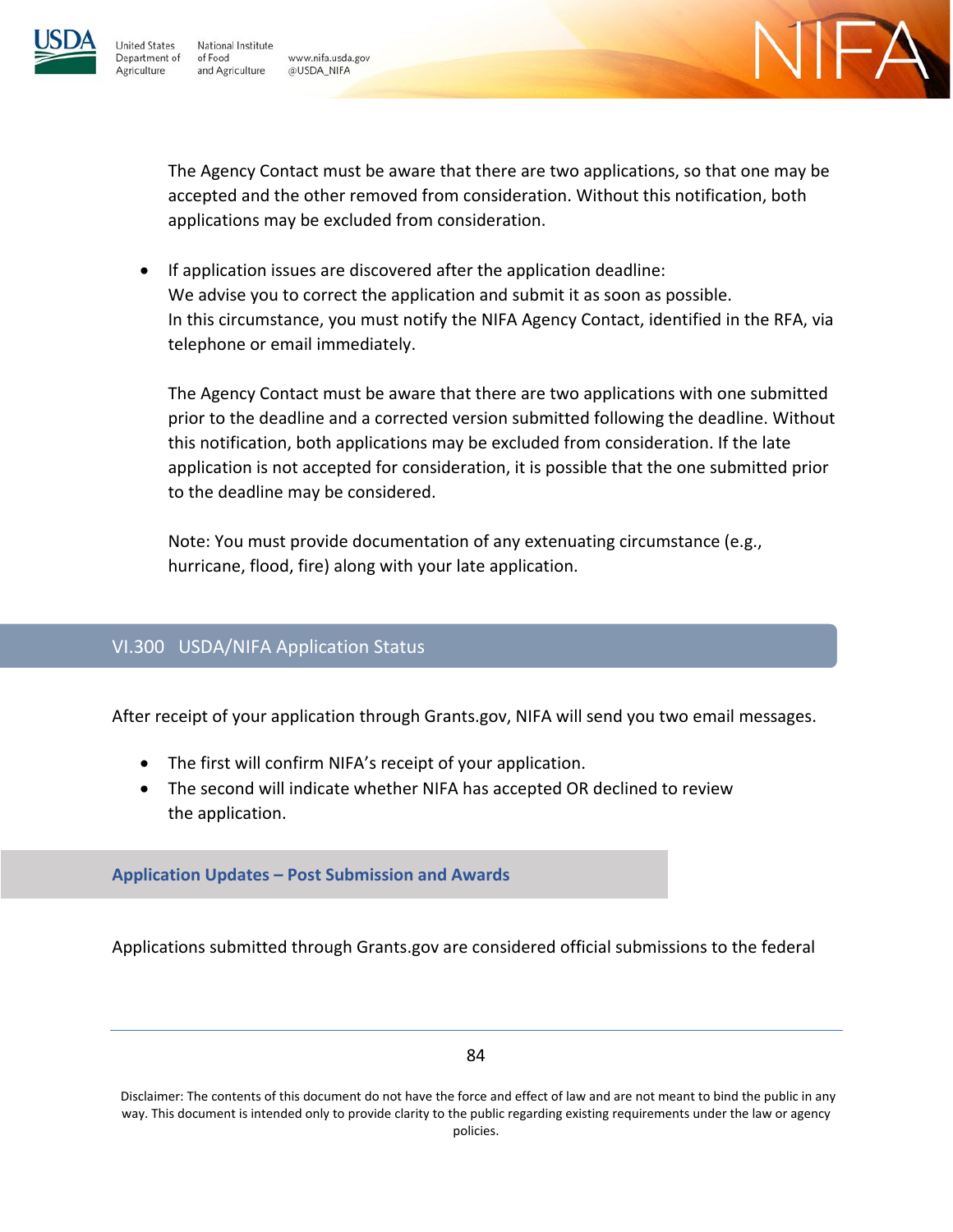The Agency Contact must be aware that there are two applications, so that one may be accepted and the other removed from consideration. Without this notification, both applications may be excluded from consideration.

- If application issues are discovered after the application deadline:
  We advise you to correct the application and submit it as soon as possible.
  In this circumstance, you must notify the NIFA Agency Contact, identified in the RFA, via telephone or email immediately.

  The Agency Contact must be aware that there are two applications with one submitted prior to the deadline and a corrected version submitted following the deadline. Without this notification, both applications may be excluded from consideration. If the late application is not accepted for consideration, it is possible that the one submitted prior to the deadline may be considered.

  Note: You must provide documentation of any extenuating circumstance (e.g., hurricane, flood, fire) along with your late application.

## VI.300 USDA/NIFA Application Status

After receipt of your application through Grants.gov, NIFA will send you two email messages.

- The first will confirm NIFA's receipt of your application.
- The second will indicate whether NIFA has accepted OR declined to review the application.

### Application Updates – Post Submission and Awards

Applications submitted through Grants.gov are considered official submissions to the federal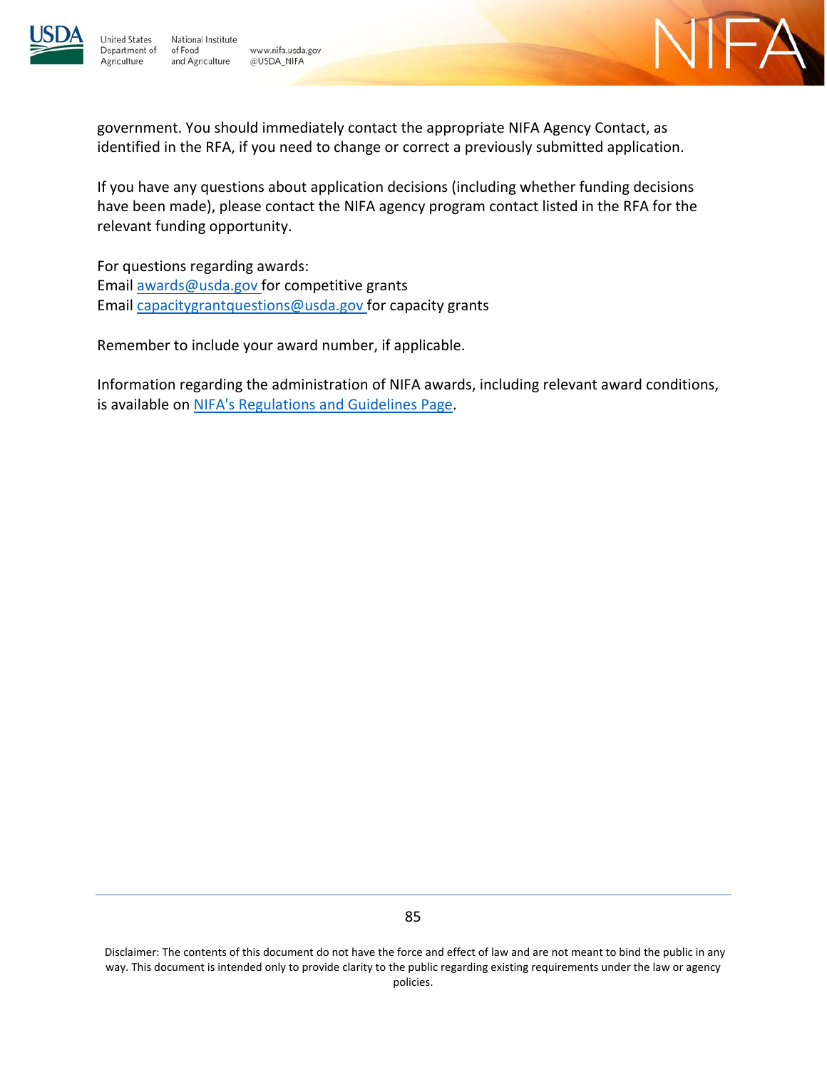government. You should immediately contact the appropriate NIFA Agency Contact, as identified in the RFA, if you need to change or correct a previously submitted application.

If you have any questions about application decisions (including whether funding decisions have been made), please contact the NIFA agency program contact listed in the RFA for the relevant funding opportunity.

For questions regarding awards:
Email awards@usda.gov for competitive grants
Email capacitygrantquestions@usda.gov for capacity grants

Remember to include your award number, if applicable.

Information regarding the administration of NIFA awards, including relevant award conditions, is available on NIFA's Regulations and Guidelines Page.

Disclaimer: The contents of this document do not have the force and effect of law and are not meant to bind the public in any way. This document is intended only to provide clarity to the public regarding existing requirements under the law or agency policies.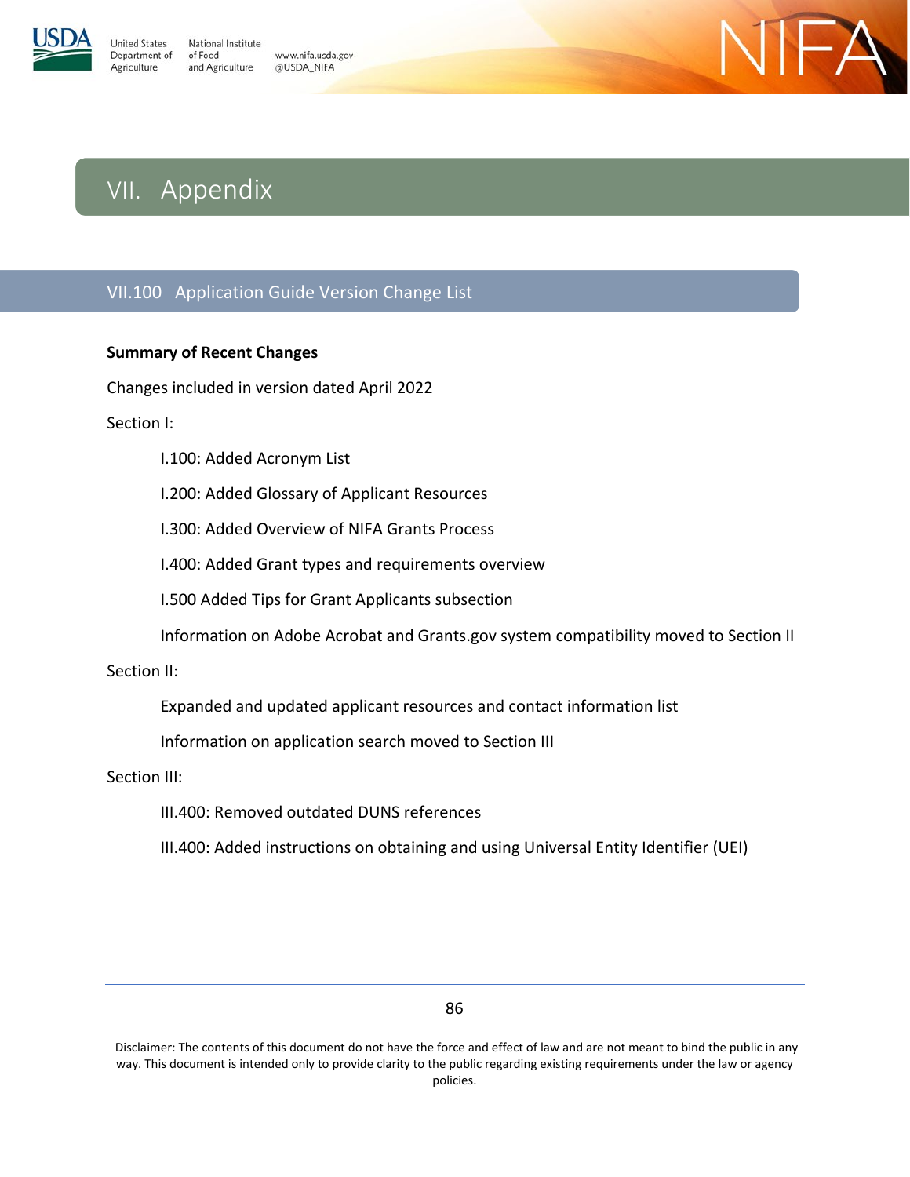# VII. Appendix

## VII.100 Application Guide Version Change List

**Summary of Recent Changes**

Changes included in version dated April 2022

Section I:

- I.100: Added Acronym List
- I.200: Added Glossary of Applicant Resources
- I.300: Added Overview of NIFA Grants Process
- I.400: Added Grant types and requirements overview
- I.500 Added Tips for Grant Applicants subsection
- Information on Adobe Acrobat and Grants.gov system compatibility moved to Section II

Section II:

- Expanded and updated applicant resources and contact information list
- Information on application search moved to Section III

Section III:

- III.400: Removed outdated DUNS references
- III.400: Added instructions on obtaining and using Universal Entity Identifier (UEI)

Disclaimer: The contents of this document do not have the force and effect of law and are not meant to bind the public in any way. This document is intended only to provide clarity to the public regarding existing requirements under the law or agency policies.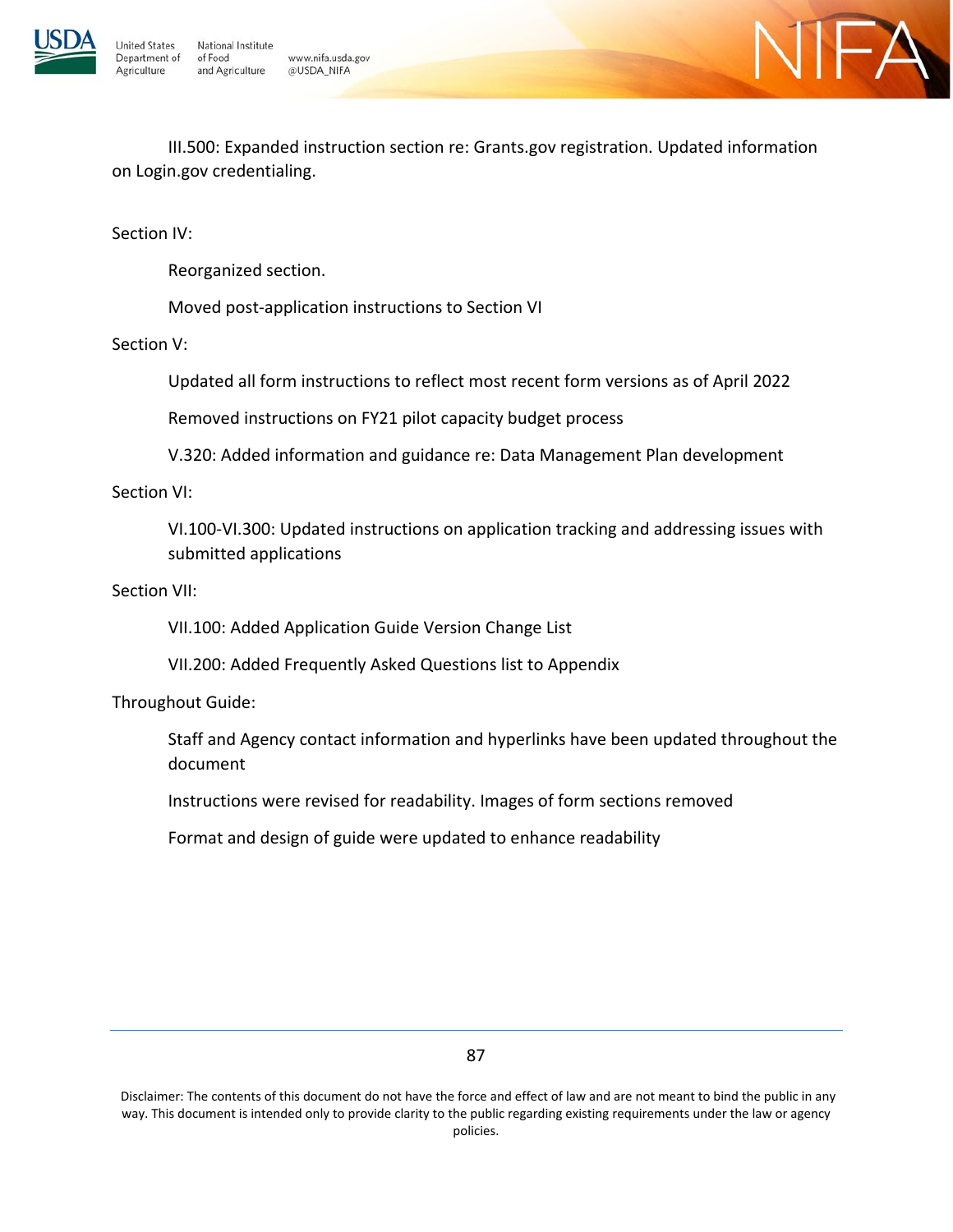III.500: Expanded instruction section re: Grants.gov registration. Updated information on Login.gov credentialing.

Section IV:

- Reorganized section.
- Moved post-application instructions to Section VI

Section V:

- Updated all form instructions to reflect most recent form versions as of April 2022
- Removed instructions on FY21 pilot capacity budget process
- V.320: Added information and guidance re: Data Management Plan development

Section VI:

- VI.100-VI.300: Updated instructions on application tracking and addressing issues with submitted applications

Section VII:

- VII.100: Added Application Guide Version Change List
- VII.200: Added Frequently Asked Questions list to Appendix

Throughout Guide:

- Staff and Agency contact information and hyperlinks have been updated throughout the document
- Instructions were revised for readability. Images of form sections removed
- Format and design of guide were updated to enhance readability

Disclaimer: The contents of this document do not have the force and effect of law and are not meant to bind the public in any way. This document is intended only to provide clarity to the public regarding existing requirements under the law or agency policies.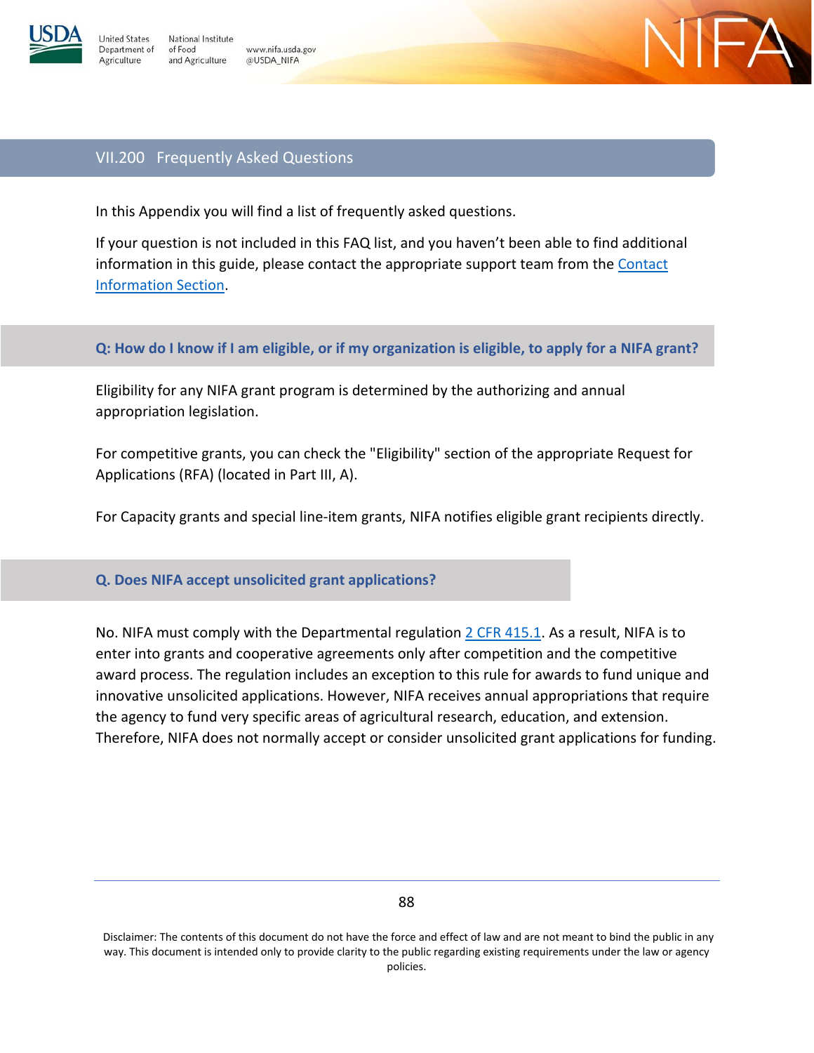## VII.200 Frequently Asked Questions

In this Appendix you will find a list of frequently asked questions.

If your question is not included in this FAQ list, and you haven't been able to find additional information in this guide, please contact the appropriate support team from the Contact Information Section.

### Q: How do I know if I am eligible, or if my organization is eligible, to apply for a NIFA grant?

Eligibility for any NIFA grant program is determined by the authorizing and annual appropriation legislation.

For competitive grants, you can check the "Eligibility" section of the appropriate Request for Applications (RFA) (located in Part III, A).

For Capacity grants and special line-item grants, NIFA notifies eligible grant recipients directly.

### Q. Does NIFA accept unsolicited grant applications?

No. NIFA must comply with the Departmental regulation 2 CFR 415.1. As a result, NIFA is to enter into grants and cooperative agreements only after competition and the competitive award process. The regulation includes an exception to this rule for awards to fund unique and innovative unsolicited applications. However, NIFA receives annual appropriations that require the agency to fund very specific areas of agricultural research, education, and extension. Therefore, NIFA does not normally accept or consider unsolicited grant applications for funding.

Disclaimer: The contents of this document do not have the force and effect of law and are not meant to bind the public in any way. This document is intended only to provide clarity to the public regarding existing requirements under the law or agency policies.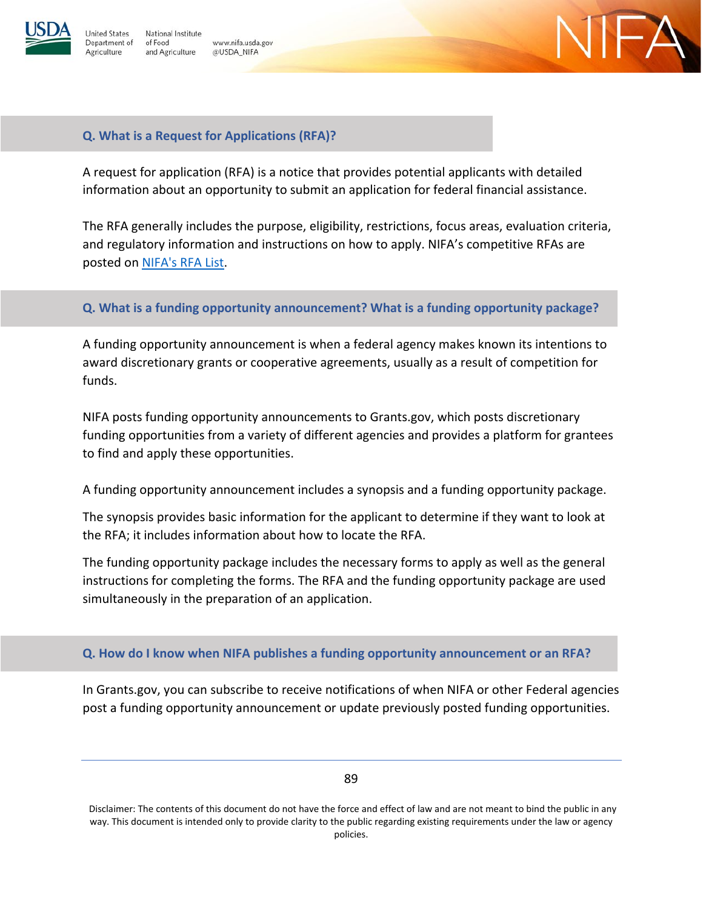### Q. What is a Request for Applications (RFA)?

A request for application (RFA) is a notice that provides potential applicants with detailed information about an opportunity to submit an application for federal financial assistance.

The RFA generally includes the purpose, eligibility, restrictions, focus areas, evaluation criteria, and regulatory information and instructions on how to apply. NIFA's competitive RFAs are posted on NIFA's RFA List.

### Q. What is a funding opportunity announcement? What is a funding opportunity package?

A funding opportunity announcement is when a federal agency makes known its intentions to award discretionary grants or cooperative agreements, usually as a result of competition for funds.

NIFA posts funding opportunity announcements to Grants.gov, which posts discretionary funding opportunities from a variety of different agencies and provides a platform for grantees to find and apply these opportunities.

A funding opportunity announcement includes a synopsis and a funding opportunity package.

The synopsis provides basic information for the applicant to determine if they want to look at the RFA; it includes information about how to locate the RFA.

The funding opportunity package includes the necessary forms to apply as well as the general instructions for completing the forms. The RFA and the funding opportunity package are used simultaneously in the preparation of an application.

### Q. How do I know when NIFA publishes a funding opportunity announcement or an RFA?

In Grants.gov, you can subscribe to receive notifications of when NIFA or other Federal agencies post a funding opportunity announcement or update previously posted funding opportunities.

Disclaimer: The contents of this document do not have the force and effect of law and are not meant to bind the public in any way. This document is intended only to provide clarity to the public regarding existing requirements under the law or agency policies.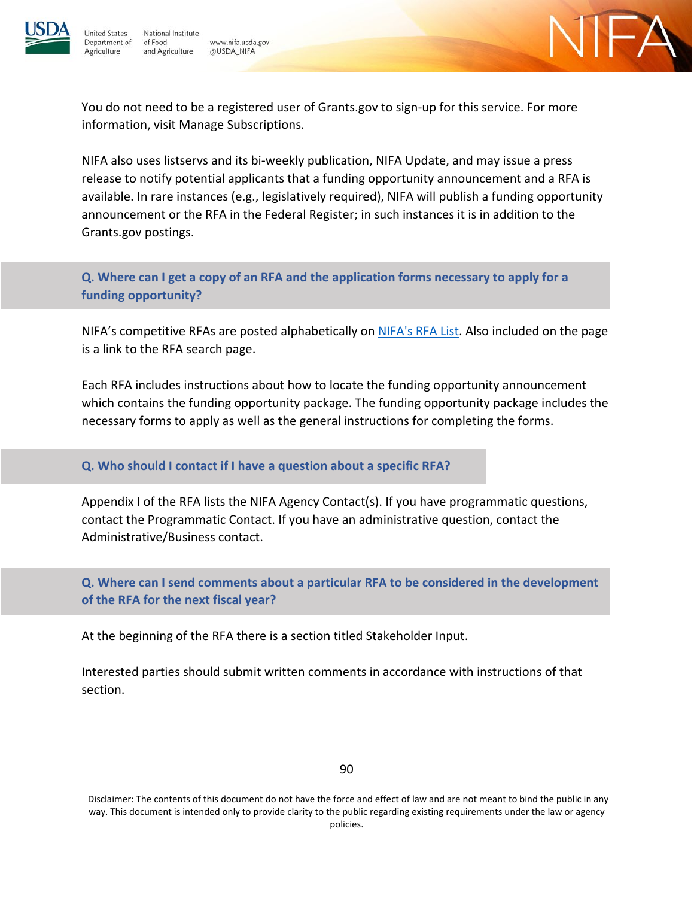You do not need to be a registered user of Grants.gov to sign-up for this service. For more information, visit Manage Subscriptions.

NIFA also uses listservs and its bi-weekly publication, NIFA Update, and may issue a press release to notify potential applicants that a funding opportunity announcement and a RFA is available. In rare instances (e.g., legislatively required), NIFA will publish a funding opportunity announcement or the RFA in the Federal Register; in such instances it is in addition to the Grants.gov postings.

### Q. Where can I get a copy of an RFA and the application forms necessary to apply for a funding opportunity?

NIFA's competitive RFAs are posted alphabetically on NIFA's RFA List. Also included on the page is a link to the RFA search page.

Each RFA includes instructions about how to locate the funding opportunity announcement which contains the funding opportunity package. The funding opportunity package includes the necessary forms to apply as well as the general instructions for completing the forms.

### Q. Who should I contact if I have a question about a specific RFA?

Appendix I of the RFA lists the NIFA Agency Contact(s). If you have programmatic questions, contact the Programmatic Contact. If you have an administrative question, contact the Administrative/Business contact.

### Q. Where can I send comments about a particular RFA to be considered in the development of the RFA for the next fiscal year?

At the beginning of the RFA there is a section titled Stakeholder Input.

Interested parties should submit written comments in accordance with instructions of that section.

Disclaimer: The contents of this document do not have the force and effect of law and are not meant to bind the public in any way. This document is intended only to provide clarity to the public regarding existing requirements under the law or agency policies.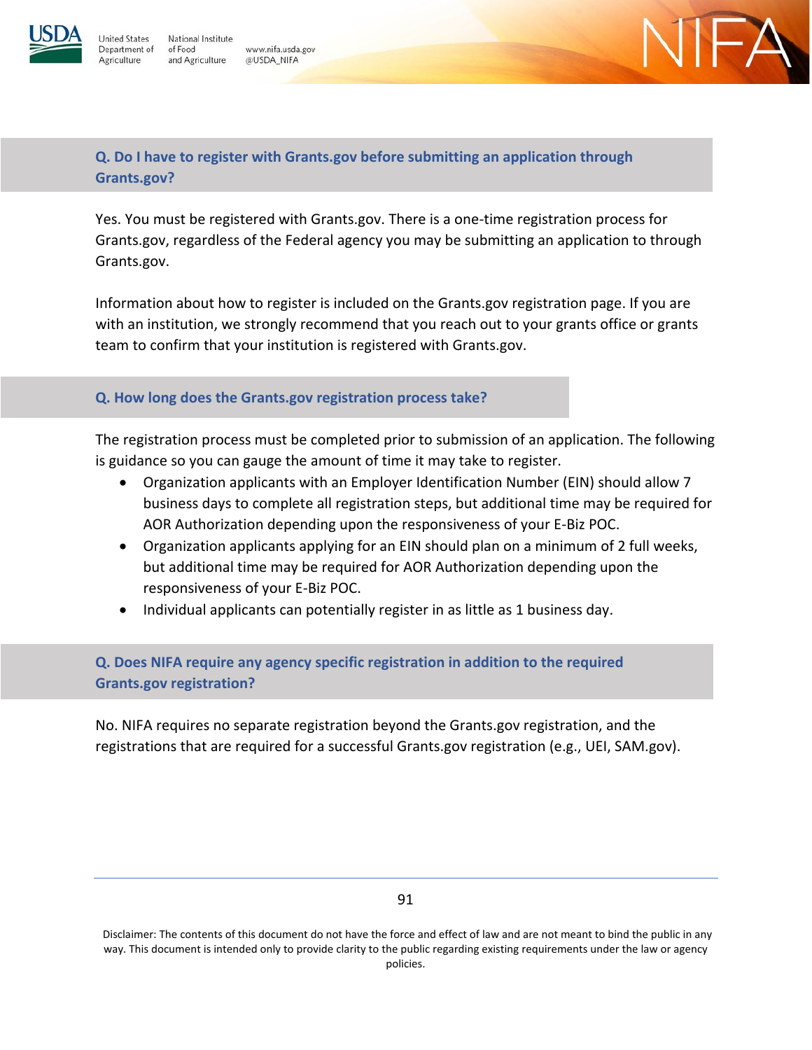### Q. Do I have to register with Grants.gov before submitting an application through Grants.gov?

Yes. You must be registered with Grants.gov. There is a one-time registration process for Grants.gov, regardless of the Federal agency you may be submitting an application to through Grants.gov.

Information about how to register is included on the Grants.gov registration page. If you are with an institution, we strongly recommend that you reach out to your grants office or grants team to confirm that your institution is registered with Grants.gov.

### Q. How long does the Grants.gov registration process take?

The registration process must be completed prior to submission of an application. The following is guidance so you can gauge the amount of time it may take to register.

- Organization applicants with an Employer Identification Number (EIN) should allow 7 business days to complete all registration steps, but additional time may be required for AOR Authorization depending upon the responsiveness of your E-Biz POC.
- Organization applicants applying for an EIN should plan on a minimum of 2 full weeks, but additional time may be required for AOR Authorization depending upon the responsiveness of your E-Biz POC.
- Individual applicants can potentially register in as little as 1 business day.

### Q. Does NIFA require any agency specific registration in addition to the required Grants.gov registration?

No. NIFA requires no separate registration beyond the Grants.gov registration, and the registrations that are required for a successful Grants.gov registration (e.g., UEI, SAM.gov).

Disclaimer: The contents of this document do not have the force and effect of law and are not meant to bind the public in any way. This document is intended only to provide clarity to the public regarding existing requirements under the law or agency policies.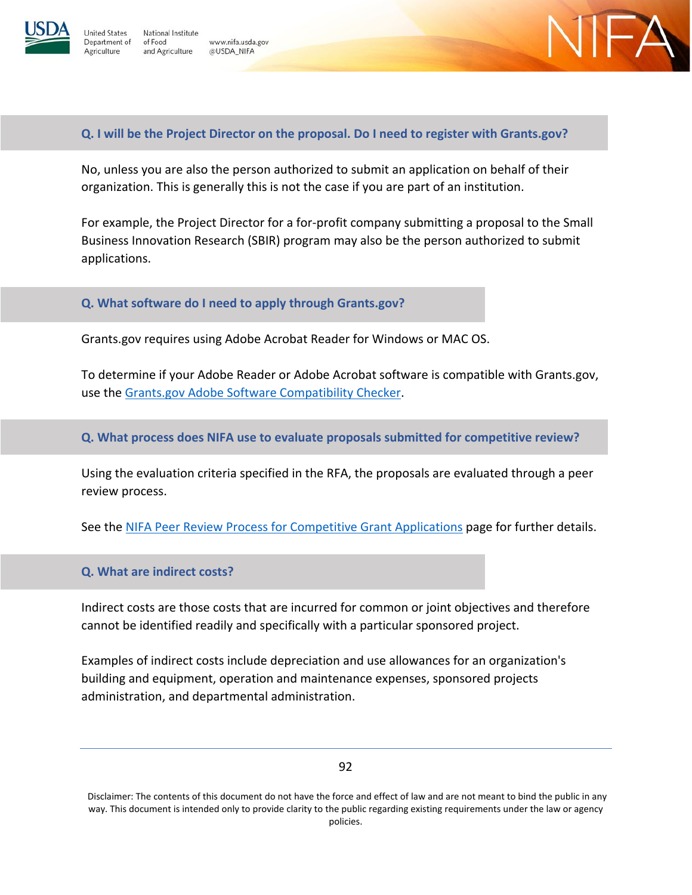### Q. I will be the Project Director on the proposal. Do I need to register with Grants.gov?

No, unless you are also the person authorized to submit an application on behalf of their organization. This is generally this is not the case if you are part of an institution.

For example, the Project Director for a for-profit company submitting a proposal to the Small Business Innovation Research (SBIR) program may also be the person authorized to submit applications.

### Q. What software do I need to apply through Grants.gov?

Grants.gov requires using Adobe Acrobat Reader for Windows or MAC OS.

To determine if your Adobe Reader or Adobe Acrobat software is compatible with Grants.gov, use the Grants.gov Adobe Software Compatibility Checker.

### Q. What process does NIFA use to evaluate proposals submitted for competitive review?

Using the evaluation criteria specified in the RFA, the proposals are evaluated through a peer review process.

See the NIFA Peer Review Process for Competitive Grant Applications page for further details.

### Q. What are indirect costs?

Indirect costs are those costs that are incurred for common or joint objectives and therefore cannot be identified readily and specifically with a particular sponsored project.

Examples of indirect costs include depreciation and use allowances for an organization's building and equipment, operation and maintenance expenses, sponsored projects administration, and departmental administration.

Disclaimer: The contents of this document do not have the force and effect of law and are not meant to bind the public in any way. This document is intended only to provide clarity to the public regarding existing requirements under the law or agency policies.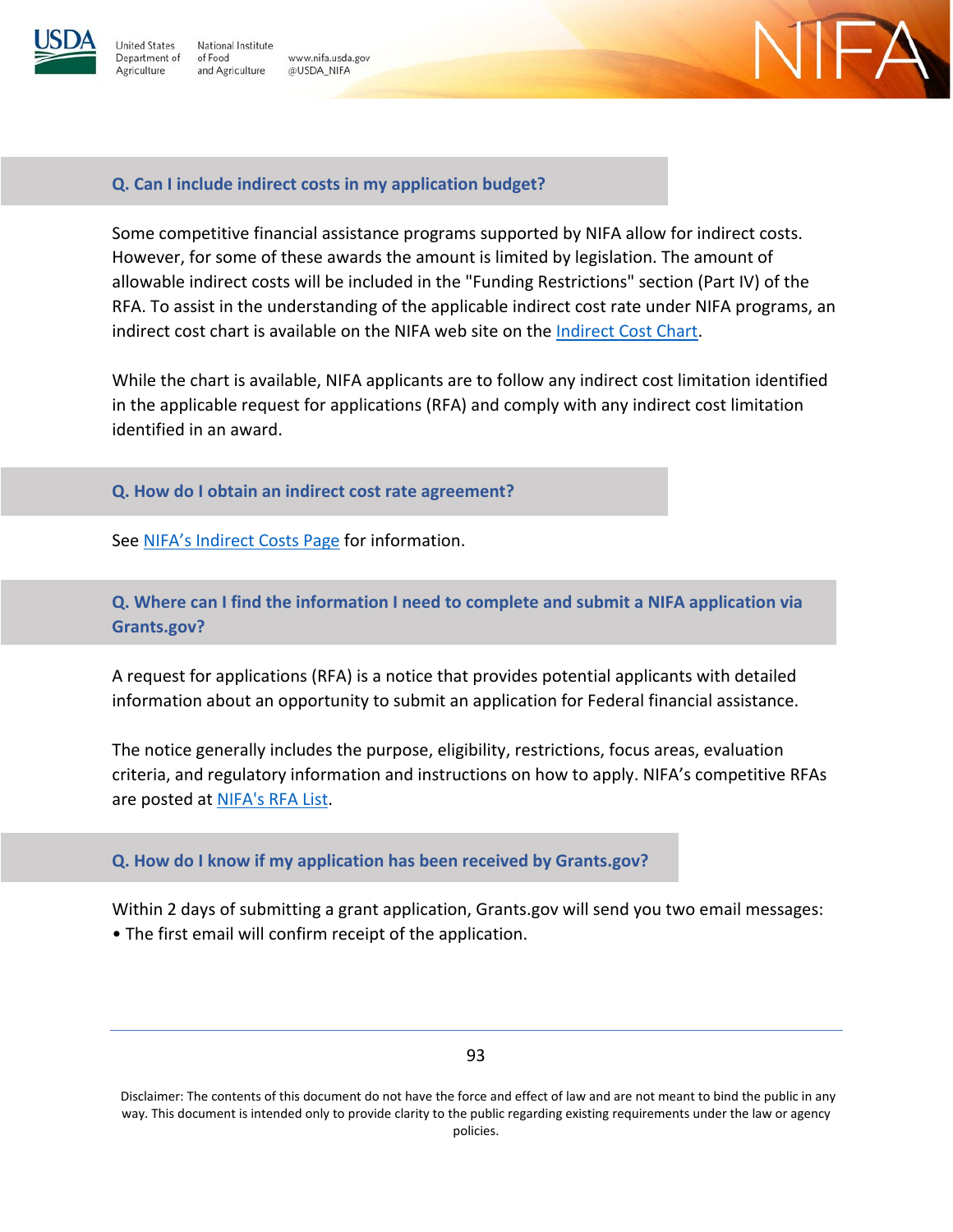### Q. Can I include indirect costs in my application budget?

Some competitive financial assistance programs supported by NIFA allow for indirect costs. However, for some of these awards the amount is limited by legislation. The amount of allowable indirect costs will be included in the "Funding Restrictions" section (Part IV) of the RFA. To assist in the understanding of the applicable indirect cost rate under NIFA programs, an indirect cost chart is available on the NIFA web site on the Indirect Cost Chart.

While the chart is available, NIFA applicants are to follow any indirect cost limitation identified in the applicable request for applications (RFA) and comply with any indirect cost limitation identified in an award.

### Q. How do I obtain an indirect cost rate agreement?

See NIFA's Indirect Costs Page for information.

### Q. Where can I find the information I need to complete and submit a NIFA application via Grants.gov?

A request for applications (RFA) is a notice that provides potential applicants with detailed information about an opportunity to submit an application for Federal financial assistance.

The notice generally includes the purpose, eligibility, restrictions, focus areas, evaluation criteria, and regulatory information and instructions on how to apply. NIFA's competitive RFAs are posted at NIFA's RFA List.

### Q. How do I know if my application has been received by Grants.gov?

Within 2 days of submitting a grant application, Grants.gov will send you two email messages:

- The first email will confirm receipt of the application.

Disclaimer: The contents of this document do not have the force and effect of law and are not meant to bind the public in any way. This document is intended only to provide clarity to the public regarding existing requirements under the law or agency policies.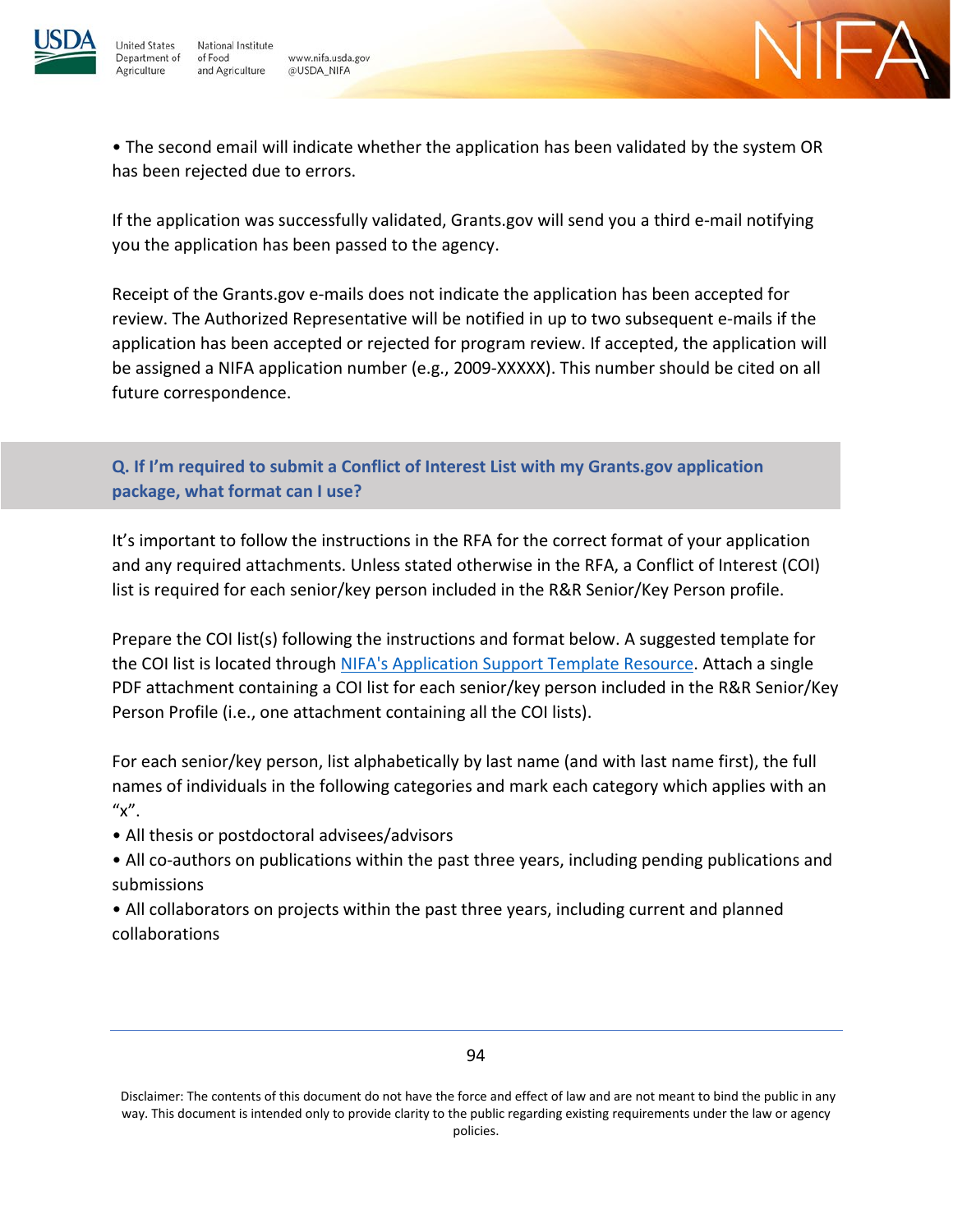• The second email will indicate whether the application has been validated by the system OR has been rejected due to errors.

If the application was successfully validated, Grants.gov will send you a third e-mail notifying you the application has been passed to the agency.

Receipt of the Grants.gov e-mails does not indicate the application has been accepted for review. The Authorized Representative will be notified in up to two subsequent e-mails if the application has been accepted or rejected for program review. If accepted, the application will be assigned a NIFA application number (e.g., 2009-XXXXX). This number should be cited on all future correspondence.

### Q. If I'm required to submit a Conflict of Interest List with my Grants.gov application package, what format can I use?

It's important to follow the instructions in the RFA for the correct format of your application and any required attachments. Unless stated otherwise in the RFA, a Conflict of Interest (COI) list is required for each senior/key person included in the R&R Senior/Key Person profile.

Prepare the COI list(s) following the instructions and format below. A suggested template for the COI list is located through [NIFA's Application Support Template Resource](). Attach a single PDF attachment containing a COI list for each senior/key person included in the R&R Senior/Key Person Profile (i.e., one attachment containing all the COI lists).

For each senior/key person, list alphabetically by last name (and with last name first), the full names of individuals in the following categories and mark each category which applies with an "x".

- All thesis or postdoctoral advisees/advisors
- All co-authors on publications within the past three years, including pending publications and submissions
- All collaborators on projects within the past three years, including current and planned collaborations

Disclaimer: The contents of this document do not have the force and effect of law and are not meant to bind the public in any way. This document is intended only to provide clarity to the public regarding existing requirements under the law or agency policies.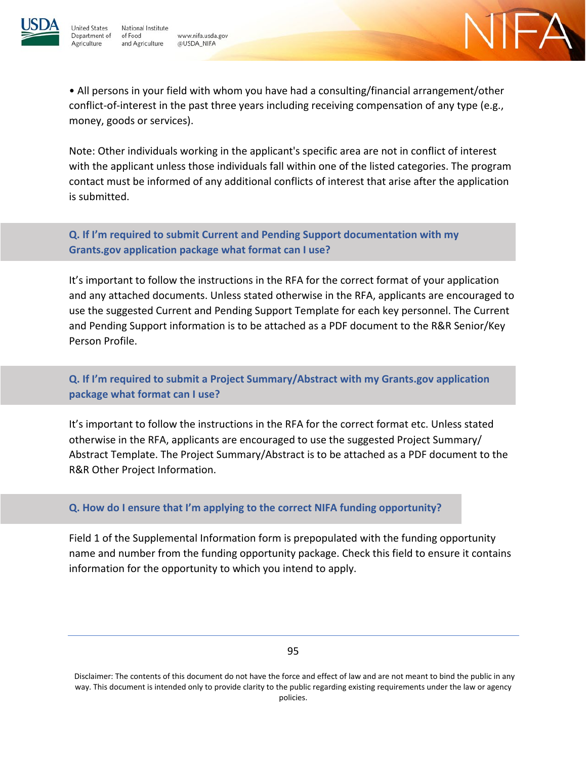- All persons in your field with whom you have had a consulting/financial arrangement/other conflict-of-interest in the past three years including receiving compensation of any type (e.g., money, goods or services).

Note: Other individuals working in the applicant's specific area are not in conflict of interest with the applicant unless those individuals fall within one of the listed categories. The program contact must be informed of any additional conflicts of interest that arise after the application is submitted.

### Q. If I'm required to submit Current and Pending Support documentation with my Grants.gov application package what format can I use?

It's important to follow the instructions in the RFA for the correct format of your application and any attached documents. Unless stated otherwise in the RFA, applicants are encouraged to use the suggested Current and Pending Support Template for each key personnel. The Current and Pending Support information is to be attached as a PDF document to the R&R Senior/Key Person Profile.

### Q. If I'm required to submit a Project Summary/Abstract with my Grants.gov application package what format can I use?

It's important to follow the instructions in the RFA for the correct format etc. Unless stated otherwise in the RFA, applicants are encouraged to use the suggested Project Summary/ Abstract Template. The Project Summary/Abstract is to be attached as a PDF document to the R&R Other Project Information.

### Q. How do I ensure that I'm applying to the correct NIFA funding opportunity?

Field 1 of the Supplemental Information form is prepopulated with the funding opportunity name and number from the funding opportunity package. Check this field to ensure it contains information for the opportunity to which you intend to apply.

Disclaimer: The contents of this document do not have the force and effect of law and are not meant to bind the public in any way. This document is intended only to provide clarity to the public regarding existing requirements under the law or agency policies.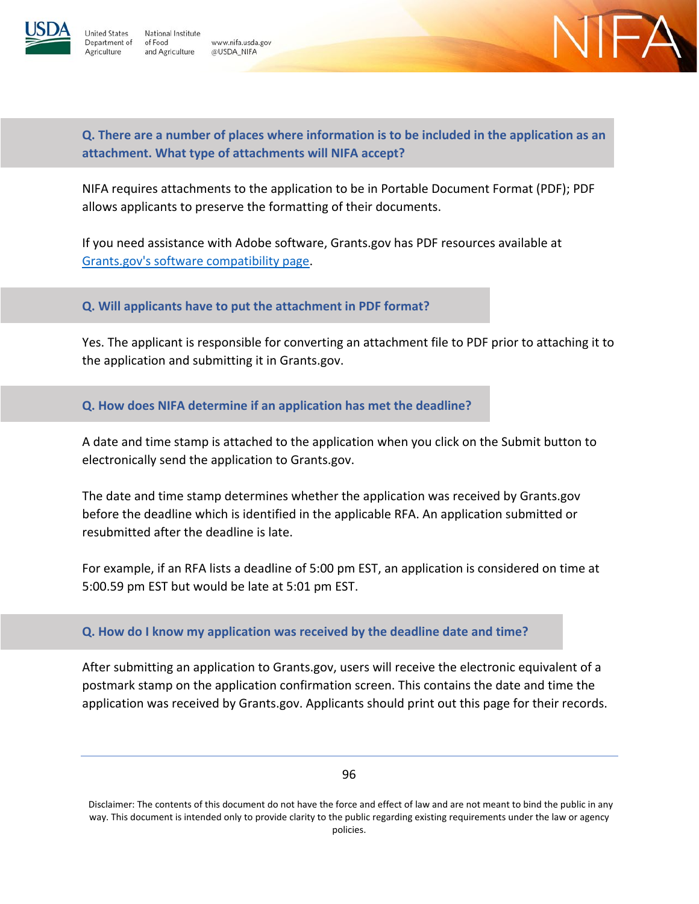### Q. There are a number of places where information is to be included in the application as an attachment. What type of attachments will NIFA accept?

NIFA requires attachments to the application to be in Portable Document Format (PDF); PDF allows applicants to preserve the formatting of their documents.

If you need assistance with Adobe software, Grants.gov has PDF resources available at [Grants.gov's software compatibility page](Grants.gov's software compatibility page).

### Q. Will applicants have to put the attachment in PDF format?

Yes. The applicant is responsible for converting an attachment file to PDF prior to attaching it to the application and submitting it in Grants.gov.

### Q. How does NIFA determine if an application has met the deadline?

A date and time stamp is attached to the application when you click on the Submit button to electronically send the application to Grants.gov.

The date and time stamp determines whether the application was received by Grants.gov before the deadline which is identified in the applicable RFA. An application submitted or resubmitted after the deadline is late.

For example, if an RFA lists a deadline of 5:00 pm EST, an application is considered on time at 5:00.59 pm EST but would be late at 5:01 pm EST.

### Q. How do I know my application was received by the deadline date and time?

After submitting an application to Grants.gov, users will receive the electronic equivalent of a postmark stamp on the application confirmation screen. This contains the date and time the application was received by Grants.gov. Applicants should print out this page for their records.

Disclaimer: The contents of this document do not have the force and effect of law and are not meant to bind the public in any way. This document is intended only to provide clarity to the public regarding existing requirements under the law or agency policies.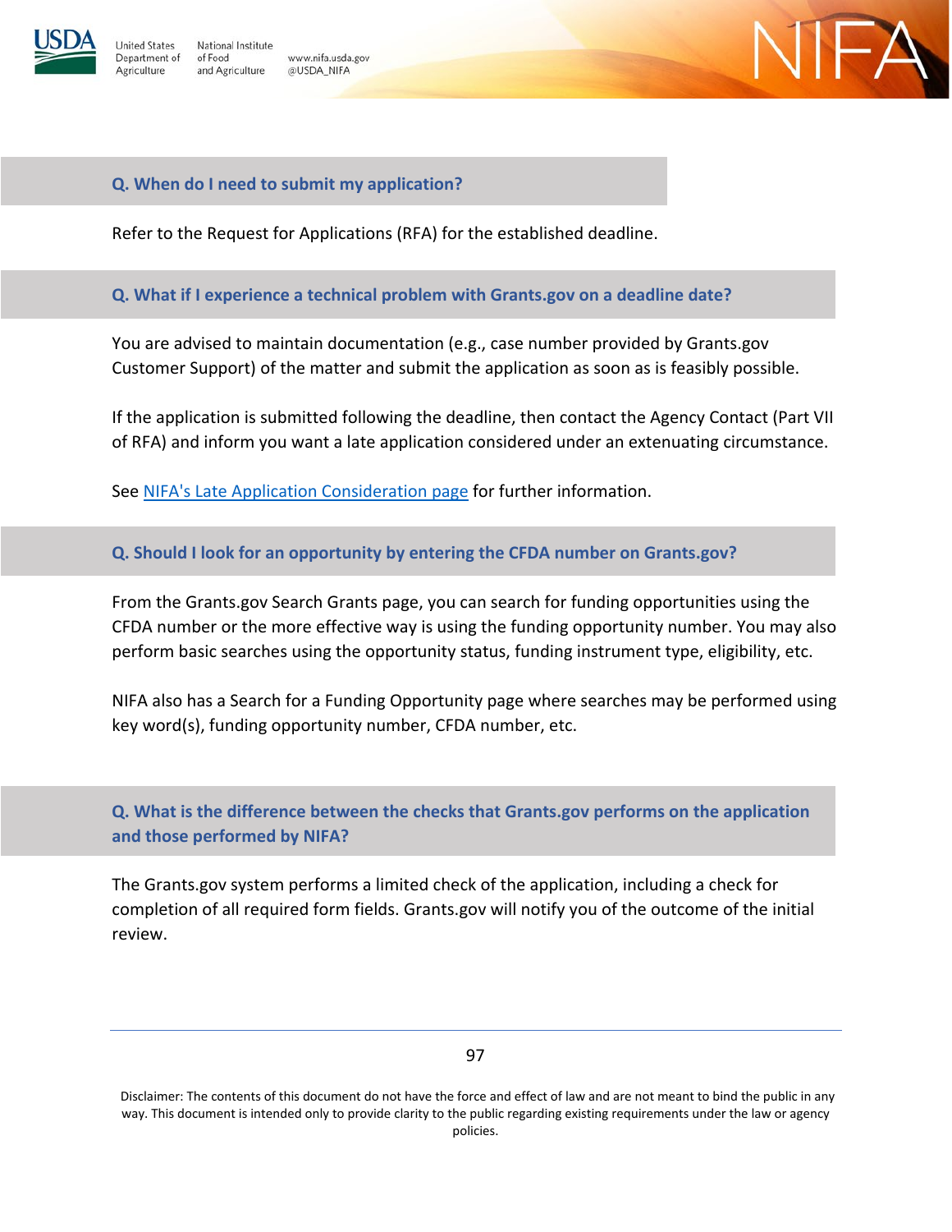### Q. When do I need to submit my application?

Refer to the Request for Applications (RFA) for the established deadline.

### Q. What if I experience a technical problem with Grants.gov on a deadline date?

You are advised to maintain documentation (e.g., case number provided by Grants.gov Customer Support) of the matter and submit the application as soon as is feasibly possible.

If the application is submitted following the deadline, then contact the Agency Contact (Part VII of RFA) and inform you want a late application considered under an extenuating circumstance.

See NIFA's Late Application Consideration page for further information.

### Q. Should I look for an opportunity by entering the CFDA number on Grants.gov?

From the Grants.gov Search Grants page, you can search for funding opportunities using the CFDA number or the more effective way is using the funding opportunity number. You may also perform basic searches using the opportunity status, funding instrument type, eligibility, etc.

NIFA also has a Search for a Funding Opportunity page where searches may be performed using key word(s), funding opportunity number, CFDA number, etc.

### Q. What is the difference between the checks that Grants.gov performs on the application and those performed by NIFA?

The Grants.gov system performs a limited check of the application, including a check for completion of all required form fields. Grants.gov will notify you of the outcome of the initial review.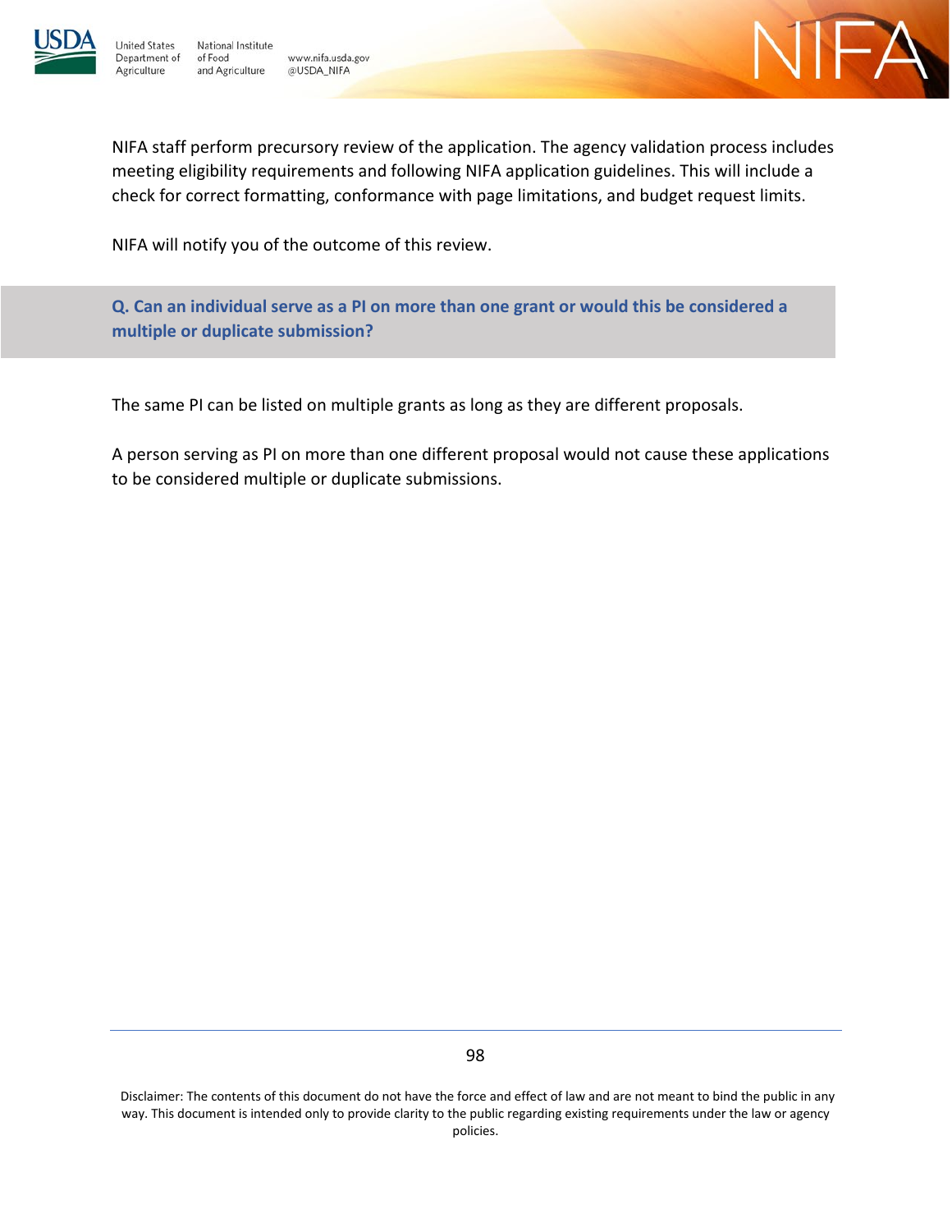NIFA staff perform precursory review of the application. The agency validation process includes meeting eligibility requirements and following NIFA application guidelines. This will include a check for correct formatting, conformance with page limitations, and budget request limits.

NIFA will notify you of the outcome of this review.

### Q. Can an individual serve as a PI on more than one grant or would this be considered a multiple or duplicate submission?

The same PI can be listed on multiple grants as long as they are different proposals.

A person serving as PI on more than one different proposal would not cause these applications to be considered multiple or duplicate submissions.

Disclaimer: The contents of this document do not have the force and effect of law and are not meant to bind the public in any way. This document is intended only to provide clarity to the public regarding existing requirements under the law or agency policies.